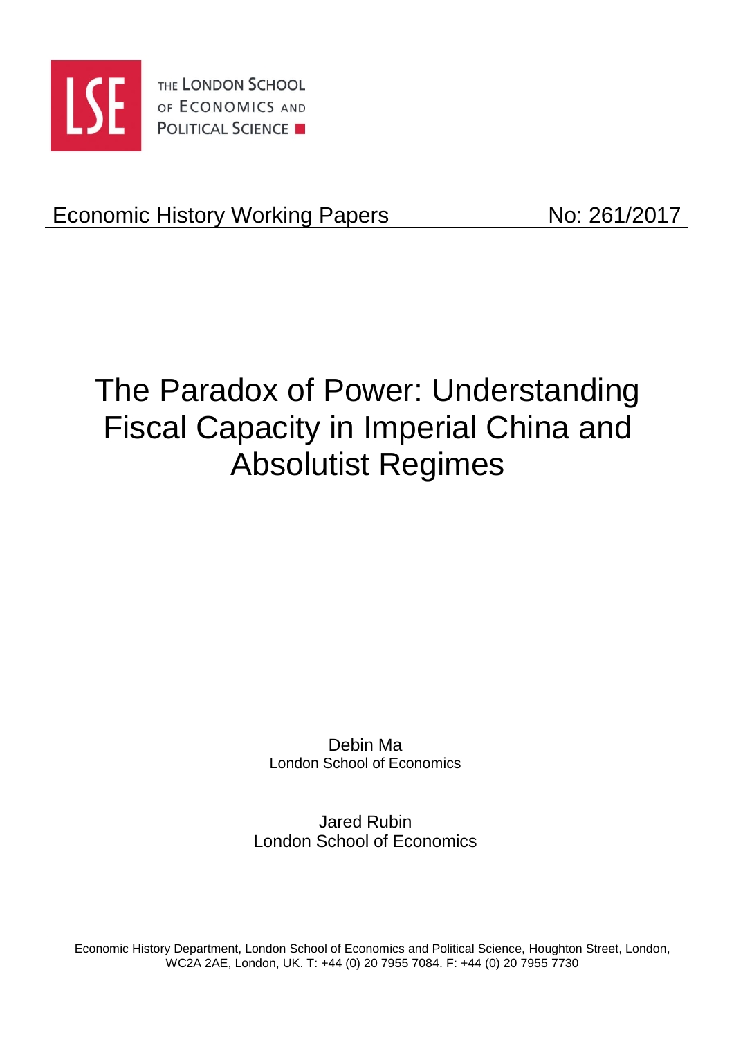THE LONDON SCHOOL OF ECONOMICS AND POLITICAL SCIENCE

Economic History Working Papers No: 261/2017

# The Paradox of Power: Understanding Fiscal Capacity in Imperial China and Absolutist Regimes

Debin Ma
London School of Economics

Jared Rubin
London School of Economics

Economic History Department, London School of Economics and Political Science, Houghton Street, London, WC2A 2AE, London, UK. T: +44 (0) 20 7955 7084. F: +44 (0) 20 7955 7730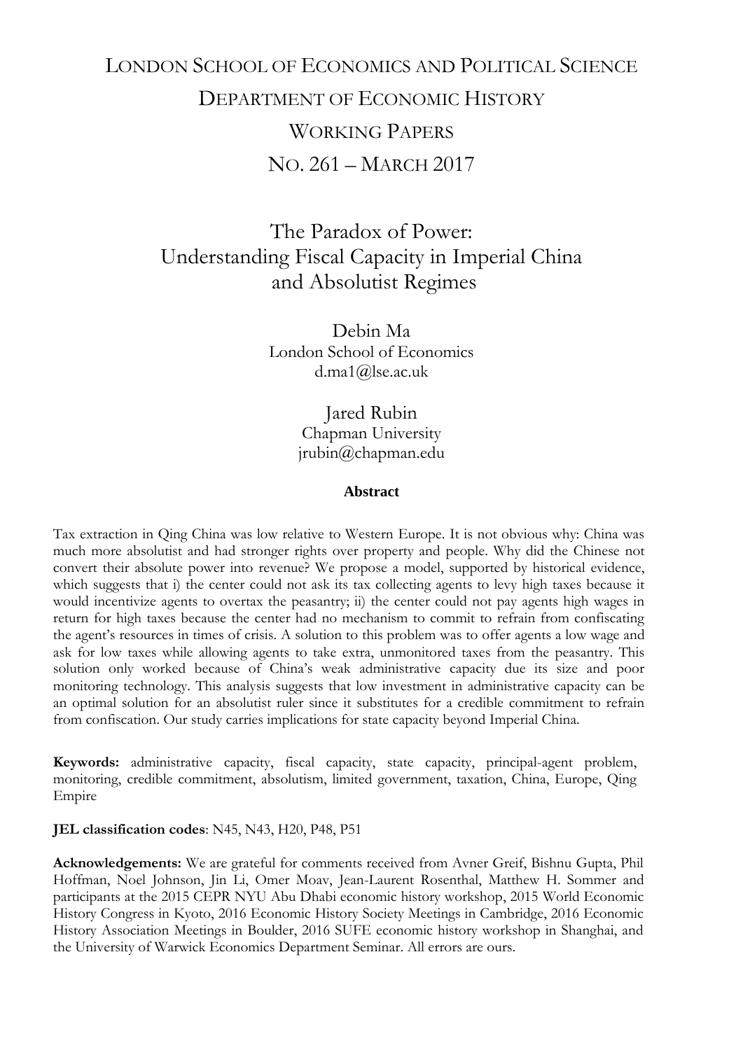# London School of Economics and Political Science

## Department of Economic History

## Working Papers

## No. 261 – March 2017

# The Paradox of Power: Understanding Fiscal Capacity in Imperial China and Absolutist Regimes

Debin Ma
London School of Economics
d.ma1@lse.ac.uk

Jared Rubin
Chapman University
jrubin@chapman.edu

**Abstract**

Tax extraction in Qing China was low relative to Western Europe. It is not obvious why: China was much more absolutist and had stronger rights over property and people. Why did the Chinese not convert their absolute power into revenue? We propose a model, supported by historical evidence, which suggests that i) the center could not ask its tax collecting agents to levy high taxes because it would incentivize agents to overtax the peasantry; ii) the center could not pay agents high wages in return for high taxes because the center had no mechanism to commit to refrain from confiscating the agent's resources in times of crisis. A solution to this problem was to offer agents a low wage and ask for low taxes while allowing agents to take extra, unmonitored taxes from the peasantry. This solution only worked because of China's weak administrative capacity due its size and poor monitoring technology. This analysis suggests that low investment in administrative capacity can be an optimal solution for an absolutist ruler since it substitutes for a credible commitment to refrain from confiscation. Our study carries implications for state capacity beyond Imperial China.

**Keywords:** administrative capacity, fiscal capacity, state capacity, principal-agent problem, monitoring, credible commitment, absolutism, limited government, taxation, China, Europe, Qing Empire

**JEL classification codes**: N45, N43, H20, P48, P51

**Acknowledgements:** We are grateful for comments received from Avner Greif, Bishnu Gupta, Phil Hoffman, Noel Johnson, Jin Li, Omer Moav, Jean-Laurent Rosenthal, Matthew H. Sommer and participants at the 2015 CEPR NYU Abu Dhabi economic history workshop, 2015 World Economic History Congress in Kyoto, 2016 Economic History Society Meetings in Cambridge, 2016 Economic History Association Meetings in Boulder, 2016 SUFE economic history workshop in Shanghai, and the University of Warwick Economics Department Seminar. All errors are ours.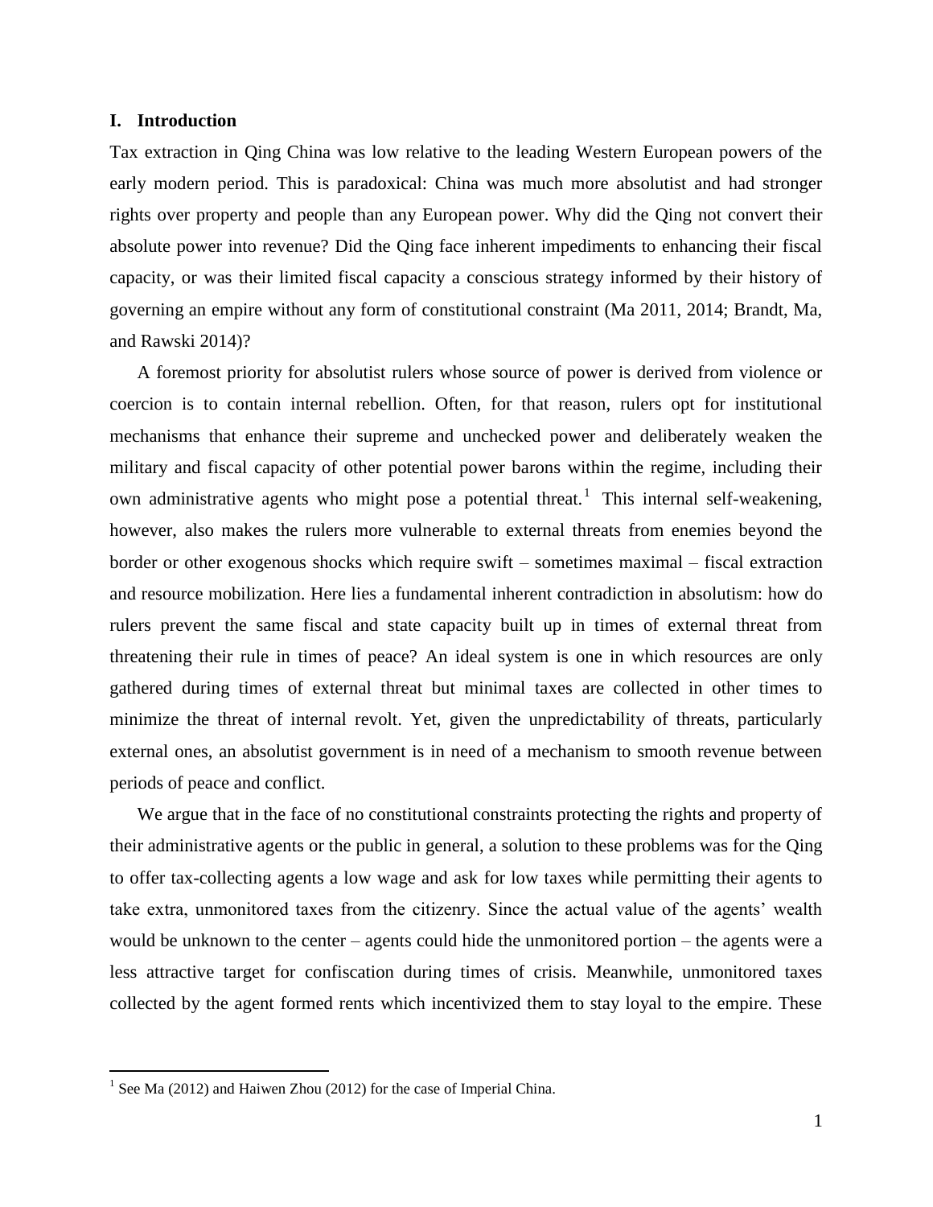## I. Introduction

Tax extraction in Qing China was low relative to the leading Western European powers of the early modern period. This is paradoxical: China was much more absolutist and had stronger rights over property and people than any European power. Why did the Qing not convert their absolute power into revenue? Did the Qing face inherent impediments to enhancing their fiscal capacity, or was their limited fiscal capacity a conscious strategy informed by their history of governing an empire without any form of constitutional constraint (Ma 2011, 2014; Brandt, Ma, and Rawski 2014)?

A foremost priority for absolutist rulers whose source of power is derived from violence or coercion is to contain internal rebellion. Often, for that reason, rulers opt for institutional mechanisms that enhance their supreme and unchecked power and deliberately weaken the military and fiscal capacity of other potential power barons within the regime, including their own administrative agents who might pose a potential threat.[1] This internal self-weakening, however, also makes the rulers more vulnerable to external threats from enemies beyond the border or other exogenous shocks which require swift – sometimes maximal – fiscal extraction and resource mobilization. Here lies a fundamental inherent contradiction in absolutism: how do rulers prevent the same fiscal and state capacity built up in times of external threat from threatening their rule in times of peace? An ideal system is one in which resources are only gathered during times of external threat but minimal taxes are collected in other times to minimize the threat of internal revolt. Yet, given the unpredictability of threats, particularly external ones, an absolutist government is in need of a mechanism to smooth revenue between periods of peace and conflict.

We argue that in the face of no constitutional constraints protecting the rights and property of their administrative agents or the public in general, a solution to these problems was for the Qing to offer tax-collecting agents a low wage and ask for low taxes while permitting their agents to take extra, unmonitored taxes from the citizenry. Since the actual value of the agents' wealth would be unknown to the center – agents could hide the unmonitored portion – the agents were a less attractive target for confiscation during times of crisis. Meanwhile, unmonitored taxes collected by the agent formed rents which incentivized them to stay loyal to the empire. These

[1] See Ma (2012) and Haiwen Zhou (2012) for the case of Imperial China.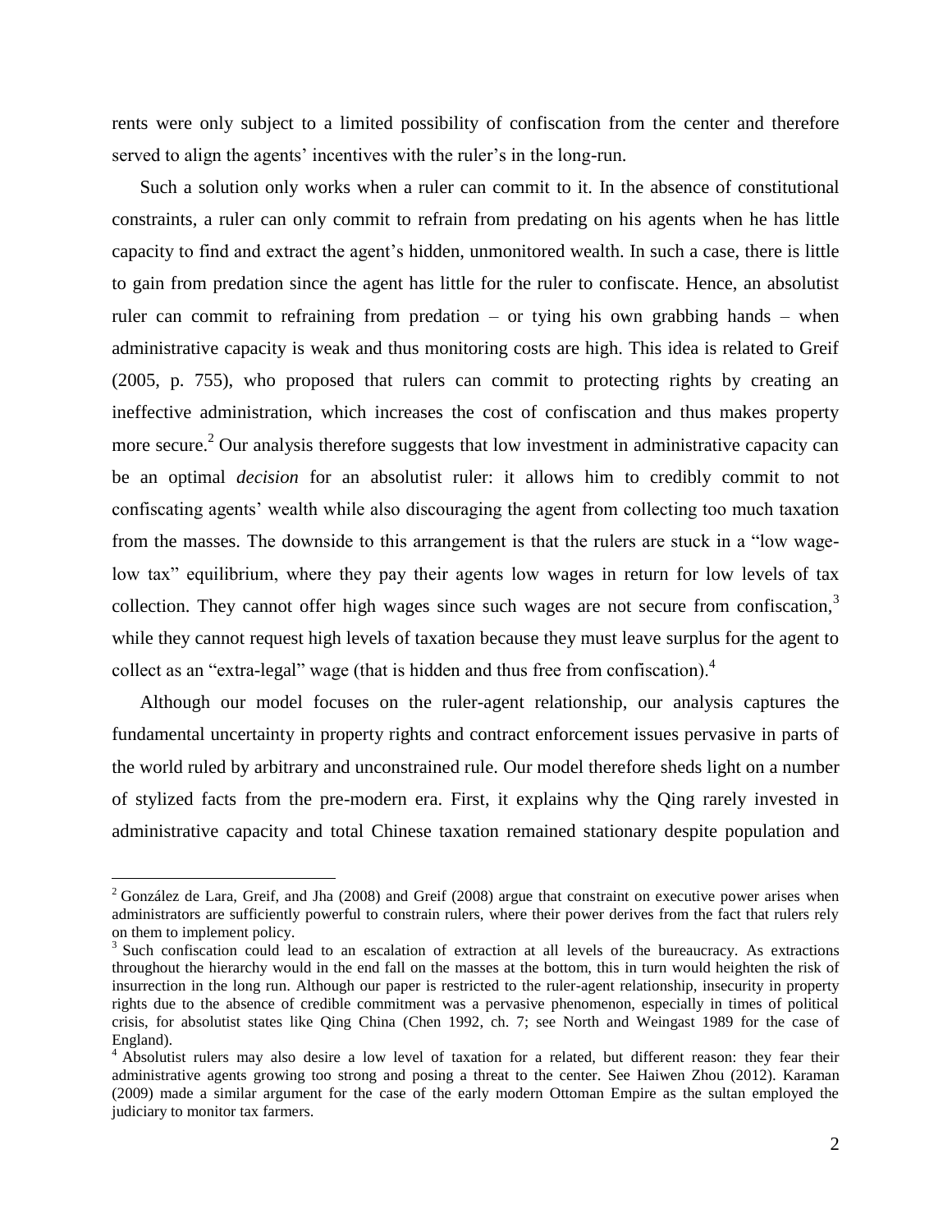rents were only subject to a limited possibility of confiscation from the center and therefore served to align the agents' incentives with the ruler's in the long-run.

Such a solution only works when a ruler can commit to it. In the absence of constitutional constraints, a ruler can only commit to refrain from predating on his agents when he has little capacity to find and extract the agent's hidden, unmonitored wealth. In such a case, there is little to gain from predation since the agent has little for the ruler to confiscate. Hence, an absolutist ruler can commit to refraining from predation – or tying his own grabbing hands – when administrative capacity is weak and thus monitoring costs are high. This idea is related to Greif (2005, p. 755), who proposed that rulers can commit to protecting rights by creating an ineffective administration, which increases the cost of confiscation and thus makes property more secure.[2] Our analysis therefore suggests that low investment in administrative capacity can be an optimal *decision* for an absolutist ruler: it allows him to credibly commit to not confiscating agents' wealth while also discouraging the agent from collecting too much taxation from the masses. The downside to this arrangement is that the rulers are stuck in a "low wage-low tax" equilibrium, where they pay their agents low wages in return for low levels of tax collection. They cannot offer high wages since such wages are not secure from confiscation,[3] while they cannot request high levels of taxation because they must leave surplus for the agent to collect as an "extra-legal" wage (that is hidden and thus free from confiscation).[4]

Although our model focuses on the ruler-agent relationship, our analysis captures the fundamental uncertainty in property rights and contract enforcement issues pervasive in parts of the world ruled by arbitrary and unconstrained rule. Our model therefore sheds light on a number of stylized facts from the pre-modern era. First, it explains why the Qing rarely invested in administrative capacity and total Chinese taxation remained stationary despite population and

---

[2] González de Lara, Greif, and Jha (2008) and Greif (2008) argue that constraint on executive power arises when administrators are sufficiently powerful to constrain rulers, where their power derives from the fact that rulers rely on them to implement policy.

[3] Such confiscation could lead to an escalation of extraction at all levels of the bureaucracy. As extractions throughout the hierarchy would in the end fall on the masses at the bottom, this in turn would heighten the risk of insurrection in the long run. Although our paper is restricted to the ruler-agent relationship, insecurity in property rights due to the absence of credible commitment was a pervasive phenomenon, especially in times of political crisis, for absolutist states like Qing China (Chen 1992, ch. 7; see North and Weingast 1989 for the case of England).

[4] Absolutist rulers may also desire a low level of taxation for a related, but different reason: they fear their administrative agents growing too strong and posing a threat to the center. See Haiwen Zhou (2012). Karaman (2009) made a similar argument for the case of the early modern Ottoman Empire as the sultan employed the judiciary to monitor tax farmers.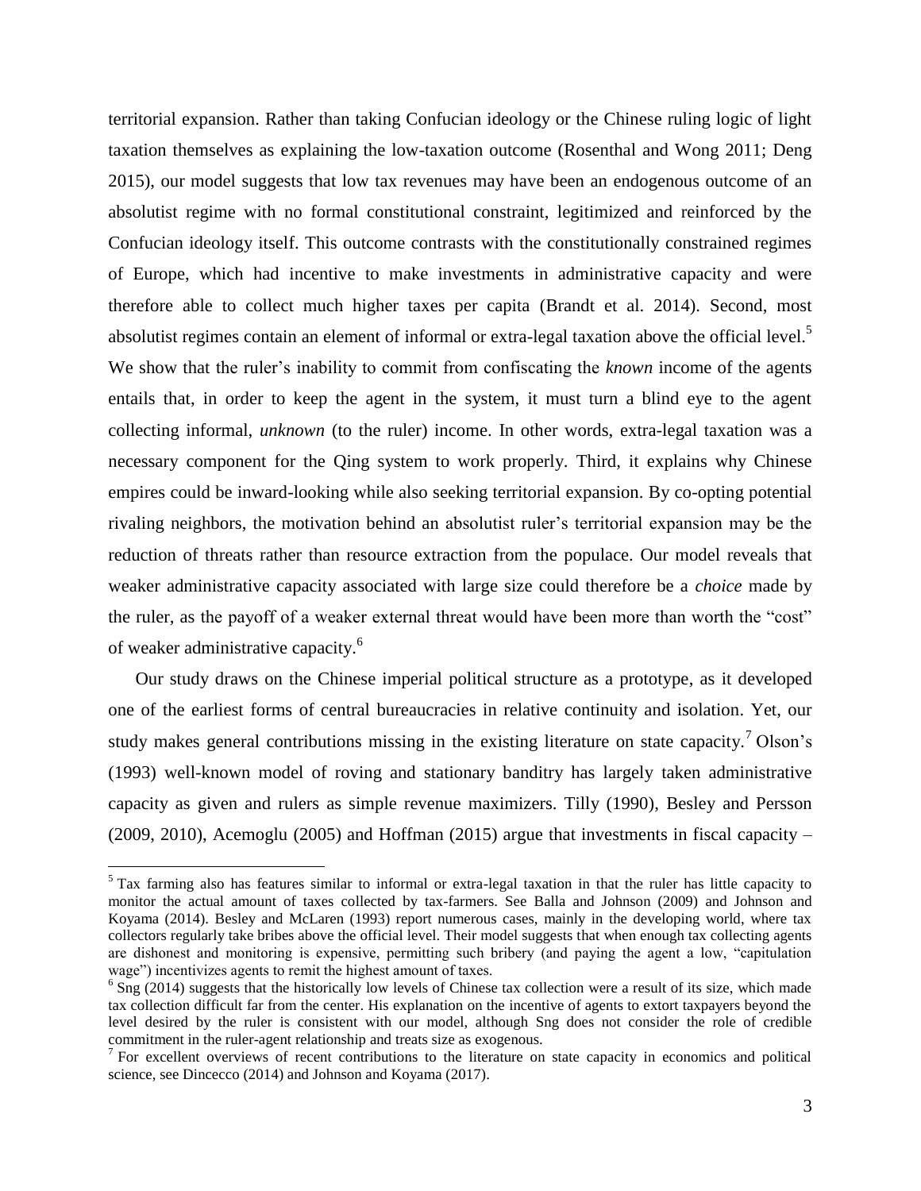territorial expansion. Rather than taking Confucian ideology or the Chinese ruling logic of light taxation themselves as explaining the low-taxation outcome (Rosenthal and Wong 2011; Deng 2015), our model suggests that low tax revenues may have been an endogenous outcome of an absolutist regime with no formal constitutional constraint, legitimized and reinforced by the Confucian ideology itself. This outcome contrasts with the constitutionally constrained regimes of Europe, which had incentive to make investments in administrative capacity and were therefore able to collect much higher taxes per capita (Brandt et al. 2014). Second, most absolutist regimes contain an element of informal or extra-legal taxation above the official level.[5] We show that the ruler's inability to commit from confiscating the *known* income of the agents entails that, in order to keep the agent in the system, it must turn a blind eye to the agent collecting informal, *unknown* (to the ruler) income. In other words, extra-legal taxation was a necessary component for the Qing system to work properly. Third, it explains why Chinese empires could be inward-looking while also seeking territorial expansion. By co-opting potential rivaling neighbors, the motivation behind an absolutist ruler's territorial expansion may be the reduction of threats rather than resource extraction from the populace. Our model reveals that weaker administrative capacity associated with large size could therefore be a *choice* made by the ruler, as the payoff of a weaker external threat would have been more than worth the "cost" of weaker administrative capacity.[6]

Our study draws on the Chinese imperial political structure as a prototype, as it developed one of the earliest forms of central bureaucracies in relative continuity and isolation. Yet, our study makes general contributions missing in the existing literature on state capacity.[7] Olson's (1993) well-known model of roving and stationary banditry has largely taken administrative capacity as given and rulers as simple revenue maximizers. Tilly (1990), Besley and Persson (2009, 2010), Acemoglu (2005) and Hoffman (2015) argue that investments in fiscal capacity –

[5] Tax farming also has features similar to informal or extra-legal taxation in that the ruler has little capacity to monitor the actual amount of taxes collected by tax-farmers. See Balla and Johnson (2009) and Johnson and Koyama (2014). Besley and McLaren (1993) report numerous cases, mainly in the developing world, where tax collectors regularly take bribes above the official level. Their model suggests that when enough tax collecting agents are dishonest and monitoring is expensive, permitting such bribery (and paying the agent a low, "capitulation wage") incentivizes agents to remit the highest amount of taxes.

[6] Sng (2014) suggests that the historically low levels of Chinese tax collection were a result of its size, which made tax collection difficult far from the center. His explanation on the incentive of agents to extort taxpayers beyond the level desired by the ruler is consistent with our model, although Sng does not consider the role of credible commitment in the ruler-agent relationship and treats size as exogenous.

[7] For excellent overviews of recent contributions to the literature on state capacity in economics and political science, see Dincecco (2014) and Johnson and Koyama (2017).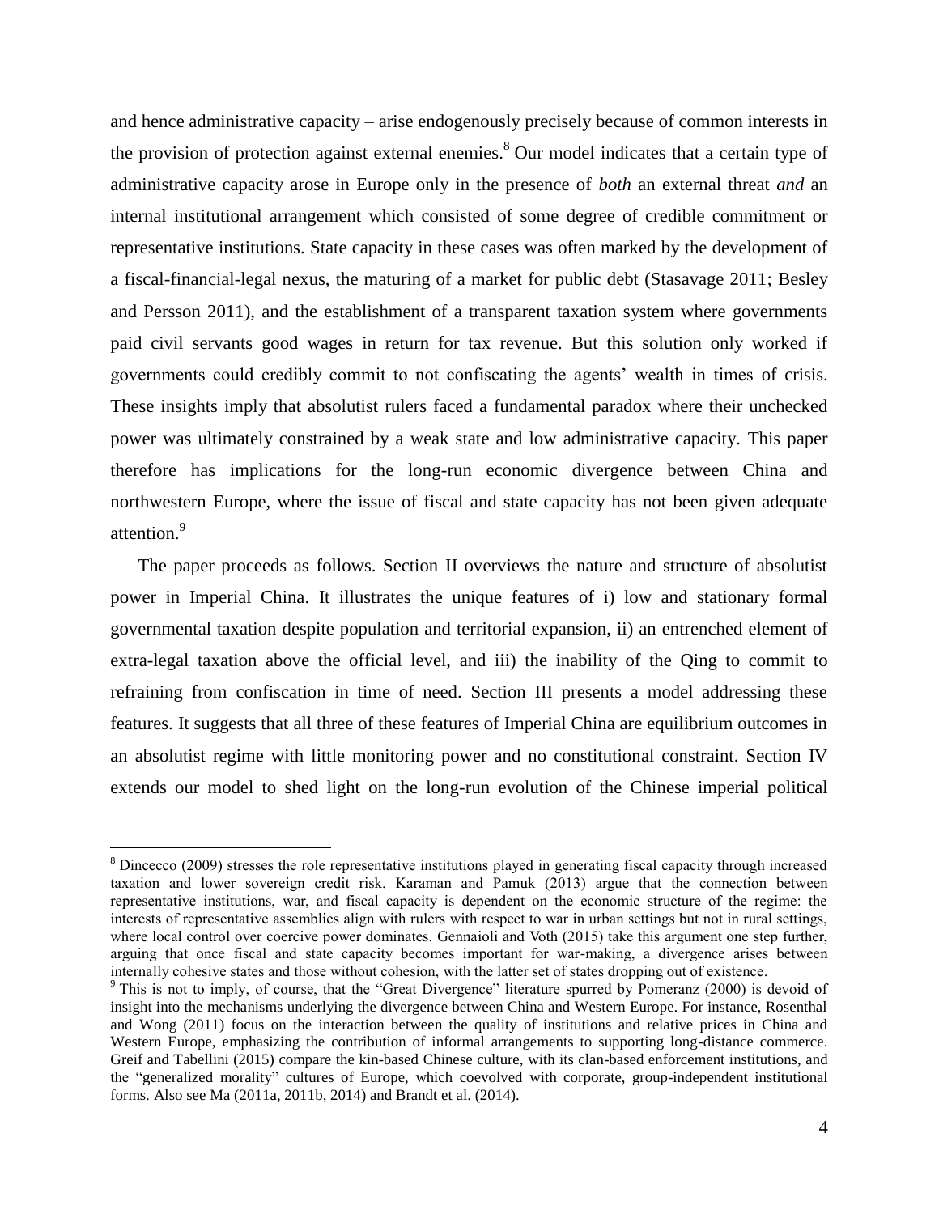and hence administrative capacity – arise endogenously precisely because of common interests in the provision of protection against external enemies.[8] Our model indicates that a certain type of administrative capacity arose in Europe only in the presence of *both* an external threat *and* an internal institutional arrangement which consisted of some degree of credible commitment or representative institutions. State capacity in these cases was often marked by the development of a fiscal-financial-legal nexus, the maturing of a market for public debt (Stasavage 2011; Besley and Persson 2011), and the establishment of a transparent taxation system where governments paid civil servants good wages in return for tax revenue. But this solution only worked if governments could credibly commit to not confiscating the agents' wealth in times of crisis. These insights imply that absolutist rulers faced a fundamental paradox where their unchecked power was ultimately constrained by a weak state and low administrative capacity. This paper therefore has implications for the long-run economic divergence between China and northwestern Europe, where the issue of fiscal and state capacity has not been given adequate attention.[9]

The paper proceeds as follows. Section II overviews the nature and structure of absolutist power in Imperial China. It illustrates the unique features of i) low and stationary formal governmental taxation despite population and territorial expansion, ii) an entrenched element of extra-legal taxation above the official level, and iii) the inability of the Qing to commit to refraining from confiscation in time of need. Section III presents a model addressing these features. It suggests that all three of these features of Imperial China are equilibrium outcomes in an absolutist regime with little monitoring power and no constitutional constraint. Section IV extends our model to shed light on the long-run evolution of the Chinese imperial political

[8] Dincecco (2009) stresses the role representative institutions played in generating fiscal capacity through increased taxation and lower sovereign credit risk. Karaman and Pamuk (2013) argue that the connection between representative institutions, war, and fiscal capacity is dependent on the economic structure of the regime: the interests of representative assemblies align with rulers with respect to war in urban settings but not in rural settings, where local control over coercive power dominates. Gennaioli and Voth (2015) take this argument one step further, arguing that once fiscal and state capacity becomes important for war-making, a divergence arises between internally cohesive states and those without cohesion, with the latter set of states dropping out of existence.

[9] This is not to imply, of course, that the "Great Divergence" literature spurred by Pomeranz (2000) is devoid of insight into the mechanisms underlying the divergence between China and Western Europe. For instance, Rosenthal and Wong (2011) focus on the interaction between the quality of institutions and relative prices in China and Western Europe, emphasizing the contribution of informal arrangements to supporting long-distance commerce. Greif and Tabellini (2015) compare the kin-based Chinese culture, with its clan-based enforcement institutions, and the "generalized morality" cultures of Europe, which coevolved with corporate, group-independent institutional forms. Also see Ma (2011a, 2011b, 2014) and Brandt et al. (2014).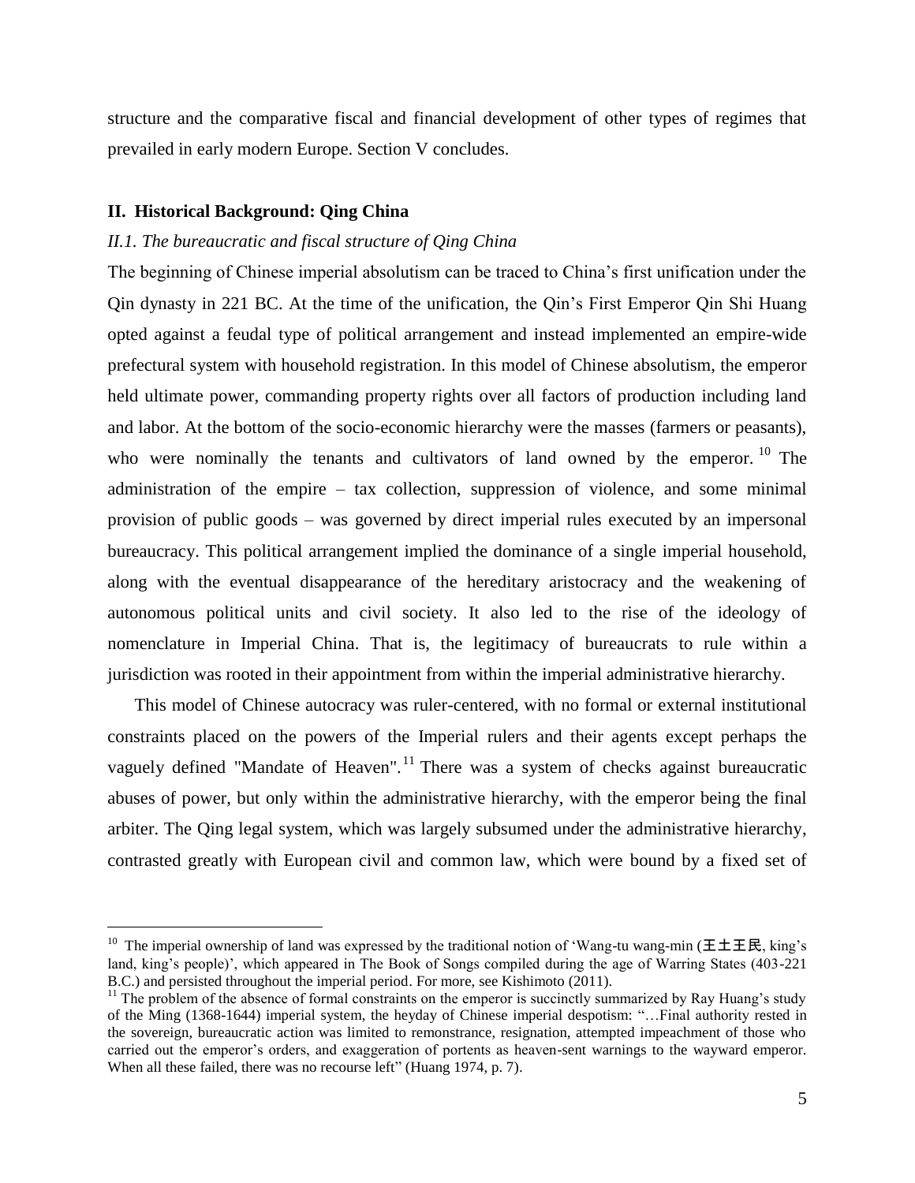structure and the comparative fiscal and financial development of other types of regimes that prevailed in early modern Europe. Section V concludes.

## II. Historical Background: Qing China

### *II.1. The bureaucratic and fiscal structure of Qing China*

The beginning of Chinese imperial absolutism can be traced to China's first unification under the Qin dynasty in 221 BC. At the time of the unification, the Qin's First Emperor Qin Shi Huang opted against a feudal type of political arrangement and instead implemented an empire-wide prefectural system with household registration. In this model of Chinese absolutism, the emperor held ultimate power, commanding property rights over all factors of production including land and labor. At the bottom of the socio-economic hierarchy were the masses (farmers or peasants), who were nominally the tenants and cultivators of land owned by the emperor.[10] The administration of the empire – tax collection, suppression of violence, and some minimal provision of public goods – was governed by direct imperial rules executed by an impersonal bureaucracy. This political arrangement implied the dominance of a single imperial household, along with the eventual disappearance of the hereditary aristocracy and the weakening of autonomous political units and civil society. It also led to the rise of the ideology of nomenclature in Imperial China. That is, the legitimacy of bureaucrats to rule within a jurisdiction was rooted in their appointment from within the imperial administrative hierarchy.

This model of Chinese autocracy was ruler-centered, with no formal or external institutional constraints placed on the powers of the Imperial rulers and their agents except perhaps the vaguely defined "Mandate of Heaven".[11] There was a system of checks against bureaucratic abuses of power, but only within the administrative hierarchy, with the emperor being the final arbiter. The Qing legal system, which was largely subsumed under the administrative hierarchy, contrasted greatly with European civil and common law, which were bound by a fixed set of

---

[10] The imperial ownership of land was expressed by the traditional notion of 'Wang-tu wang-min (王土王民, king's land, king's people)', which appeared in The Book of Songs compiled during the age of Warring States (403-221 B.C.) and persisted throughout the imperial period. For more, see Kishimoto (2011).

[11] The problem of the absence of formal constraints on the emperor is succinctly summarized by Ray Huang's study of the Ming (1368-1644) imperial system, the heyday of Chinese imperial despotism: "…Final authority rested in the sovereign, bureaucratic action was limited to remonstrance, resignation, attempted impeachment of those who carried out the emperor's orders, and exaggeration of portents as heaven-sent warnings to the wayward emperor. When all these failed, there was no recourse left" (Huang 1974, p. 7).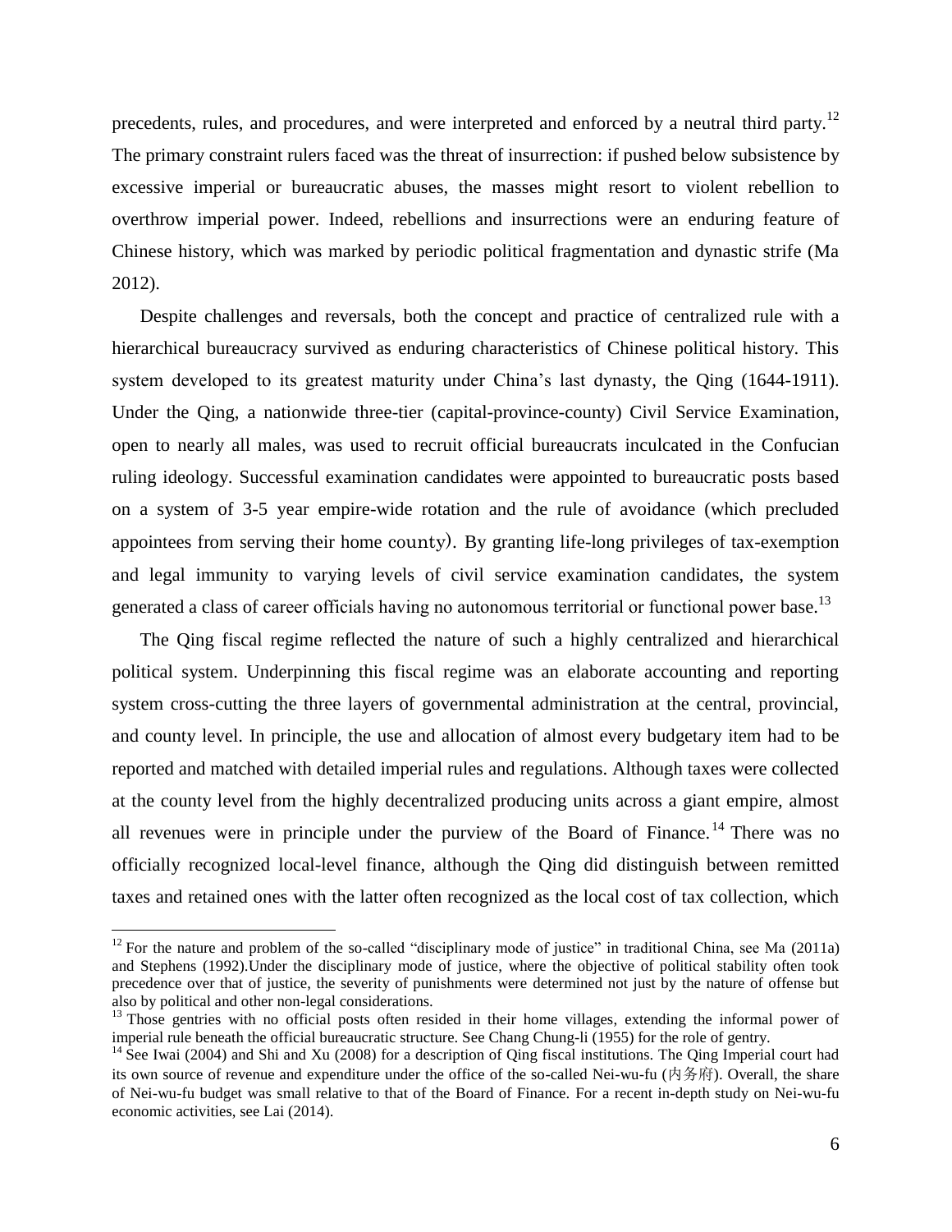precedents, rules, and procedures, and were interpreted and enforced by a neutral third party.[12] The primary constraint rulers faced was the threat of insurrection: if pushed below subsistence by excessive imperial or bureaucratic abuses, the masses might resort to violent rebellion to overthrow imperial power. Indeed, rebellions and insurrections were an enduring feature of Chinese history, which was marked by periodic political fragmentation and dynastic strife (Ma 2012).

Despite challenges and reversals, both the concept and practice of centralized rule with a hierarchical bureaucracy survived as enduring characteristics of Chinese political history. This system developed to its greatest maturity under China's last dynasty, the Qing (1644-1911). Under the Qing, a nationwide three-tier (capital-province-county) Civil Service Examination, open to nearly all males, was used to recruit official bureaucrats inculcated in the Confucian ruling ideology. Successful examination candidates were appointed to bureaucratic posts based on a system of 3-5 year empire-wide rotation and the rule of avoidance (which precluded appointees from serving their home county). By granting life-long privileges of tax-exemption and legal immunity to varying levels of civil service examination candidates, the system generated a class of career officials having no autonomous territorial or functional power base.[13]

The Qing fiscal regime reflected the nature of such a highly centralized and hierarchical political system. Underpinning this fiscal regime was an elaborate accounting and reporting system cross-cutting the three layers of governmental administration at the central, provincial, and county level. In principle, the use and allocation of almost every budgetary item had to be reported and matched with detailed imperial rules and regulations. Although taxes were collected at the county level from the highly decentralized producing units across a giant empire, almost all revenues were in principle under the purview of the Board of Finance.[14] There was no officially recognized local-level finance, although the Qing did distinguish between remitted taxes and retained ones with the latter often recognized as the local cost of tax collection, which

[12] For the nature and problem of the so-called "disciplinary mode of justice" in traditional China, see Ma (2011a) and Stephens (1992).Under the disciplinary mode of justice, where the objective of political stability often took precedence over that of justice, the severity of punishments were determined not just by the nature of offense but also by political and other non-legal considerations.

[13] Those gentries with no official posts often resided in their home villages, extending the informal power of imperial rule beneath the official bureaucratic structure. See Chang Chung-li (1955) for the role of gentry.

[14] See Iwai (2004) and Shi and Xu (2008) for a description of Qing fiscal institutions. The Qing Imperial court had its own source of revenue and expenditure under the office of the so-called Nei-wu-fu (内务府). Overall, the share of Nei-wu-fu budget was small relative to that of the Board of Finance. For a recent in-depth study on Nei-wu-fu economic activities, see Lai (2014).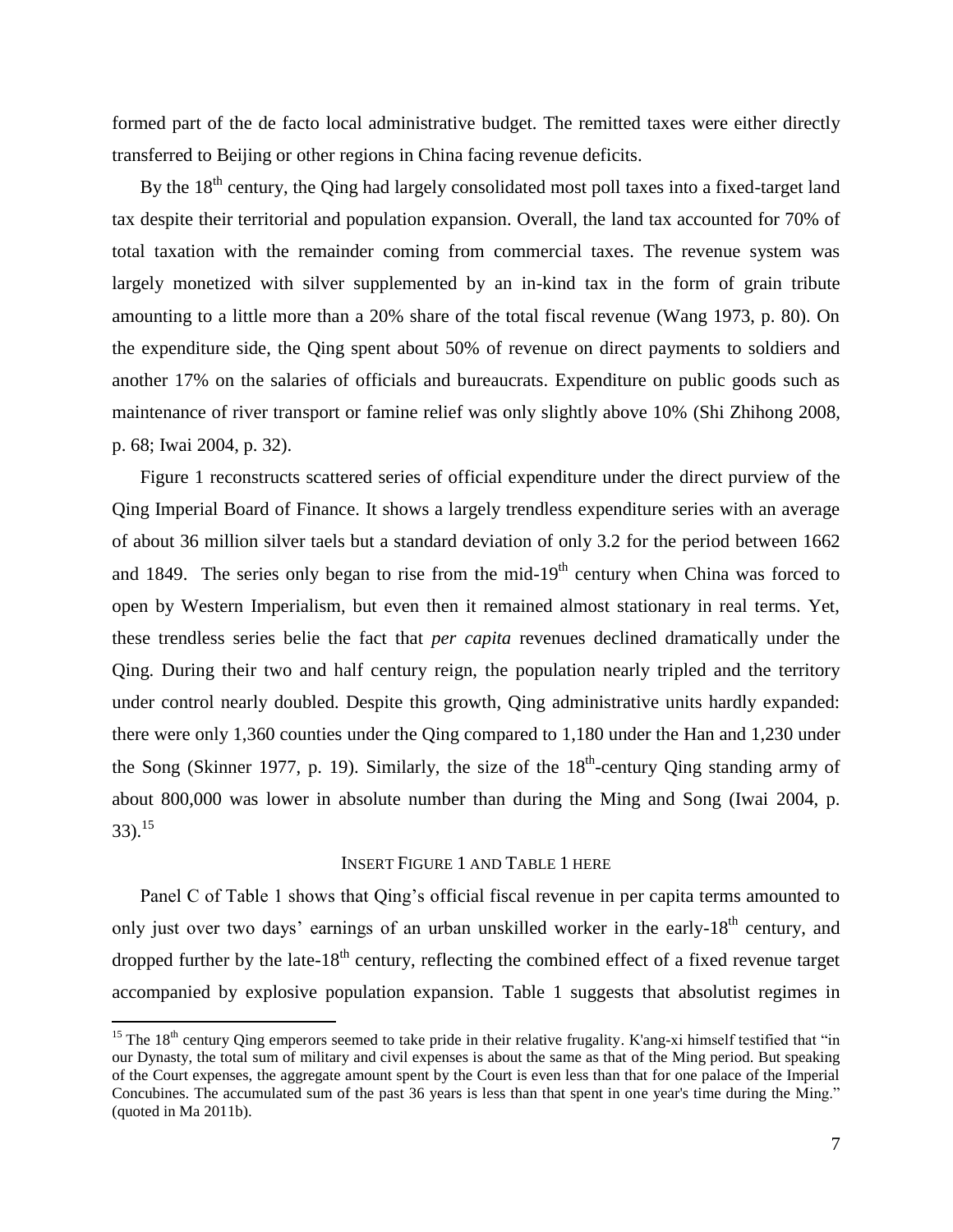formed part of the de facto local administrative budget. The remitted taxes were either directly transferred to Beijing or other regions in China facing revenue deficits.

By the 18th century, the Qing had largely consolidated most poll taxes into a fixed-target land tax despite their territorial and population expansion. Overall, the land tax accounted for 70% of total taxation with the remainder coming from commercial taxes. The revenue system was largely monetized with silver supplemented by an in-kind tax in the form of grain tribute amounting to a little more than a 20% share of the total fiscal revenue (Wang 1973, p. 80). On the expenditure side, the Qing spent about 50% of revenue on direct payments to soldiers and another 17% on the salaries of officials and bureaucrats. Expenditure on public goods such as maintenance of river transport or famine relief was only slightly above 10% (Shi Zhihong 2008, p. 68; Iwai 2004, p. 32).

Figure 1 reconstructs scattered series of official expenditure under the direct purview of the Qing Imperial Board of Finance. It shows a largely trendless expenditure series with an average of about 36 million silver taels but a standard deviation of only 3.2 for the period between 1662 and 1849. The series only began to rise from the mid-19th century when China was forced to open by Western Imperialism, but even then it remained almost stationary in real terms. Yet, these trendless series belie the fact that *per capita* revenues declined dramatically under the Qing. During their two and half century reign, the population nearly tripled and the territory under control nearly doubled. Despite this growth, Qing administrative units hardly expanded: there were only 1,360 counties under the Qing compared to 1,180 under the Han and 1,230 under the Song (Skinner 1977, p. 19). Similarly, the size of the 18th-century Qing standing army of about 800,000 was lower in absolute number than during the Ming and Song (Iwai 2004, p. 33).[15]

INSERT FIGURE 1 AND TABLE 1 HERE

Panel C of Table 1 shows that Qing's official fiscal revenue in per capita terms amounted to only just over two days' earnings of an urban unskilled worker in the early-18th century, and dropped further by the late-18th century, reflecting the combined effect of a fixed revenue target accompanied by explosive population expansion. Table 1 suggests that absolutist regimes in

[15] The 18th century Qing emperors seemed to take pride in their relative frugality. K'ang-xi himself testified that "in our Dynasty, the total sum of military and civil expenses is about the same as that of the Ming period. But speaking of the Court expenses, the aggregate amount spent by the Court is even less than that for one palace of the Imperial Concubines. The accumulated sum of the past 36 years is less than that spent in one year's time during the Ming." (quoted in Ma 2011b).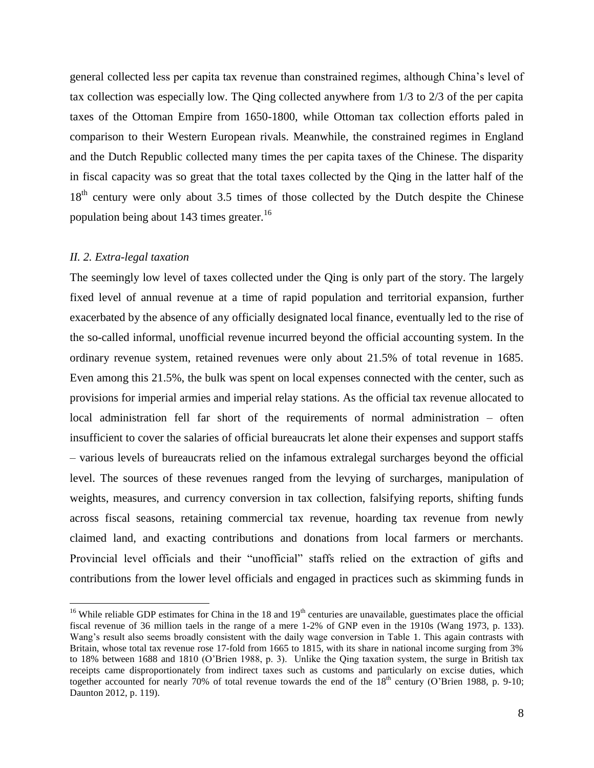general collected less per capita tax revenue than constrained regimes, although China's level of tax collection was especially low. The Qing collected anywhere from 1/3 to 2/3 of the per capita taxes of the Ottoman Empire from 1650-1800, while Ottoman tax collection efforts paled in comparison to their Western European rivals. Meanwhile, the constrained regimes in England and the Dutch Republic collected many times the per capita taxes of the Chinese. The disparity in fiscal capacity was so great that the total taxes collected by the Qing in the latter half of the 18th century were only about 3.5 times of those collected by the Dutch despite the Chinese population being about 143 times greater.[16]

### *II. 2. Extra-legal taxation*

The seemingly low level of taxes collected under the Qing is only part of the story. The largely fixed level of annual revenue at a time of rapid population and territorial expansion, further exacerbated by the absence of any officially designated local finance, eventually led to the rise of the so-called informal, unofficial revenue incurred beyond the official accounting system. In the ordinary revenue system, retained revenues were only about 21.5% of total revenue in 1685. Even among this 21.5%, the bulk was spent on local expenses connected with the center, such as provisions for imperial armies and imperial relay stations. As the official tax revenue allocated to local administration fell far short of the requirements of normal administration – often insufficient to cover the salaries of official bureaucrats let alone their expenses and support staffs – various levels of bureaucrats relied on the infamous extralegal surcharges beyond the official level. The sources of these revenues ranged from the levying of surcharges, manipulation of weights, measures, and currency conversion in tax collection, falsifying reports, shifting funds across fiscal seasons, retaining commercial tax revenue, hoarding tax revenue from newly claimed land, and exacting contributions and donations from local farmers or merchants. Provincial level officials and their "unofficial" staffs relied on the extraction of gifts and contributions from the lower level officials and engaged in practices such as skimming funds in

---

[16] While reliable GDP estimates for China in the 18 and 19th centuries are unavailable, guestimates place the official fiscal revenue of 36 million taels in the range of a mere 1-2% of GNP even in the 1910s (Wang 1973, p. 133). Wang's result also seems broadly consistent with the daily wage conversion in Table 1. This again contrasts with Britain, whose total tax revenue rose 17-fold from 1665 to 1815, with its share in national income surging from 3% to 18% between 1688 and 1810 (O'Brien 1988, p. 3). Unlike the Qing taxation system, the surge in British tax receipts came disproportionately from indirect taxes such as customs and particularly on excise duties, which together accounted for nearly 70% of total revenue towards the end of the 18th century (O'Brien 1988, p. 9-10; Daunton 2012, p. 119).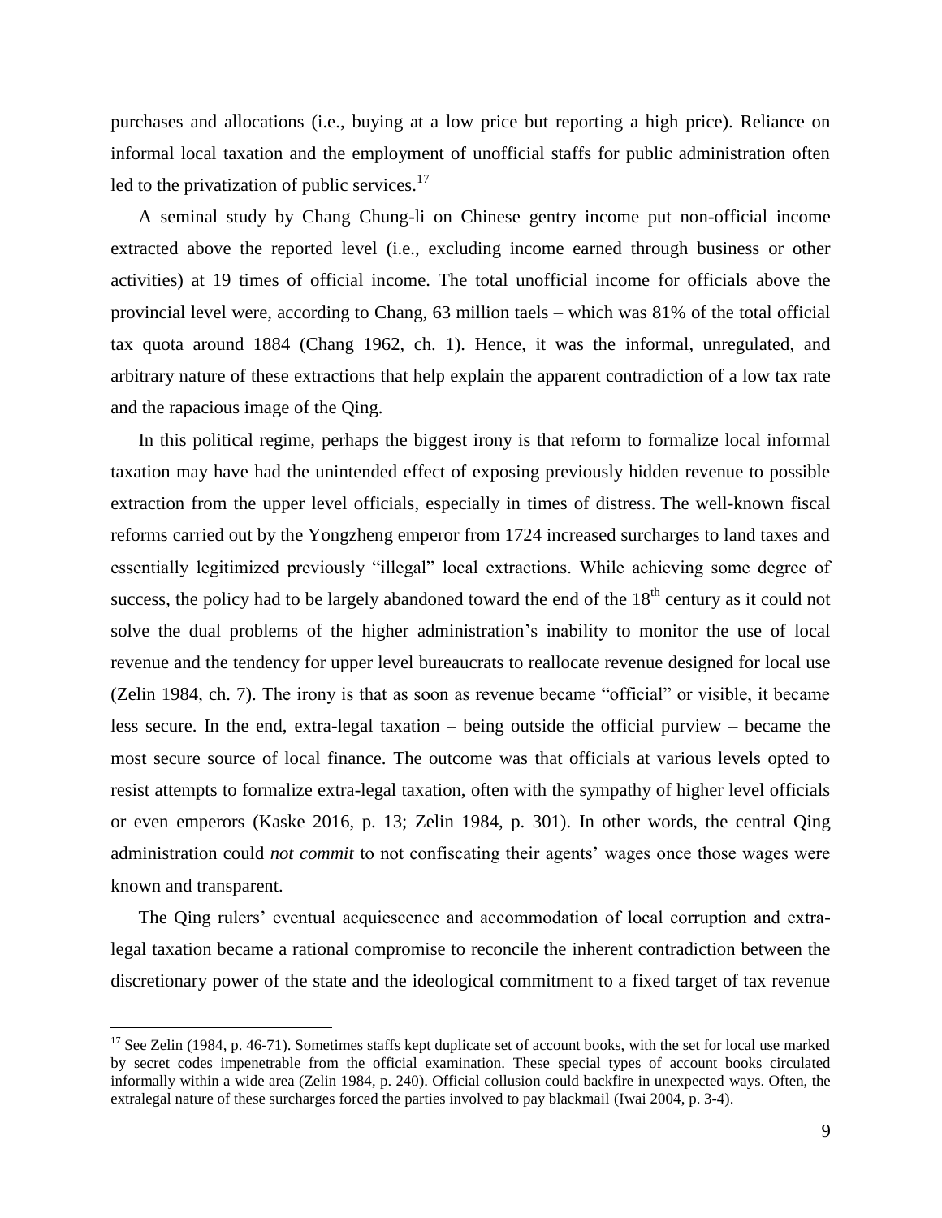purchases and allocations (i.e., buying at a low price but reporting a high price). Reliance on informal local taxation and the employment of unofficial staffs for public administration often led to the privatization of public services.[17]

A seminal study by Chang Chung-li on Chinese gentry income put non-official income extracted above the reported level (i.e., excluding income earned through business or other activities) at 19 times of official income. The total unofficial income for officials above the provincial level were, according to Chang, 63 million taels – which was 81% of the total official tax quota around 1884 (Chang 1962, ch. 1). Hence, it was the informal, unregulated, and arbitrary nature of these extractions that help explain the apparent contradiction of a low tax rate and the rapacious image of the Qing.

In this political regime, perhaps the biggest irony is that reform to formalize local informal taxation may have had the unintended effect of exposing previously hidden revenue to possible extraction from the upper level officials, especially in times of distress. The well-known fiscal reforms carried out by the Yongzheng emperor from 1724 increased surcharges to land taxes and essentially legitimized previously "illegal" local extractions. While achieving some degree of success, the policy had to be largely abandoned toward the end of the 18th century as it could not solve the dual problems of the higher administration's inability to monitor the use of local revenue and the tendency for upper level bureaucrats to reallocate revenue designed for local use (Zelin 1984, ch. 7). The irony is that as soon as revenue became "official" or visible, it became less secure. In the end, extra-legal taxation – being outside the official purview – became the most secure source of local finance. The outcome was that officials at various levels opted to resist attempts to formalize extra-legal taxation, often with the sympathy of higher level officials or even emperors (Kaske 2016, p. 13; Zelin 1984, p. 301). In other words, the central Qing administration could *not commit* to not confiscating their agents' wages once those wages were known and transparent.

The Qing rulers' eventual acquiescence and accommodation of local corruption and extra-legal taxation became a rational compromise to reconcile the inherent contradiction between the discretionary power of the state and the ideological commitment to a fixed target of tax revenue

[17] See Zelin (1984, p. 46-71). Sometimes staffs kept duplicate set of account books, with the set for local use marked by secret codes impenetrable from the official examination. These special types of account books circulated informally within a wide area (Zelin 1984, p. 240). Official collusion could backfire in unexpected ways. Often, the extralegal nature of these surcharges forced the parties involved to pay blackmail (Iwai 2004, p. 3-4).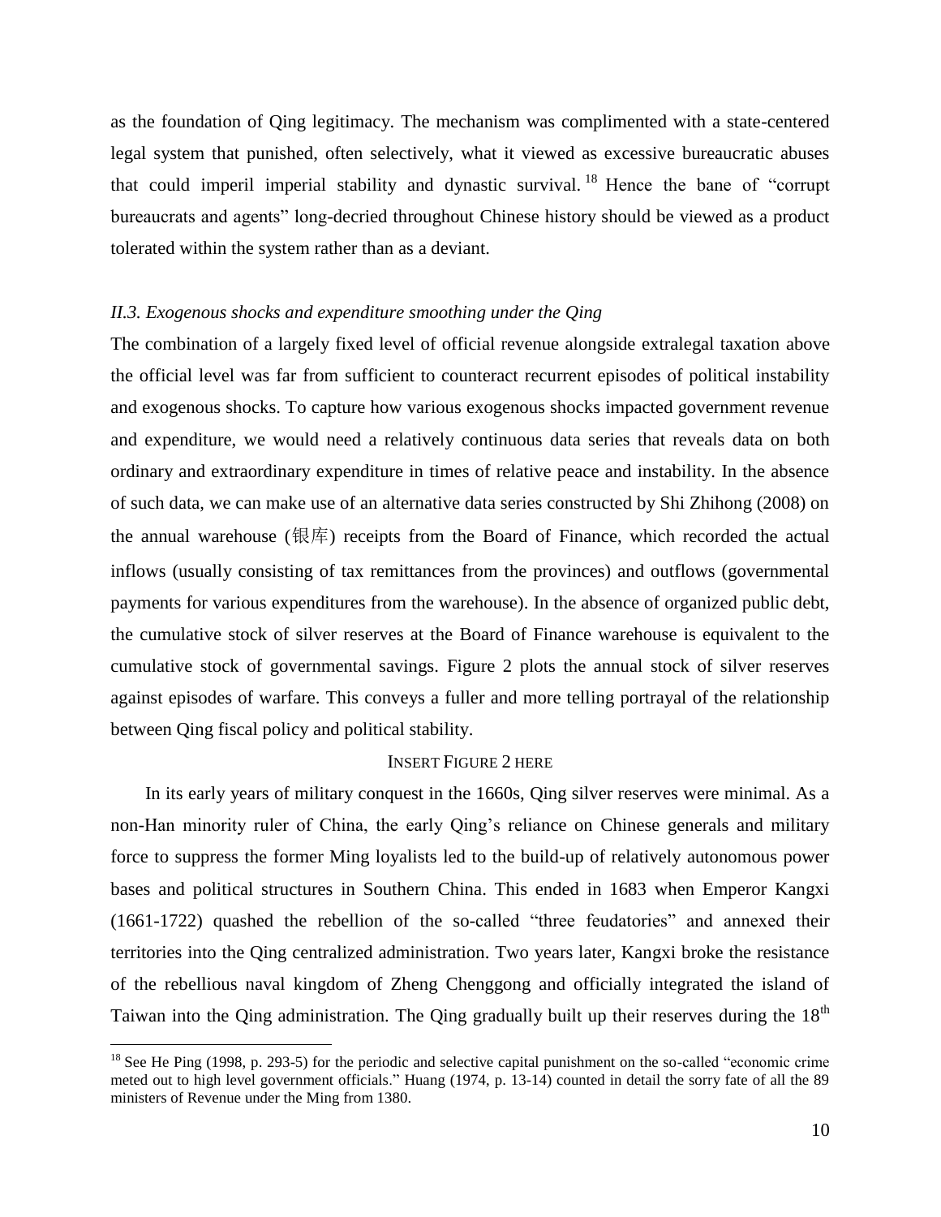as the foundation of Qing legitimacy. The mechanism was complimented with a state-centered legal system that punished, often selectively, what it viewed as excessive bureaucratic abuses that could imperil imperial stability and dynastic survival.[18] Hence the bane of "corrupt bureaucrats and agents" long-decried throughout Chinese history should be viewed as a product tolerated within the system rather than as a deviant.

### *II.3. Exogenous shocks and expenditure smoothing under the Qing*

The combination of a largely fixed level of official revenue alongside extralegal taxation above the official level was far from sufficient to counteract recurrent episodes of political instability and exogenous shocks. To capture how various exogenous shocks impacted government revenue and expenditure, we would need a relatively continuous data series that reveals data on both ordinary and extraordinary expenditure in times of relative peace and instability. In the absence of such data, we can make use of an alternative data series constructed by Shi Zhihong (2008) on the annual warehouse (银库) receipts from the Board of Finance, which recorded the actual inflows (usually consisting of tax remittances from the provinces) and outflows (governmental payments for various expenditures from the warehouse). In the absence of organized public debt, the cumulative stock of silver reserves at the Board of Finance warehouse is equivalent to the cumulative stock of governmental savings. Figure 2 plots the annual stock of silver reserves against episodes of warfare. This conveys a fuller and more telling portrayal of the relationship between Qing fiscal policy and political stability.

INSERT FIGURE 2 HERE

In its early years of military conquest in the 1660s, Qing silver reserves were minimal. As a non-Han minority ruler of China, the early Qing's reliance on Chinese generals and military force to suppress the former Ming loyalists led to the build-up of relatively autonomous power bases and political structures in Southern China. This ended in 1683 when Emperor Kangxi (1661-1722) quashed the rebellion of the so-called "three feudatories" and annexed their territories into the Qing centralized administration. Two years later, Kangxi broke the resistance of the rebellious naval kingdom of Zheng Chenggong and officially integrated the island of Taiwan into the Qing administration. The Qing gradually built up their reserves during the 18th

[18] See He Ping (1998, p. 293-5) for the periodic and selective capital punishment on the so-called "economic crime meted out to high level government officials." Huang (1974, p. 13-14) counted in detail the sorry fate of all the 89 ministers of Revenue under the Ming from 1380.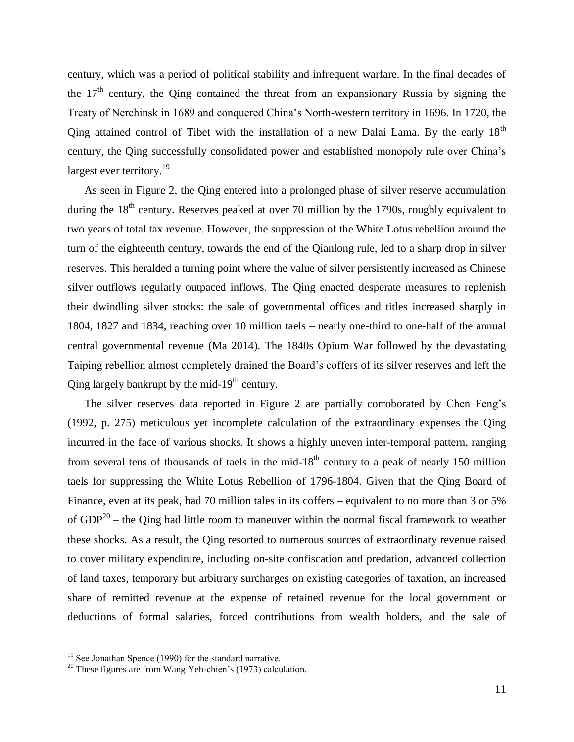century, which was a period of political stability and infrequent warfare. In the final decades of the 17th century, the Qing contained the threat from an expansionary Russia by signing the Treaty of Nerchinsk in 1689 and conquered China's North-western territory in 1696. In 1720, the Qing attained control of Tibet with the installation of a new Dalai Lama. By the early 18th century, the Qing successfully consolidated power and established monopoly rule over China's largest ever territory.[19]

As seen in Figure 2, the Qing entered into a prolonged phase of silver reserve accumulation during the 18th century. Reserves peaked at over 70 million by the 1790s, roughly equivalent to two years of total tax revenue. However, the suppression of the White Lotus rebellion around the turn of the eighteenth century, towards the end of the Qianlong rule, led to a sharp drop in silver reserves. This heralded a turning point where the value of silver persistently increased as Chinese silver outflows regularly outpaced inflows. The Qing enacted desperate measures to replenish their dwindling silver stocks: the sale of governmental offices and titles increased sharply in 1804, 1827 and 1834, reaching over 10 million taels – nearly one-third to one-half of the annual central governmental revenue (Ma 2014). The 1840s Opium War followed by the devastating Taiping rebellion almost completely drained the Board's coffers of its silver reserves and left the Qing largely bankrupt by the mid-19th century.

The silver reserves data reported in Figure 2 are partially corroborated by Chen Feng's (1992, p. 275) meticulous yet incomplete calculation of the extraordinary expenses the Qing incurred in the face of various shocks. It shows a highly uneven inter-temporal pattern, ranging from several tens of thousands of taels in the mid-18th century to a peak of nearly 150 million taels for suppressing the White Lotus Rebellion of 1796-1804. Given that the Qing Board of Finance, even at its peak, had 70 million tales in its coffers – equivalent to no more than 3 or 5% of GDP[20] – the Qing had little room to maneuver within the normal fiscal framework to weather these shocks. As a result, the Qing resorted to numerous sources of extraordinary revenue raised to cover military expenditure, including on-site confiscation and predation, advanced collection of land taxes, temporary but arbitrary surcharges on existing categories of taxation, an increased share of remitted revenue at the expense of retained revenue for the local government or deductions of formal salaries, forced contributions from wealth holders, and the sale of

[19] See Jonathan Spence (1990) for the standard narrative.

[20] These figures are from Wang Yeh-chien's (1973) calculation.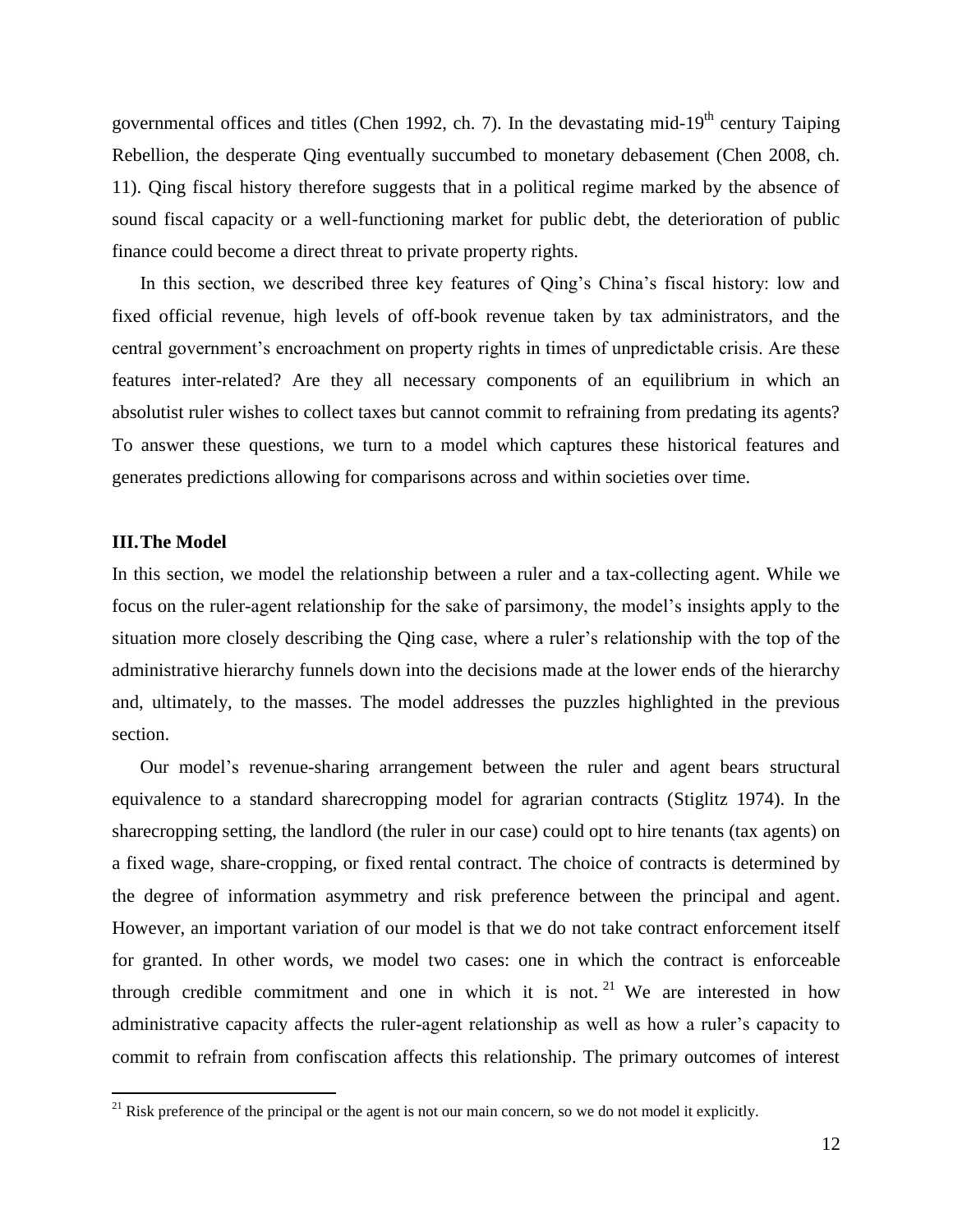governmental offices and titles (Chen 1992, ch. 7). In the devastating mid-19th century Taiping Rebellion, the desperate Qing eventually succumbed to monetary debasement (Chen 2008, ch. 11). Qing fiscal history therefore suggests that in a political regime marked by the absence of sound fiscal capacity or a well-functioning market for public debt, the deterioration of public finance could become a direct threat to private property rights.

In this section, we described three key features of Qing's China's fiscal history: low and fixed official revenue, high levels of off-book revenue taken by tax administrators, and the central government's encroachment on property rights in times of unpredictable crisis. Are these features inter-related? Are they all necessary components of an equilibrium in which an absolutist ruler wishes to collect taxes but cannot commit to refraining from predating its agents? To answer these questions, we turn to a model which captures these historical features and generates predictions allowing for comparisons across and within societies over time.

## III. The Model

In this section, we model the relationship between a ruler and a tax-collecting agent. While we focus on the ruler-agent relationship for the sake of parsimony, the model's insights apply to the situation more closely describing the Qing case, where a ruler's relationship with the top of the administrative hierarchy funnels down into the decisions made at the lower ends of the hierarchy and, ultimately, to the masses. The model addresses the puzzles highlighted in the previous section.

Our model's revenue-sharing arrangement between the ruler and agent bears structural equivalence to a standard sharecropping model for agrarian contracts (Stiglitz 1974). In the sharecropping setting, the landlord (the ruler in our case) could opt to hire tenants (tax agents) on a fixed wage, share-cropping, or fixed rental contract. The choice of contracts is determined by the degree of information asymmetry and risk preference between the principal and agent. However, an important variation of our model is that we do not take contract enforcement itself for granted. In other words, we model two cases: one in which the contract is enforceable through credible commitment and one in which it is not.[21] We are interested in how administrative capacity affects the ruler-agent relationship as well as how a ruler's capacity to commit to refrain from confiscation affects this relationship. The primary outcomes of interest

[21] Risk preference of the principal or the agent is not our main concern, so we do not model it explicitly.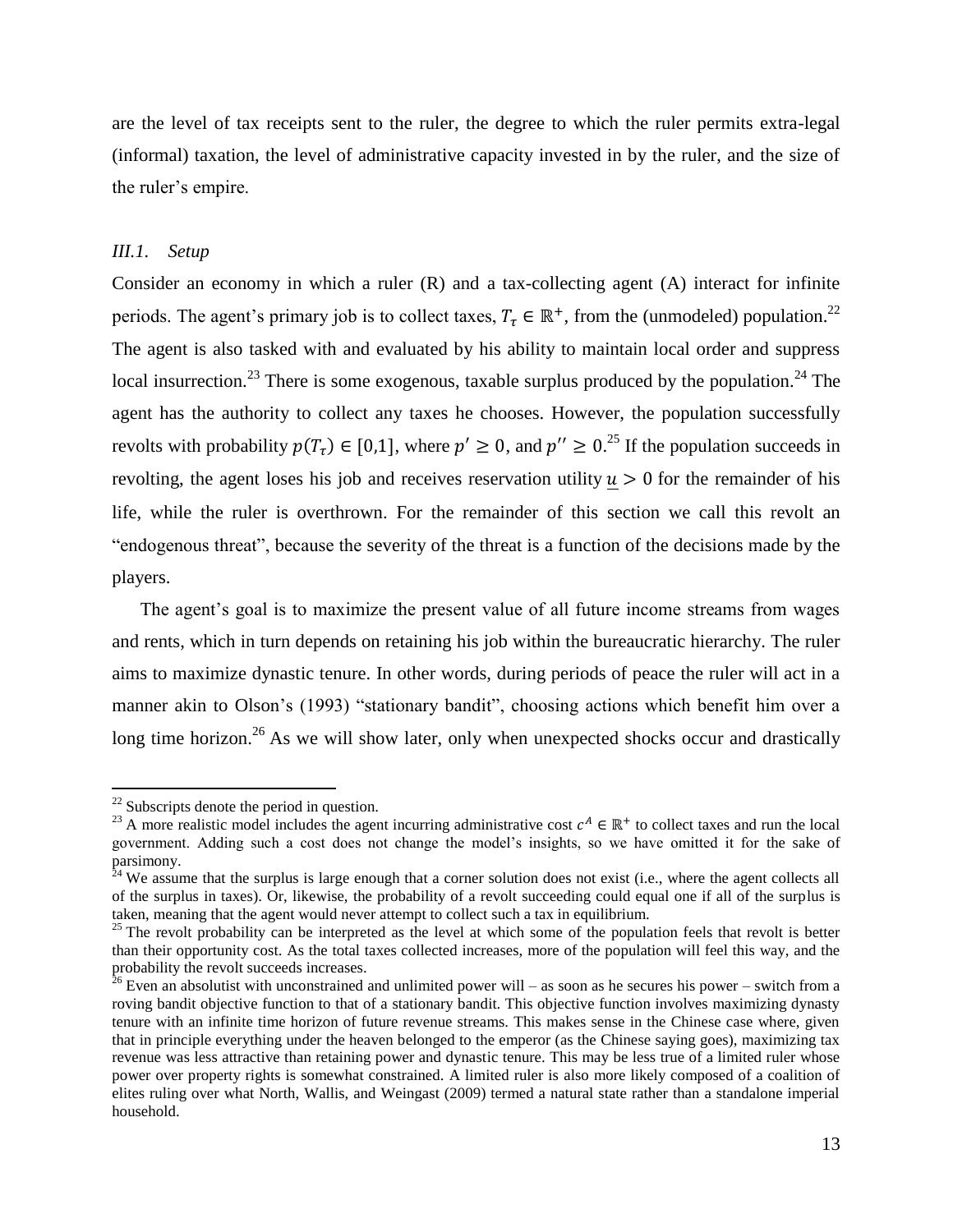are the level of tax receipts sent to the ruler, the degree to which the ruler permits extra-legal (informal) taxation, the level of administrative capacity invested in by the ruler, and the size of the ruler's empire.

### *III.1. Setup*

Consider an economy in which a ruler (R) and a tax-collecting agent (A) interact for infinite periods. The agent's primary job is to collect taxes, $T_\tau \in \mathbb{R}^+$, from the (unmodeled) population.[22] The agent is also tasked with and evaluated by his ability to maintain local order and suppress local insurrection.[23] There is some exogenous, taxable surplus produced by the population.[24] The agent has the authority to collect any taxes he chooses. However, the population successfully revolts with probability $p(T_\tau) \in [0,1]$, where $p' \geq 0$, and $p'' \geq 0$.[25] If the population succeeds in revolting, the agent loses his job and receives reservation utility $\underline{u} > 0$ for the remainder of his life, while the ruler is overthrown. For the remainder of this section we call this revolt an "endogenous threat", because the severity of the threat is a function of the decisions made by the players.

The agent's goal is to maximize the present value of all future income streams from wages and rents, which in turn depends on retaining his job within the bureaucratic hierarchy. The ruler aims to maximize dynastic tenure. In other words, during periods of peace the ruler will act in a manner akin to Olson's (1993) "stationary bandit", choosing actions which benefit him over a long time horizon.[26] As we will show later, only when unexpected shocks occur and drastically

---

[22] Subscripts denote the period in question.

[23] A more realistic model includes the agent incurring administrative cost $c^A \in \mathbb{R}^+$ to collect taxes and run the local government. Adding such a cost does not change the model's insights, so we have omitted it for the sake of parsimony.

[24] We assume that the surplus is large enough that a corner solution does not exist (i.e., where the agent collects all of the surplus in taxes). Or, likewise, the probability of a revolt succeeding could equal one if all of the surplus is taken, meaning that the agent would never attempt to collect such a tax in equilibrium.

[25] The revolt probability can be interpreted as the level at which some of the population feels that revolt is better than their opportunity cost. As the total taxes collected increases, more of the population will feel this way, and the probability the revolt succeeds increases.

[26] Even an absolutist with unconstrained and unlimited power will – as soon as he secures his power – switch from a roving bandit objective function to that of a stationary bandit. This objective function involves maximizing dynasty tenure with an infinite time horizon of future revenue streams. This makes sense in the Chinese case where, given that in principle everything under the heaven belonged to the emperor (as the Chinese saying goes), maximizing tax revenue was less attractive than retaining power and dynastic tenure. This may be less true of a limited ruler whose power over property rights is somewhat constrained. A limited ruler is also more likely composed of a coalition of elites ruling over what North, Wallis, and Weingast (2009) termed a natural state rather than a standalone imperial household.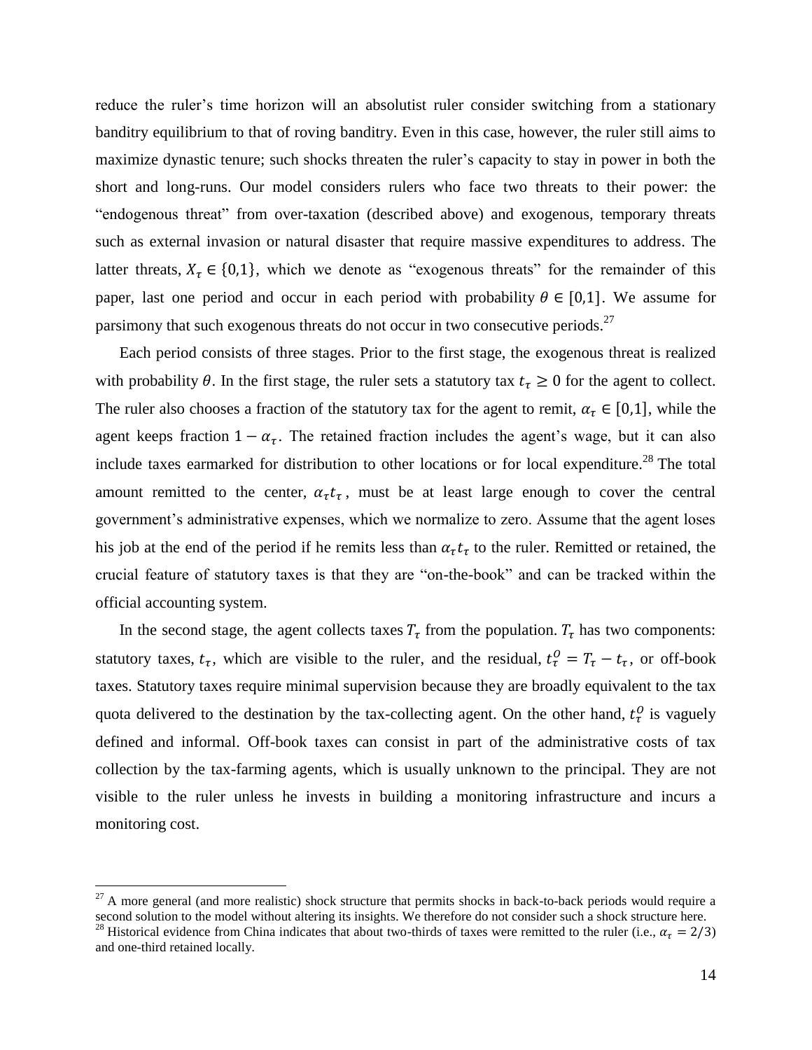reduce the ruler's time horizon will an absolutist ruler consider switching from a stationary banditry equilibrium to that of roving banditry. Even in this case, however, the ruler still aims to maximize dynastic tenure; such shocks threaten the ruler's capacity to stay in power in both the short and long-runs. Our model considers rulers who face two threats to their power: the "endogenous threat" from over-taxation (described above) and exogenous, temporary threats such as external invasion or natural disaster that require massive expenditures to address. The latter threats, $X_\tau \in \{0,1\}$, which we denote as "exogenous threats" for the remainder of this paper, last one period and occur in each period with probability $\theta \in [0,1]$. We assume for parsimony that such exogenous threats do not occur in two consecutive periods.[27]

Each period consists of three stages. Prior to the first stage, the exogenous threat is realized with probability $\theta$. In the first stage, the ruler sets a statutory tax $t_\tau \geq 0$ for the agent to collect. The ruler also chooses a fraction of the statutory tax for the agent to remit, $\alpha_\tau \in [0,1]$, while the agent keeps fraction $1 - \alpha_\tau$. The retained fraction includes the agent's wage, but it can also include taxes earmarked for distribution to other locations or for local expenditure.[28] The total amount remitted to the center, $\alpha_\tau t_\tau$, must be at least large enough to cover the central government's administrative expenses, which we normalize to zero. Assume that the agent loses his job at the end of the period if he remits less than $\alpha_\tau t_\tau$ to the ruler. Remitted or retained, the crucial feature of statutory taxes is that they are "on-the-book" and can be tracked within the official accounting system.

In the second stage, the agent collects taxes $T_\tau$ from the population. $T_\tau$ has two components: statutory taxes, $t_\tau$, which are visible to the ruler, and the residual, $t_\tau^O = T_\tau - t_\tau$, or off-book taxes. Statutory taxes require minimal supervision because they are broadly equivalent to the tax quota delivered to the destination by the tax-collecting agent. On the other hand, $t_\tau^O$ is vaguely defined and informal. Off-book taxes can consist in part of the administrative costs of tax collection by the tax-farming agents, which is usually unknown to the principal. They are not visible to the ruler unless he invests in building a monitoring infrastructure and incurs a monitoring cost.

---

[27] A more general (and more realistic) shock structure that permits shocks in back-to-back periods would require a second solution to the model without altering its insights. We therefore do not consider such a shock structure here.

[28] Historical evidence from China indicates that about two-thirds of taxes were remitted to the ruler (i.e., $\alpha_\tau = 2/3$) and one-third retained locally.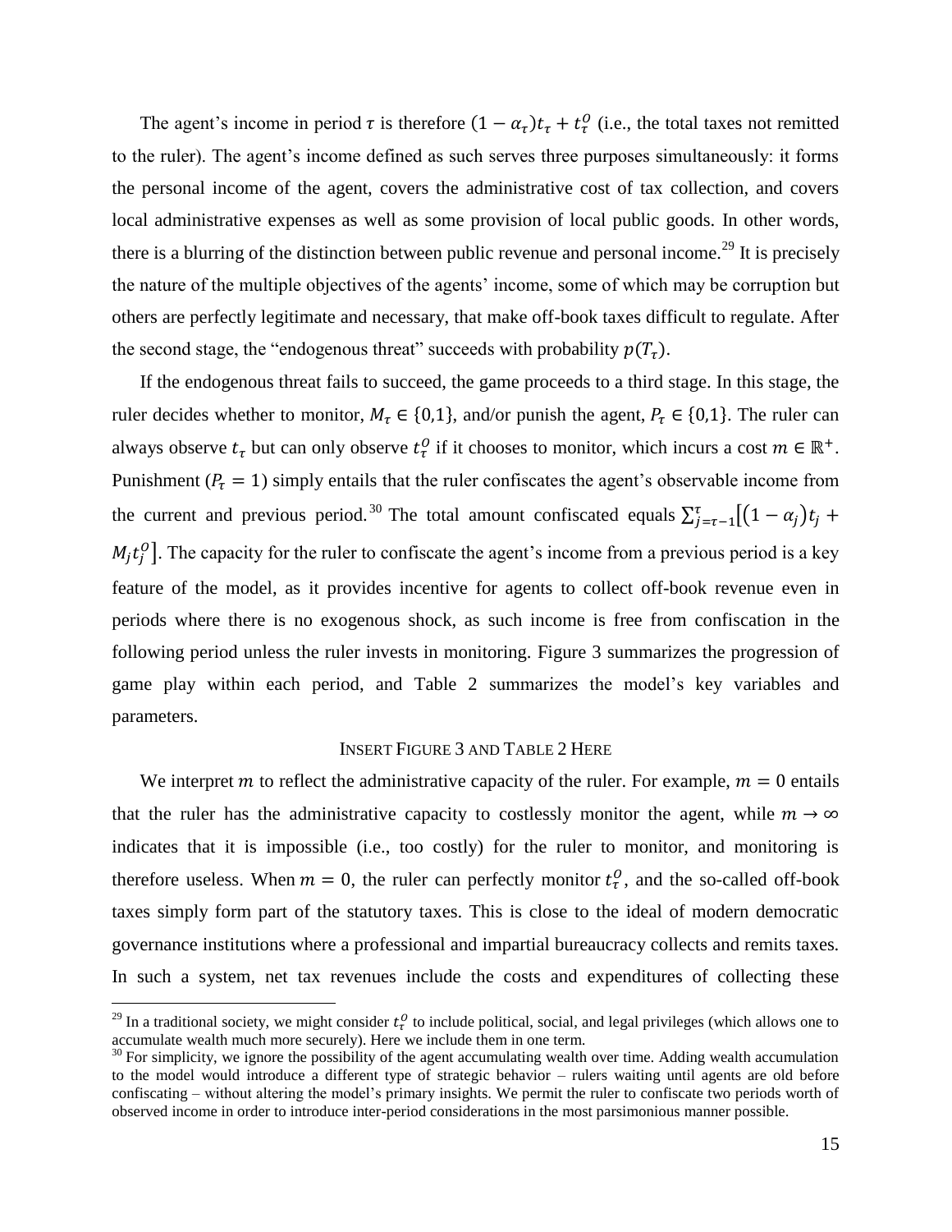The agent's income in period $\tau$ is therefore $(1-\alpha_\tau)t_\tau + t_\tau^O$ (i.e., the total taxes not remitted to the ruler). The agent's income defined as such serves three purposes simultaneously: it forms the personal income of the agent, covers the administrative cost of tax collection, and covers local administrative expenses as well as some provision of local public goods. In other words, there is a blurring of the distinction between public revenue and personal income.[29] It is precisely the nature of the multiple objectives of the agents' income, some of which may be corruption but others are perfectly legitimate and necessary, that make off-book taxes difficult to regulate. After the second stage, the "endogenous threat" succeeds with probability $p(T_\tau)$.

If the endogenous threat fails to succeed, the game proceeds to a third stage. In this stage, the ruler decides whether to monitor, $M_\tau \in \{0,1\}$, and/or punish the agent, $P_\tau \in \{0,1\}$. The ruler can always observe $t_\tau$ but can only observe $t_\tau^O$ if it chooses to monitor, which incurs a cost $m \in \mathbb{R}^+$. Punishment ($P_\tau = 1$) simply entails that the ruler confiscates the agent's observable income from the current and previous period.[30] The total amount confiscated equals $\sum_{j=\tau-1}^{\tau}\left[(1-\alpha_j)t_j + M_j t_j^O\right]$. The capacity for the ruler to confiscate the agent's income from a previous period is a key feature of the model, as it provides incentive for agents to collect off-book revenue even in periods where there is no exogenous shock, as such income is free from confiscation in the following period unless the ruler invests in monitoring. Figure 3 summarizes the progression of game play within each period, and Table 2 summarizes the model's key variables and parameters.

INSERT FIGURE 3 AND TABLE 2 HERE

We interpret $m$ to reflect the administrative capacity of the ruler. For example, $m = 0$ entails that the ruler has the administrative capacity to costlessly monitor the agent, while $m \to \infty$ indicates that it is impossible (i.e., too costly) for the ruler to monitor, and monitoring is therefore useless. When $m = 0$, the ruler can perfectly monitor $t_\tau^O$, and the so-called off-book taxes simply form part of the statutory taxes. This is close to the ideal of modern democratic governance institutions where a professional and impartial bureaucracy collects and remits taxes. In such a system, net tax revenues include the costs and expenditures of collecting these

[29] In a traditional society, we might consider $t_\tau^O$ to include political, social, and legal privileges (which allows one to accumulate wealth much more securely). Here we include them in one term.

[30] For simplicity, we ignore the possibility of the agent accumulating wealth over time. Adding wealth accumulation to the model would introduce a different type of strategic behavior – rulers waiting until agents are old before confiscating – without altering the model's primary insights. We permit the ruler to confiscate two periods worth of observed income in order to introduce inter-period considerations in the most parsimonious manner possible.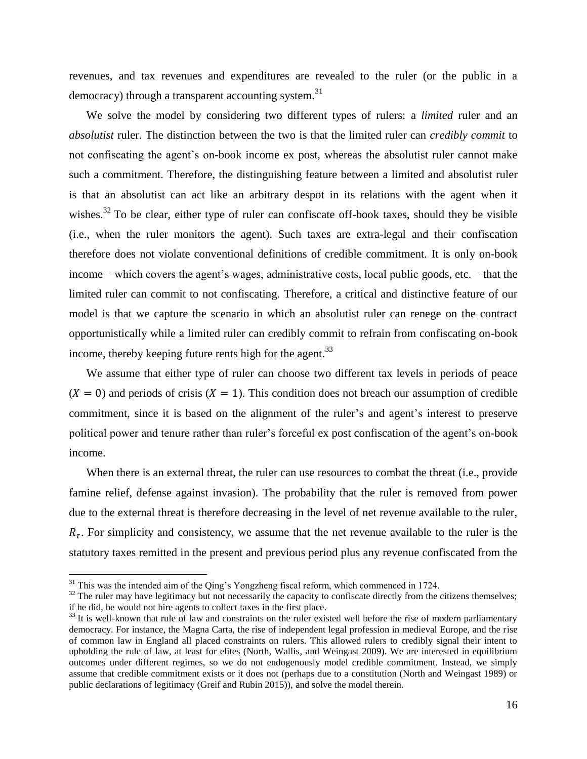revenues, and tax revenues and expenditures are revealed to the ruler (or the public in a democracy) through a transparent accounting system.[31]

We solve the model by considering two different types of rulers: a *limited* ruler and an *absolutist* ruler. The distinction between the two is that the limited ruler can *credibly commit* to not confiscating the agent's on-book income ex post, whereas the absolutist ruler cannot make such a commitment. Therefore, the distinguishing feature between a limited and absolutist ruler is that an absolutist can act like an arbitrary despot in its relations with the agent when it wishes.[32] To be clear, either type of ruler can confiscate off-book taxes, should they be visible (i.e., when the ruler monitors the agent). Such taxes are extra-legal and their confiscation therefore does not violate conventional definitions of credible commitment. It is only on-book income – which covers the agent's wages, administrative costs, local public goods, etc. – that the limited ruler can commit to not confiscating. Therefore, a critical and distinctive feature of our model is that we capture the scenario in which an absolutist ruler can renege on the contract opportunistically while a limited ruler can credibly commit to refrain from confiscating on-book income, thereby keeping future rents high for the agent.[33]

We assume that either type of ruler can choose two different tax levels in periods of peace ($X = 0$) and periods of crisis ($X = 1$). This condition does not breach our assumption of credible commitment, since it is based on the alignment of the ruler's and agent's interest to preserve political power and tenure rather than ruler's forceful ex post confiscation of the agent's on-book income.

When there is an external threat, the ruler can use resources to combat the threat (i.e., provide famine relief, defense against invasion). The probability that the ruler is removed from power due to the external threat is therefore decreasing in the level of net revenue available to the ruler, $R_\tau$. For simplicity and consistency, we assume that the net revenue available to the ruler is the statutory taxes remitted in the present and previous period plus any revenue confiscated from the

[31] This was the intended aim of the Qing's Yongzheng fiscal reform, which commenced in 1724.

[32] The ruler may have legitimacy but not necessarily the capacity to confiscate directly from the citizens themselves; if he did, he would not hire agents to collect taxes in the first place.

[33] It is well-known that rule of law and constraints on the ruler existed well before the rise of modern parliamentary democracy. For instance, the Magna Carta, the rise of independent legal profession in medieval Europe, and the rise of common law in England all placed constraints on rulers. This allowed rulers to credibly signal their intent to upholding the rule of law, at least for elites (North, Wallis, and Weingast 2009). We are interested in equilibrium outcomes under different regimes, so we do not endogenously model credible commitment. Instead, we simply assume that credible commitment exists or it does not (perhaps due to a constitution (North and Weingast 1989) or public declarations of legitimacy (Greif and Rubin 2015)), and solve the model therein.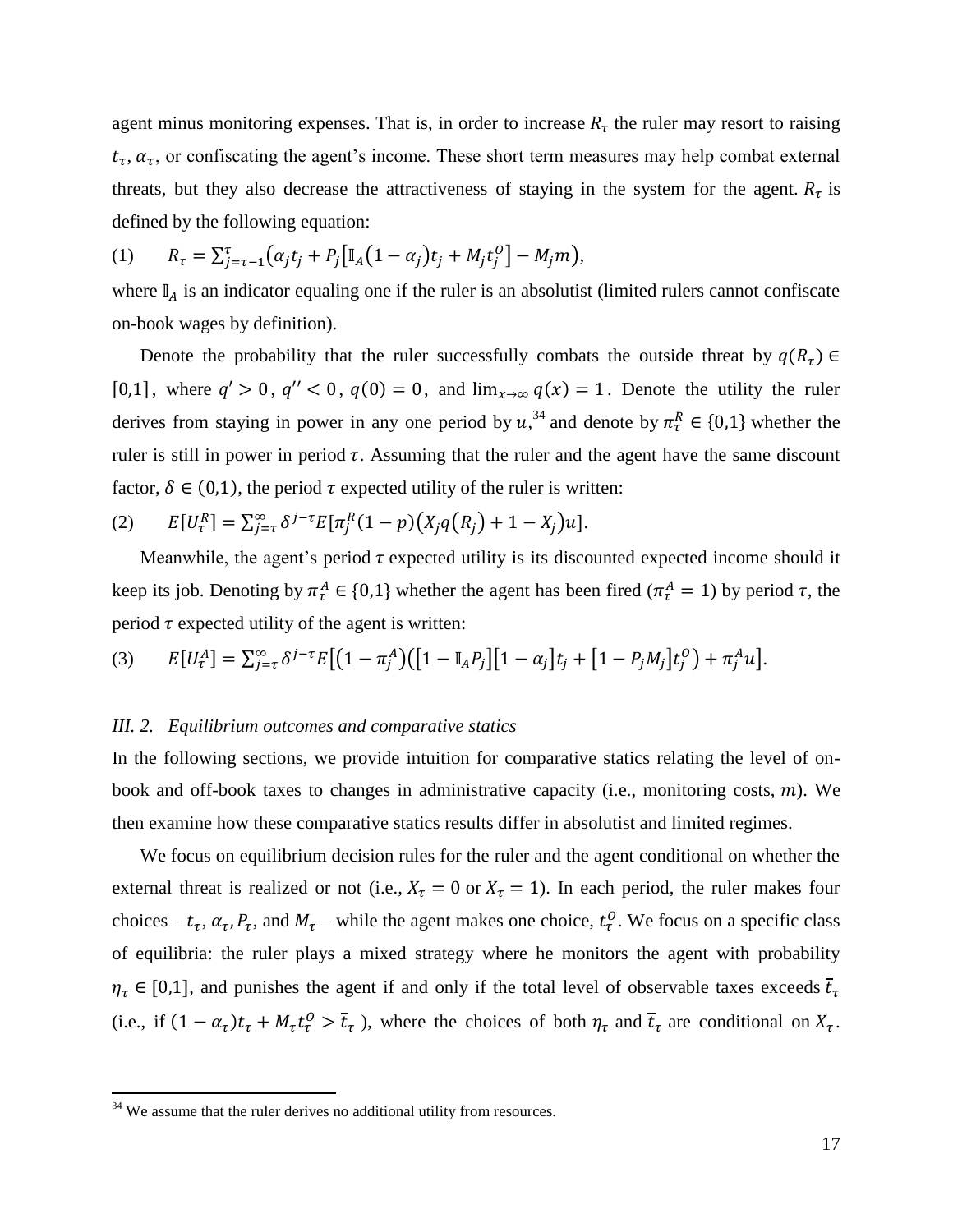agent minus monitoring expenses. That is, in order to increase $R_\tau$ the ruler may resort to raising $t_\tau$, $\alpha_\tau$, or confiscating the agent's income. These short term measures may help combat external threats, but they also decrease the attractiveness of staying in the system for the agent. $R_\tau$ is defined by the following equation:

$$(1) \qquad R_\tau = \sum_{j=\tau-1}^{\tau} \left( \alpha_j t_j + P_j \left[ \mathbb{I}_A (1 - \alpha_j) t_j + M_j t_j^O \right] - M_j m \right),$$

where $\mathbb{I}_A$ is an indicator equaling one if the ruler is an absolutist (limited rulers cannot confiscate on-book wages by definition).

Denote the probability that the ruler successfully combats the outside threat by $q(R_\tau) \in [0,1]$, where $q' > 0$, $q'' < 0$, $q(0) = 0$, and $\lim_{x \to \infty} q(x) = 1$. Denote the utility the ruler derives from staying in power in any one period by $u$,[34] and denote by $\pi_\tau^R \in \{0,1\}$ whether the ruler is still in power in period $\tau$. Assuming that the ruler and the agent have the same discount factor, $\delta \in (0,1)$, the period $\tau$ expected utility of the ruler is written:

$$(2) \qquad E[U_\tau^R] = \sum_{j=\tau}^{\infty} \delta^{j-\tau} E[\pi_j^R (1-p) \left( X_j q(R_j) + 1 - X_j \right) u].$$

Meanwhile, the agent's period $\tau$ expected utility is its discounted expected income should it keep its job. Denoting by $\pi_\tau^A \in \{0,1\}$ whether the agent has been fired ($\pi_\tau^A = 1$) by period $\tau$, the period $\tau$ expected utility of the agent is written:

$$(3) \qquad E[U_\tau^A] = \sum_{j=\tau}^{\infty} \delta^{j-\tau} E\left[ (1 - \pi_j^A) \left( [1 - \mathbb{I}_A P_j][1 - \alpha_j] t_j + [1 - P_j M_j] t_j^O \right) + \pi_j^A \underline{u} \right].$$

*III. 2. Equilibrium outcomes and comparative statics*

In the following sections, we provide intuition for comparative statics relating the level of on-book and off-book taxes to changes in administrative capacity (i.e., monitoring costs, $m$). We then examine how these comparative statics results differ in absolutist and limited regimes.

We focus on equilibrium decision rules for the ruler and the agent conditional on whether the external threat is realized or not (i.e., $X_\tau = 0$ or $X_\tau = 1$). In each period, the ruler makes four choices – $t_\tau$, $\alpha_\tau$, $P_\tau$, and $M_\tau$ – while the agent makes one choice, $t_\tau^O$. We focus on a specific class of equilibria: the ruler plays a mixed strategy where he monitors the agent with probability $\eta_\tau \in [0,1]$, and punishes the agent if and only if the total level of observable taxes exceeds $\bar{t}_\tau$ (i.e., if $(1 - \alpha_\tau) t_\tau + M_\tau t_\tau^O > \bar{t}_\tau$ ), where the choices of both $\eta_\tau$ and $\bar{t}_\tau$ are conditional on $X_\tau$.

[34] We assume that the ruler derives no additional utility from resources.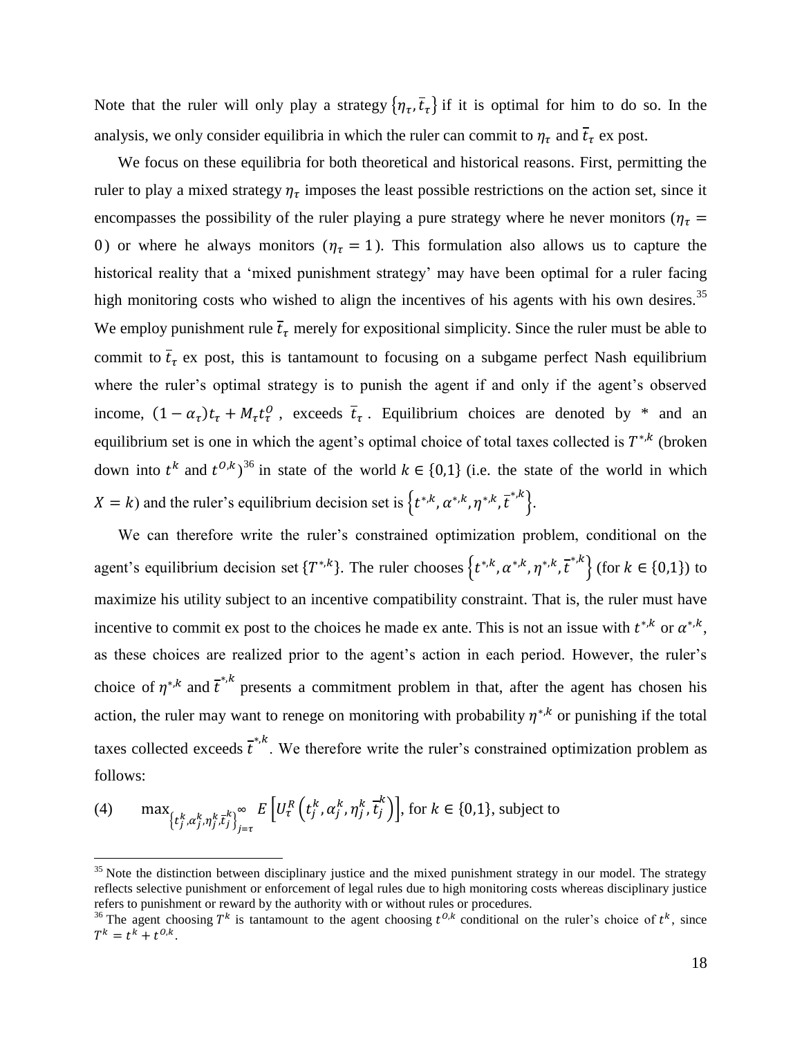Note that the ruler will only play a strategy $\{\eta_\tau, \bar{t}_\tau\}$ if it is optimal for him to do so. In the analysis, we only consider equilibria in which the ruler can commit to $\eta_\tau$ and $\bar{t}_\tau$ ex post.

We focus on these equilibria for both theoretical and historical reasons. First, permitting the ruler to play a mixed strategy $\eta_\tau$ imposes the least possible restrictions on the action set, since it encompasses the possibility of the ruler playing a pure strategy where he never monitors ($\eta_\tau = 0$) or where he always monitors ($\eta_\tau = 1$). This formulation also allows us to capture the historical reality that a 'mixed punishment strategy' may have been optimal for a ruler facing high monitoring costs who wished to align the incentives of his agents with his own desires.[35] We employ punishment rule $\bar{t}_\tau$ merely for expositional simplicity. Since the ruler must be able to commit to $\bar{t}_\tau$ ex post, this is tantamount to focusing on a subgame perfect Nash equilibrium where the ruler's optimal strategy is to punish the agent if and only if the agent's observed income, $(1-\alpha_\tau)t_\tau + M_\tau t_\tau^O$, exceeds $\bar{t}_\tau$. Equilibrium choices are denoted by * and an equilibrium set is one in which the agent's optimal choice of total taxes collected is $T^{*,k}$ (broken down into $t^k$ and $t^{O,k}$)[36] in state of the world $k \in \{0,1\}$ (i.e. the state of the world in which $X = k$) and the ruler's equilibrium decision set is $\{t^{*,k}, \alpha^{*,k}, \eta^{*,k}, \bar{t}^{*,k}\}$.

We can therefore write the ruler's constrained optimization problem, conditional on the agent's equilibrium decision set $\{T^{*,k}\}$. The ruler chooses $\{t^{*,k}, \alpha^{*,k}, \eta^{*,k}, \bar{t}^{*,k}\}$ (for $k \in \{0,1\}$) to maximize his utility subject to an incentive compatibility constraint. That is, the ruler must have incentive to commit ex post to the choices he made ex ante. This is not an issue with $t^{*,k}$ or $\alpha^{*,k}$, as these choices are realized prior to the agent's action in each period. However, the ruler's choice of $\eta^{*,k}$ and $\bar{t}^{*,k}$ presents a commitment problem in that, after the agent has chosen his action, the ruler may want to renege on monitoring with probability $\eta^{*,k}$ or punishing if the total taxes collected exceeds $\bar{t}^{*,k}$. We therefore write the ruler's constrained optimization problem as follows:

$$(4) \qquad \max_{\{t_j^k, \alpha_j^k, \eta_j^k, \bar{t}_j^k\}_{j=\tau}^{\infty}} E\left[U_\tau^R\left(t_j^k, \alpha_j^k, \eta_j^k, \bar{t}_j^k\right)\right], \text{ for } k \in \{0,1\}, \text{ subject to}$$

---

[35] Note the distinction between disciplinary justice and the mixed punishment strategy in our model. The strategy reflects selective punishment or enforcement of legal rules due to high monitoring costs whereas disciplinary justice refers to punishment or reward by the authority with or without rules or procedures.

[36] The agent choosing $T^k$ is tantamount to the agent choosing $t^{O,k}$ conditional on the ruler's choice of $t^k$, since $T^k = t^k + t^{O,k}$.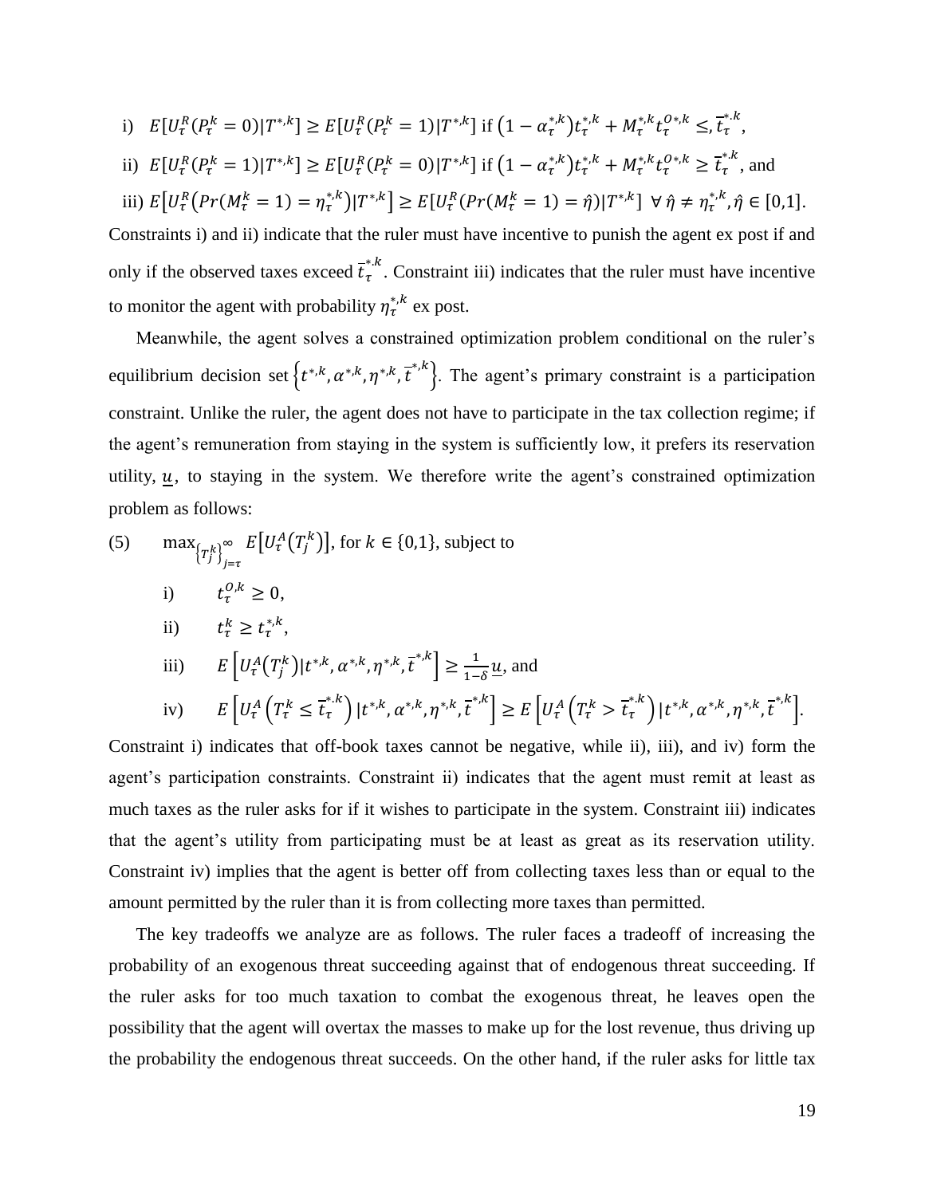i) $E[U_\tau^R(P_\tau^k = 0)|T^{*,k}] \geq E[U_\tau^R(P_\tau^k = 1)|T^{*,k}]$ if $\left(1-\alpha_\tau^{*,k}\right)t_\tau^{*,k} + M_\tau^{*,k}t_\tau^{O*,k} \leq, \bar{t}_\tau^{*.k}$,

ii) $E[U_\tau^R(P_\tau^k = 1)|T^{*,k}] \geq E[U_\tau^R(P_\tau^k = 0)|T^{*,k}]$ if $\left(1-\alpha_\tau^{*,k}\right)t_\tau^{*,k} + M_\tau^{*,k}t_\tau^{O*,k} \geq \bar{t}_\tau^{*.k}$, and

iii) $E\left[U_\tau^R\left(Pr(M_\tau^k = 1) = \eta_\tau^{*,k}\right)|T^{*,k}\right] \geq E[U_\tau^R(Pr(M_\tau^k = 1) = \hat{\eta})|T^{*,k}]\ \ \forall\, \hat{\eta} \neq \eta_\tau^{*,k}, \hat{\eta} \in [0,1]$.

Constraints i) and ii) indicate that the ruler must have incentive to punish the agent ex post if and only if the observed taxes exceed $\bar{t}_\tau^{*.k}$. Constraint iii) indicates that the ruler must have incentive to monitor the agent with probability $\eta_\tau^{*,k}$ ex post.

Meanwhile, the agent solves a constrained optimization problem conditional on the ruler's equilibrium decision set $\left\{t^{*,k}, \alpha^{*,k}, \eta^{*,k}, \bar{t}^{*,k}\right\}$. The agent's primary constraint is a participation constraint. Unlike the ruler, the agent does not have to participate in the tax collection regime; if the agent's remuneration from staying in the system is sufficiently low, it prefers its reservation utility, $\underline{u}$, to staying in the system. We therefore write the agent's constrained optimization problem as follows:

(5) $\max_{\left\{T_j^k\right\}_{j=\tau}^{\infty}} E\left[U_\tau^A\left(T_j^k\right)\right]$, for $k \in \{0,1\}$, subject to

i) $t_\tau^{O,k} \geq 0$,

ii) $t_\tau^k \geq t_\tau^{*,k}$,

iii) $E\left[U_\tau^A\left(T_j^k\right)|t^{*,k}, \alpha^{*,k}, \eta^{*,k}, \bar{t}^{*,k}\right] \geq \frac{1}{1-\delta}\underline{u}$, and

iv) $E\left[U_\tau^A\left(T_\tau^k \leq \bar{t}_\tau^{*,k}\right)|t^{*,k}, \alpha^{*,k}, \eta^{*,k}, \bar{t}^{*,k}\right] \geq E\left[U_\tau^A\left(T_\tau^k > \bar{t}_\tau^{*,k}\right)|t^{*,k}, \alpha^{*,k}, \eta^{*,k}, \bar{t}^{*,k}\right]$.

Constraint i) indicates that off-book taxes cannot be negative, while ii), iii), and iv) form the agent's participation constraints. Constraint ii) indicates that the agent must remit at least as much taxes as the ruler asks for if it wishes to participate in the system. Constraint iii) indicates that the agent's utility from participating must be at least as great as its reservation utility. Constraint iv) implies that the agent is better off from collecting taxes less than or equal to the amount permitted by the ruler than it is from collecting more taxes than permitted.

The key tradeoffs we analyze are as follows. The ruler faces a tradeoff of increasing the probability of an exogenous threat succeeding against that of endogenous threat succeeding. If the ruler asks for too much taxation to combat the exogenous threat, he leaves open the possibility that the agent will overtax the masses to make up for the lost revenue, thus driving up the probability the endogenous threat succeeds. On the other hand, if the ruler asks for little tax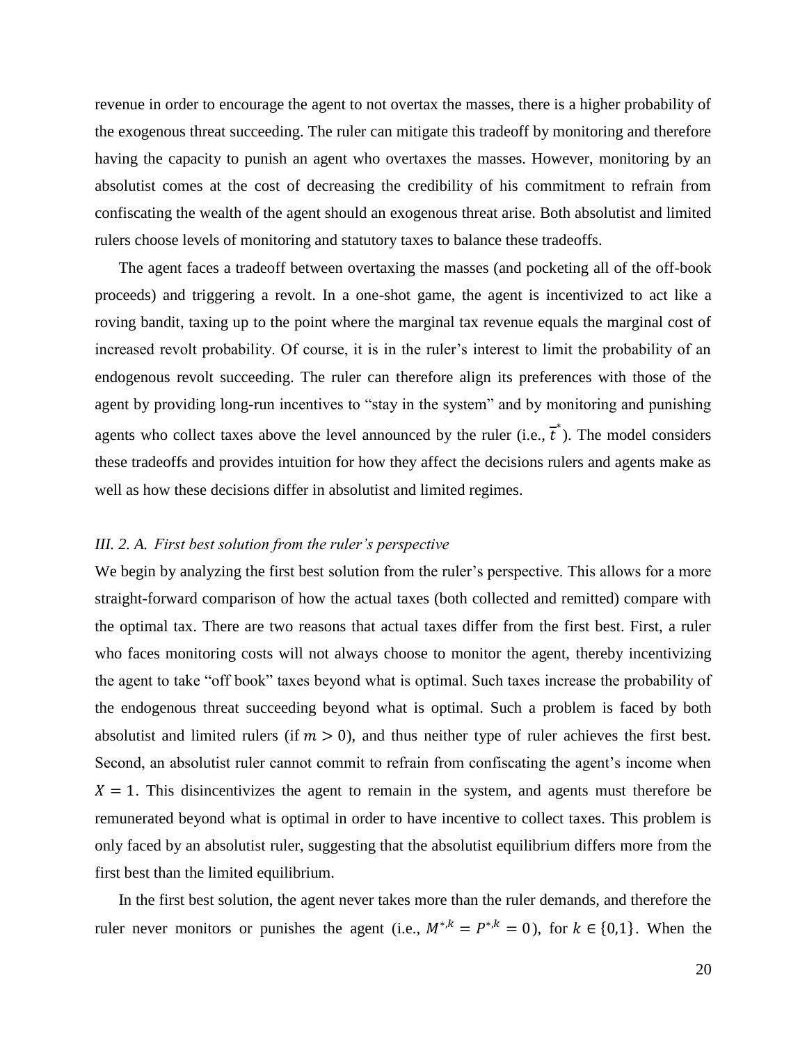revenue in order to encourage the agent to not overtax the masses, there is a higher probability of the exogenous threat succeeding. The ruler can mitigate this tradeoff by monitoring and therefore having the capacity to punish an agent who overtaxes the masses. However, monitoring by an absolutist comes at the cost of decreasing the credibility of his commitment to refrain from confiscating the wealth of the agent should an exogenous threat arise. Both absolutist and limited rulers choose levels of monitoring and statutory taxes to balance these tradeoffs.

The agent faces a tradeoff between overtaxing the masses (and pocketing all of the off-book proceeds) and triggering a revolt. In a one-shot game, the agent is incentivized to act like a roving bandit, taxing up to the point where the marginal tax revenue equals the marginal cost of increased revolt probability. Of course, it is in the ruler's interest to limit the probability of an endogenous revolt succeeding. The ruler can therefore align its preferences with those of the agent by providing long-run incentives to "stay in the system" and by monitoring and punishing agents who collect taxes above the level announced by the ruler (i.e., $\bar{t}^*$). The model considers these tradeoffs and provides intuition for how they affect the decisions rulers and agents make as well as how these decisions differ in absolutist and limited regimes.

### *III. 2. A. First best solution from the ruler's perspective*

We begin by analyzing the first best solution from the ruler's perspective. This allows for a more straight-forward comparison of how the actual taxes (both collected and remitted) compare with the optimal tax. There are two reasons that actual taxes differ from the first best. First, a ruler who faces monitoring costs will not always choose to monitor the agent, thereby incentivizing the agent to take "off book" taxes beyond what is optimal. Such taxes increase the probability of the endogenous threat succeeding beyond what is optimal. Such a problem is faced by both absolutist and limited rulers (if $m > 0$), and thus neither type of ruler achieves the first best. Second, an absolutist ruler cannot commit to refrain from confiscating the agent's income when $X = 1$. This disincentivizes the agent to remain in the system, and agents must therefore be remunerated beyond what is optimal in order to have incentive to collect taxes. This problem is only faced by an absolutist ruler, suggesting that the absolutist equilibrium differs more from the first best than the limited equilibrium.

In the first best solution, the agent never takes more than the ruler demands, and therefore the ruler never monitors or punishes the agent (i.e., $M^{*,k} = P^{*,k} = 0$), for $k \in \{0,1\}$. When the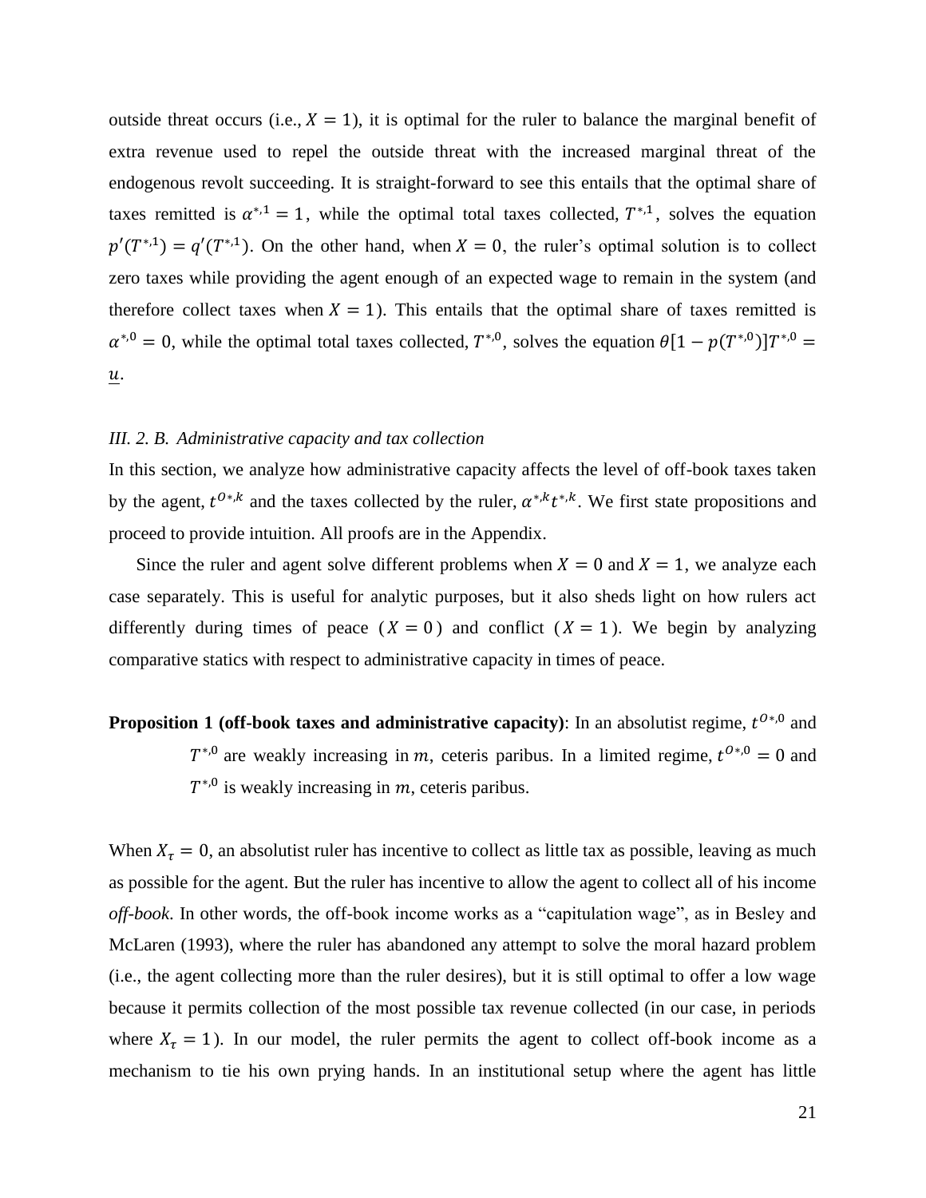outside threat occurs (i.e., $X = 1$), it is optimal for the ruler to balance the marginal benefit of extra revenue used to repel the outside threat with the increased marginal threat of the endogenous revolt succeeding. It is straight-forward to see this entails that the optimal share of taxes remitted is $\alpha^{*,1} = 1$, while the optimal total taxes collected, $T^{*,1}$, solves the equation $p'(T^{*,1}) = q'(T^{*,1})$. On the other hand, when $X = 0$, the ruler's optimal solution is to collect zero taxes while providing the agent enough of an expected wage to remain in the system (and therefore collect taxes when $X = 1$). This entails that the optimal share of taxes remitted is $\alpha^{*,0} = 0$, while the optimal total taxes collected, $T^{*,0}$, solves the equation $\theta[1 - p(T^{*,0})]T^{*,0} = \underline{u}$.

*III. 2. B. Administrative capacity and tax collection*

In this section, we analyze how administrative capacity affects the level of off-book taxes taken by the agent, $t^{O*,k}$ and the taxes collected by the ruler, $\alpha^{*,k}t^{*,k}$. We first state propositions and proceed to provide intuition. All proofs are in the Appendix.

Since the ruler and agent solve different problems when $X = 0$ and $X = 1$, we analyze each case separately. This is useful for analytic purposes, but it also sheds light on how rulers act differently during times of peace ($X = 0$) and conflict ($X = 1$). We begin by analyzing comparative statics with respect to administrative capacity in times of peace.

**Proposition 1 (off-book taxes and administrative capacity)**: In an absolutist regime, $t^{O*,0}$ and $T^{*,0}$ are weakly increasing in $m$, ceteris paribus. In a limited regime, $t^{O*,0} = 0$ and $T^{*,0}$ is weakly increasing in $m$, ceteris paribus.

When $X_\tau = 0$, an absolutist ruler has incentive to collect as little tax as possible, leaving as much as possible for the agent. But the ruler has incentive to allow the agent to collect all of his income *off-book*. In other words, the off-book income works as a "capitulation wage", as in Besley and McLaren (1993), where the ruler has abandoned any attempt to solve the moral hazard problem (i.e., the agent collecting more than the ruler desires), but it is still optimal to offer a low wage because it permits collection of the most possible tax revenue collected (in our case, in periods where $X_\tau = 1$). In our model, the ruler permits the agent to collect off-book income as a mechanism to tie his own prying hands. In an institutional setup where the agent has little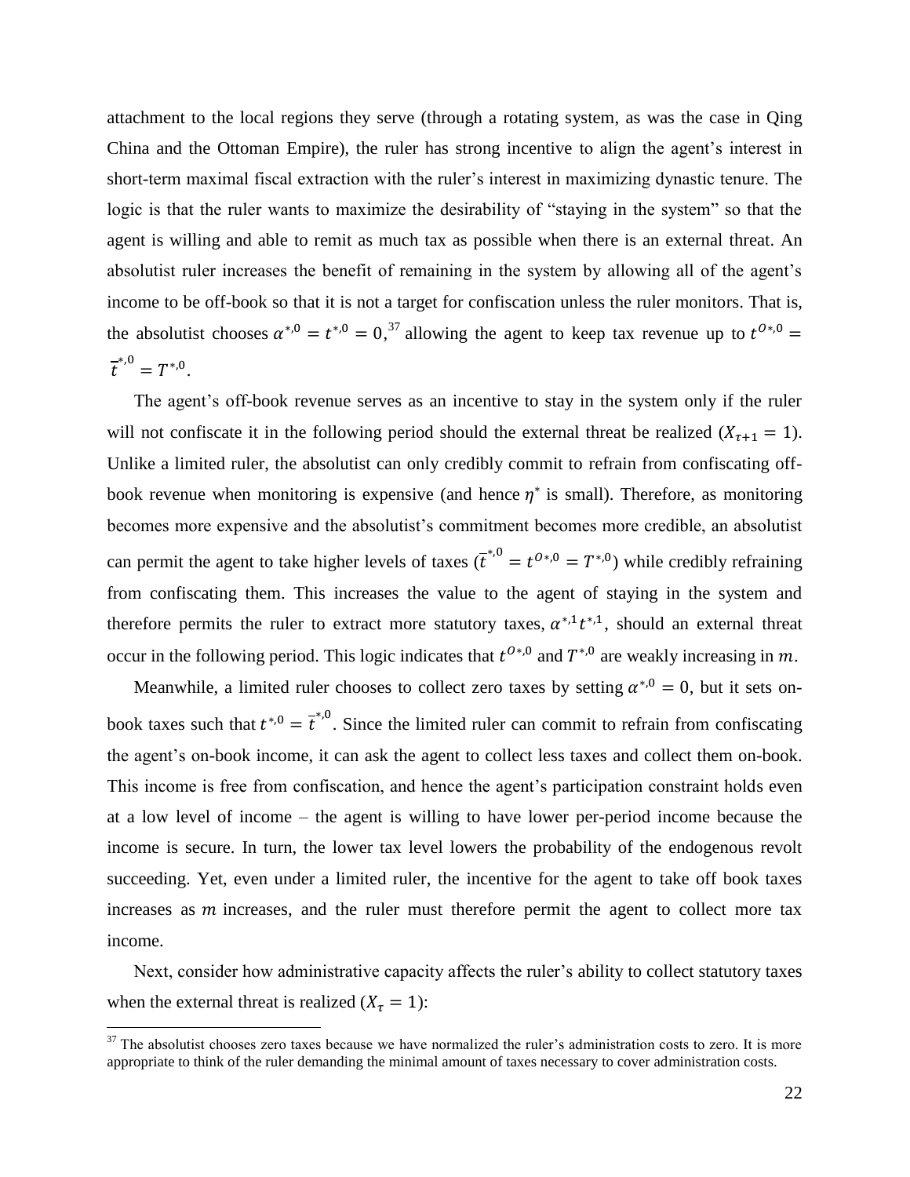attachment to the local regions they serve (through a rotating system, as was the case in Qing China and the Ottoman Empire), the ruler has strong incentive to align the agent's interest in short-term maximal fiscal extraction with the ruler's interest in maximizing dynastic tenure. The logic is that the ruler wants to maximize the desirability of "staying in the system" so that the agent is willing and able to remit as much tax as possible when there is an external threat. An absolutist ruler increases the benefit of remaining in the system by allowing all of the agent's income to be off-book so that it is not a target for confiscation unless the ruler monitors. That is, the absolutist chooses $\alpha^{*,0} = t^{*,0} = 0$,[37] allowing the agent to keep tax revenue up to $t^{O*,0} = \bar{t}^{*,0} = T^{*,0}$.

The agent's off-book revenue serves as an incentive to stay in the system only if the ruler will not confiscate it in the following period should the external threat be realized ($X_{\tau+1} = 1$). Unlike a limited ruler, the absolutist can only credibly commit to refrain from confiscating off-book revenue when monitoring is expensive (and hence $\eta^*$ is small). Therefore, as monitoring becomes more expensive and the absolutist's commitment becomes more credible, an absolutist can permit the agent to take higher levels of taxes ($\bar{t}^{*,0} = t^{O*,0} = T^{*,0}$) while credibly refraining from confiscating them. This increases the value to the agent of staying in the system and therefore permits the ruler to extract more statutory taxes, $\alpha^{*,1}t^{*,1}$, should an external threat occur in the following period. This logic indicates that $t^{O*,0}$ and $T^{*,0}$ are weakly increasing in $m$.

Meanwhile, a limited ruler chooses to collect zero taxes by setting $\alpha^{*,0} = 0$, but it sets on-book taxes such that $t^{*,0} = \bar{t}^{*,0}$. Since the limited ruler can commit to refrain from confiscating the agent's on-book income, it can ask the agent to collect less taxes and collect them on-book. This income is free from confiscation, and hence the agent's participation constraint holds even at a low level of income – the agent is willing to have lower per-period income because the income is secure. In turn, the lower tax level lowers the probability of the endogenous revolt succeeding. Yet, even under a limited ruler, the incentive for the agent to take off book taxes increases as $m$ increases, and the ruler must therefore permit the agent to collect more tax income.

Next, consider how administrative capacity affects the ruler's ability to collect statutory taxes when the external threat is realized ($X_\tau = 1$):

[37] The absolutist chooses zero taxes because we have normalized the ruler's administration costs to zero. It is more appropriate to think of the ruler demanding the minimal amount of taxes necessary to cover administration costs.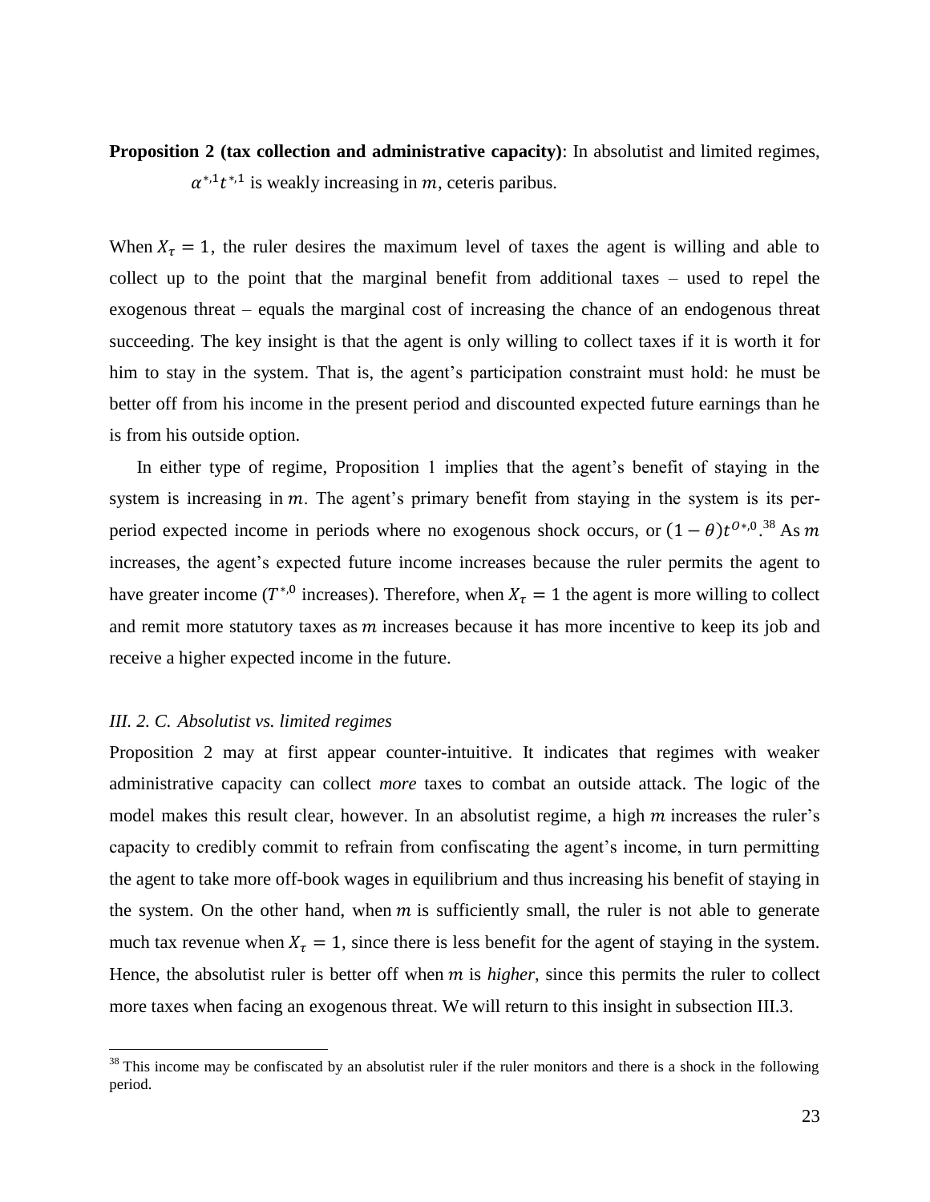**Proposition 2 (tax collection and administrative capacity)**: In absolutist and limited regimes, $\alpha^{*,1}t^{*,1}$ is weakly increasing in $m$, ceteris paribus.

When $X_\tau = 1$, the ruler desires the maximum level of taxes the agent is willing and able to collect up to the point that the marginal benefit from additional taxes – used to repel the exogenous threat – equals the marginal cost of increasing the chance of an endogenous threat succeeding. The key insight is that the agent is only willing to collect taxes if it is worth it for him to stay in the system. That is, the agent's participation constraint must hold: he must be better off from his income in the present period and discounted expected future earnings than he is from his outside option.

In either type of regime, Proposition 1 implies that the agent's benefit of staying in the system is increasing in $m$. The agent's primary benefit from staying in the system is its per-period expected income in periods where no exogenous shock occurs, or $(1-\theta)t^{O*,0}$.[38] As $m$ increases, the agent's expected future income increases because the ruler permits the agent to have greater income ($T^{*,0}$ increases). Therefore, when $X_\tau = 1$ the agent is more willing to collect and remit more statutory taxes as $m$ increases because it has more incentive to keep its job and receive a higher expected income in the future.

### *III. 2. C. Absolutist vs. limited regimes*

Proposition 2 may at first appear counter-intuitive. It indicates that regimes with weaker administrative capacity can collect *more* taxes to combat an outside attack. The logic of the model makes this result clear, however. In an absolutist regime, a high $m$ increases the ruler's capacity to credibly commit to refrain from confiscating the agent's income, in turn permitting the agent to take more off-book wages in equilibrium and thus increasing his benefit of staying in the system. On the other hand, when $m$ is sufficiently small, the ruler is not able to generate much tax revenue when $X_\tau = 1$, since there is less benefit for the agent of staying in the system. Hence, the absolutist ruler is better off when $m$ is *higher*, since this permits the ruler to collect more taxes when facing an exogenous threat. We will return to this insight in subsection III.3.

[38] This income may be confiscated by an absolutist ruler if the ruler monitors and there is a shock in the following period.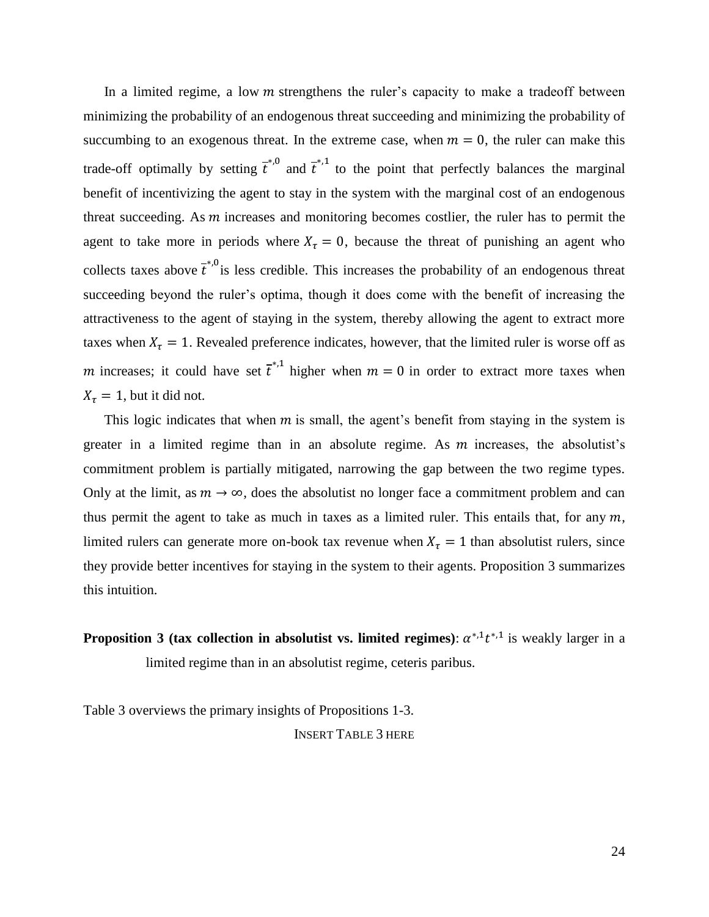In a limited regime, a low $m$ strengthens the ruler's capacity to make a tradeoff between minimizing the probability of an endogenous threat succeeding and minimizing the probability of succumbing to an exogenous threat. In the extreme case, when $m = 0$, the ruler can make this trade-off optimally by setting $\bar{t}^{*,0}$ and $\bar{t}^{*,1}$ to the point that perfectly balances the marginal benefit of incentivizing the agent to stay in the system with the marginal cost of an endogenous threat succeeding. As $m$ increases and monitoring becomes costlier, the ruler has to permit the agent to take more in periods where $X_\tau = 0$, because the threat of punishing an agent who collects taxes above $\bar{t}^{*,0}$ is less credible. This increases the probability of an endogenous threat succeeding beyond the ruler's optima, though it does come with the benefit of increasing the attractiveness to the agent of staying in the system, thereby allowing the agent to extract more taxes when $X_\tau = 1$. Revealed preference indicates, however, that the limited ruler is worse off as $m$ increases; it could have set $\bar{t}^{*,1}$ higher when $m = 0$ in order to extract more taxes when $X_\tau = 1$, but it did not.

This logic indicates that when $m$ is small, the agent's benefit from staying in the system is greater in a limited regime than in an absolute regime. As $m$ increases, the absolutist's commitment problem is partially mitigated, narrowing the gap between the two regime types. Only at the limit, as $m \to \infty$, does the absolutist no longer face a commitment problem and can thus permit the agent to take as much in taxes as a limited ruler. This entails that, for any $m$, limited rulers can generate more on-book tax revenue when $X_\tau = 1$ than absolutist rulers, since they provide better incentives for staying in the system to their agents. Proposition 3 summarizes this intuition.

**Proposition 3 (tax collection in absolutist vs. limited regimes)**: $\alpha^{*,1} t^{*,1}$ is weakly larger in a limited regime than in an absolutist regime, ceteris paribus.

Table 3 overviews the primary insights of Propositions 1-3.

INSERT TABLE 3 HERE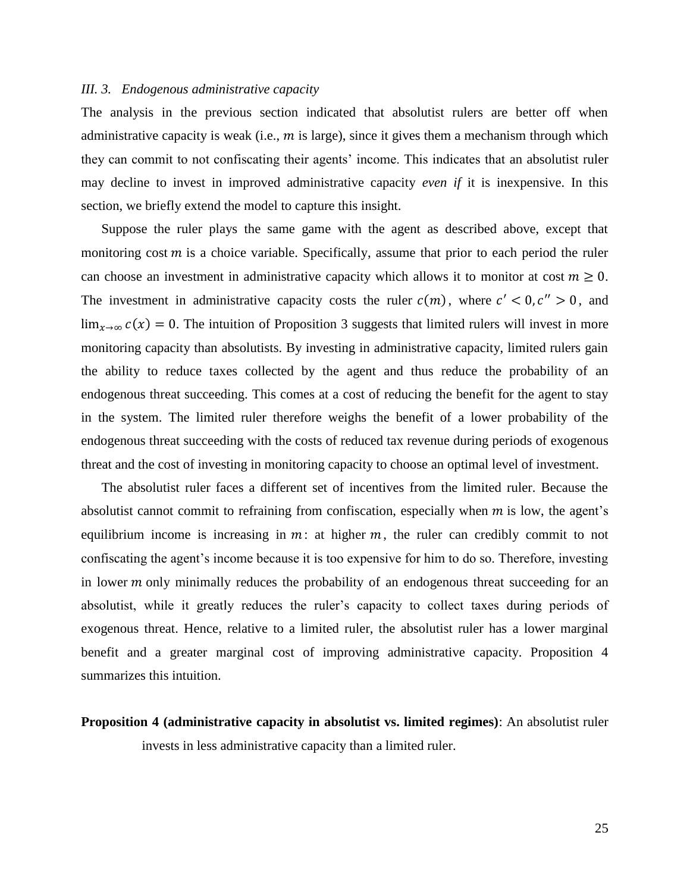### *III. 3. Endogenous administrative capacity*

The analysis in the previous section indicated that absolutist rulers are better off when administrative capacity is weak (i.e., $m$ is large), since it gives them a mechanism through which they can commit to not confiscating their agents' income. This indicates that an absolutist ruler may decline to invest in improved administrative capacity *even if* it is inexpensive. In this section, we briefly extend the model to capture this insight.

Suppose the ruler plays the same game with the agent as described above, except that monitoring cost $m$ is a choice variable. Specifically, assume that prior to each period the ruler can choose an investment in administrative capacity which allows it to monitor at cost $m \geq 0$. The investment in administrative capacity costs the ruler $c(m)$, where $c' < 0, c'' > 0$, and $\lim_{x\to\infty} c(x) = 0$. The intuition of Proposition 3 suggests that limited rulers will invest in more monitoring capacity than absolutists. By investing in administrative capacity, limited rulers gain the ability to reduce taxes collected by the agent and thus reduce the probability of an endogenous threat succeeding. This comes at a cost of reducing the benefit for the agent to stay in the system. The limited ruler therefore weighs the benefit of a lower probability of the endogenous threat succeeding with the costs of reduced tax revenue during periods of exogenous threat and the cost of investing in monitoring capacity to choose an optimal level of investment.

The absolutist ruler faces a different set of incentives from the limited ruler. Because the absolutist cannot commit to refraining from confiscation, especially when $m$ is low, the agent's equilibrium income is increasing in $m$: at higher $m$, the ruler can credibly commit to not confiscating the agent's income because it is too expensive for him to do so. Therefore, investing in lower $m$ only minimally reduces the probability of an endogenous threat succeeding for an absolutist, while it greatly reduces the ruler's capacity to collect taxes during periods of exogenous threat. Hence, relative to a limited ruler, the absolutist ruler has a lower marginal benefit and a greater marginal cost of improving administrative capacity. Proposition 4 summarizes this intuition.

**Proposition 4 (administrative capacity in absolutist vs. limited regimes)**: An absolutist ruler invests in less administrative capacity than a limited ruler.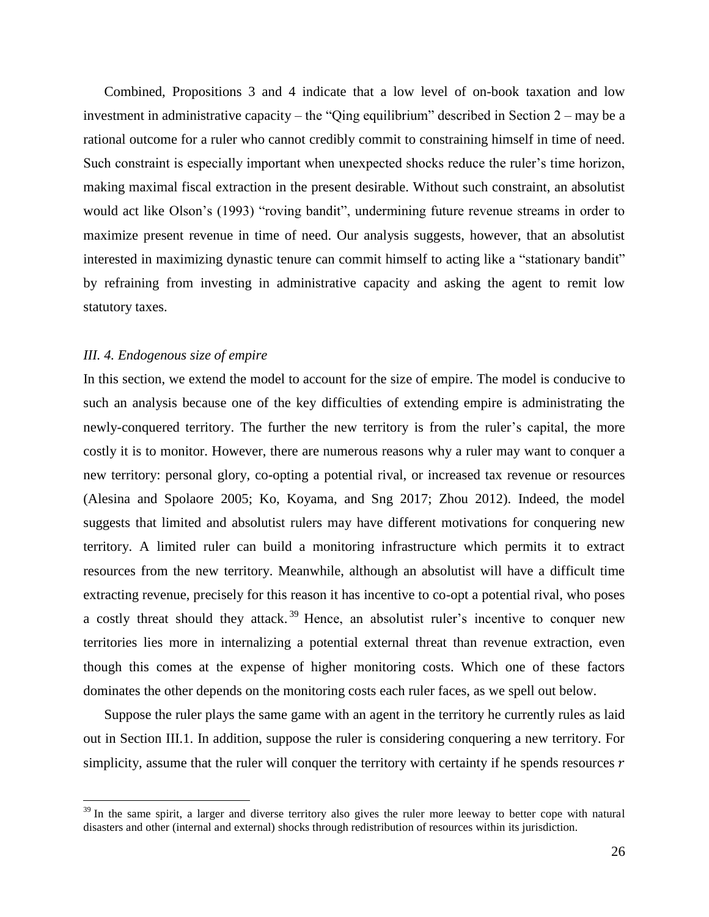Combined, Propositions 3 and 4 indicate that a low level of on-book taxation and low investment in administrative capacity – the "Qing equilibrium" described in Section 2 – may be a rational outcome for a ruler who cannot credibly commit to constraining himself in time of need. Such constraint is especially important when unexpected shocks reduce the ruler's time horizon, making maximal fiscal extraction in the present desirable. Without such constraint, an absolutist would act like Olson's (1993) "roving bandit", undermining future revenue streams in order to maximize present revenue in time of need. Our analysis suggests, however, that an absolutist interested in maximizing dynastic tenure can commit himself to acting like a "stationary bandit" by refraining from investing in administrative capacity and asking the agent to remit low statutory taxes.

### *III. 4. Endogenous size of empire*

In this section, we extend the model to account for the size of empire. The model is conducive to such an analysis because one of the key difficulties of extending empire is administrating the newly-conquered territory. The further the new territory is from the ruler's capital, the more costly it is to monitor. However, there are numerous reasons why a ruler may want to conquer a new territory: personal glory, co-opting a potential rival, or increased tax revenue or resources (Alesina and Spolaore 2005; Ko, Koyama, and Sng 2017; Zhou 2012). Indeed, the model suggests that limited and absolutist rulers may have different motivations for conquering new territory. A limited ruler can build a monitoring infrastructure which permits it to extract resources from the new territory. Meanwhile, although an absolutist will have a difficult time extracting revenue, precisely for this reason it has incentive to co-opt a potential rival, who poses a costly threat should they attack.[39] Hence, an absolutist ruler's incentive to conquer new territories lies more in internalizing a potential external threat than revenue extraction, even though this comes at the expense of higher monitoring costs. Which one of these factors dominates the other depends on the monitoring costs each ruler faces, as we spell out below.

Suppose the ruler plays the same game with an agent in the territory he currently rules as laid out in Section III.1. In addition, suppose the ruler is considering conquering a new territory. For simplicity, assume that the ruler will conquer the territory with certainty if he spends resources $r$

[39] In the same spirit, a larger and diverse territory also gives the ruler more leeway to better cope with natural disasters and other (internal and external) shocks through redistribution of resources within its jurisdiction.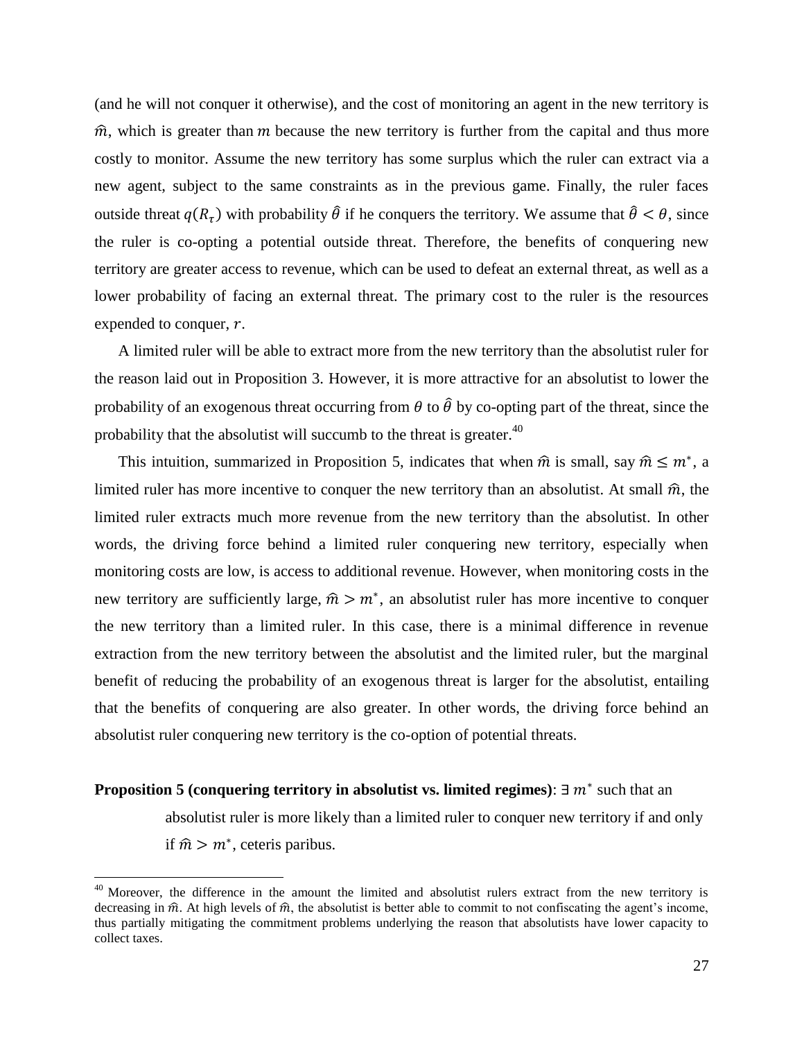(and he will not conquer it otherwise), and the cost of monitoring an agent in the new territory is $\hat{m}$, which is greater than $m$ because the new territory is further from the capital and thus more costly to monitor. Assume the new territory has some surplus which the ruler can extract via a new agent, subject to the same constraints as in the previous game. Finally, the ruler faces outside threat $q(R_\tau)$ with probability $\hat{\theta}$ if he conquers the territory. We assume that $\hat{\theta} < \theta$, since the ruler is co-opting a potential outside threat. Therefore, the benefits of conquering new territory are greater access to revenue, which can be used to defeat an external threat, as well as a lower probability of facing an external threat. The primary cost to the ruler is the resources expended to conquer, $r$.

A limited ruler will be able to extract more from the new territory than the absolutist ruler for the reason laid out in Proposition 3. However, it is more attractive for an absolutist to lower the probability of an exogenous threat occurring from $\theta$ to $\hat{\theta}$ by co-opting part of the threat, since the probability that the absolutist will succumb to the threat is greater.[40]

This intuition, summarized in Proposition 5, indicates that when $\hat{m}$ is small, say $\hat{m} \leq m^*$, a limited ruler has more incentive to conquer the new territory than an absolutist. At small $\hat{m}$, the limited ruler extracts much more revenue from the new territory than the absolutist. In other words, the driving force behind a limited ruler conquering new territory, especially when monitoring costs are low, is access to additional revenue. However, when monitoring costs in the new territory are sufficiently large, $\hat{m} > m^*$, an absolutist ruler has more incentive to conquer the new territory than a limited ruler. In this case, there is a minimal difference in revenue extraction from the new territory between the absolutist and the limited ruler, but the marginal benefit of reducing the probability of an exogenous threat is larger for the absolutist, entailing that the benefits of conquering are also greater. In other words, the driving force behind an absolutist ruler conquering new territory is the co-option of potential threats.

**Proposition 5 (conquering territory in absolutist vs. limited regimes)**: $\exists\, m^*$ such that an absolutist ruler is more likely than a limited ruler to conquer new territory if and only if $\hat{m} > m^*$, ceteris paribus.

[40] Moreover, the difference in the amount the limited and absolutist rulers extract from the new territory is decreasing in $\hat{m}$. At high levels of $\hat{m}$, the absolutist is better able to commit to not confiscating the agent's income, thus partially mitigating the commitment problems underlying the reason that absolutists have lower capacity to collect taxes.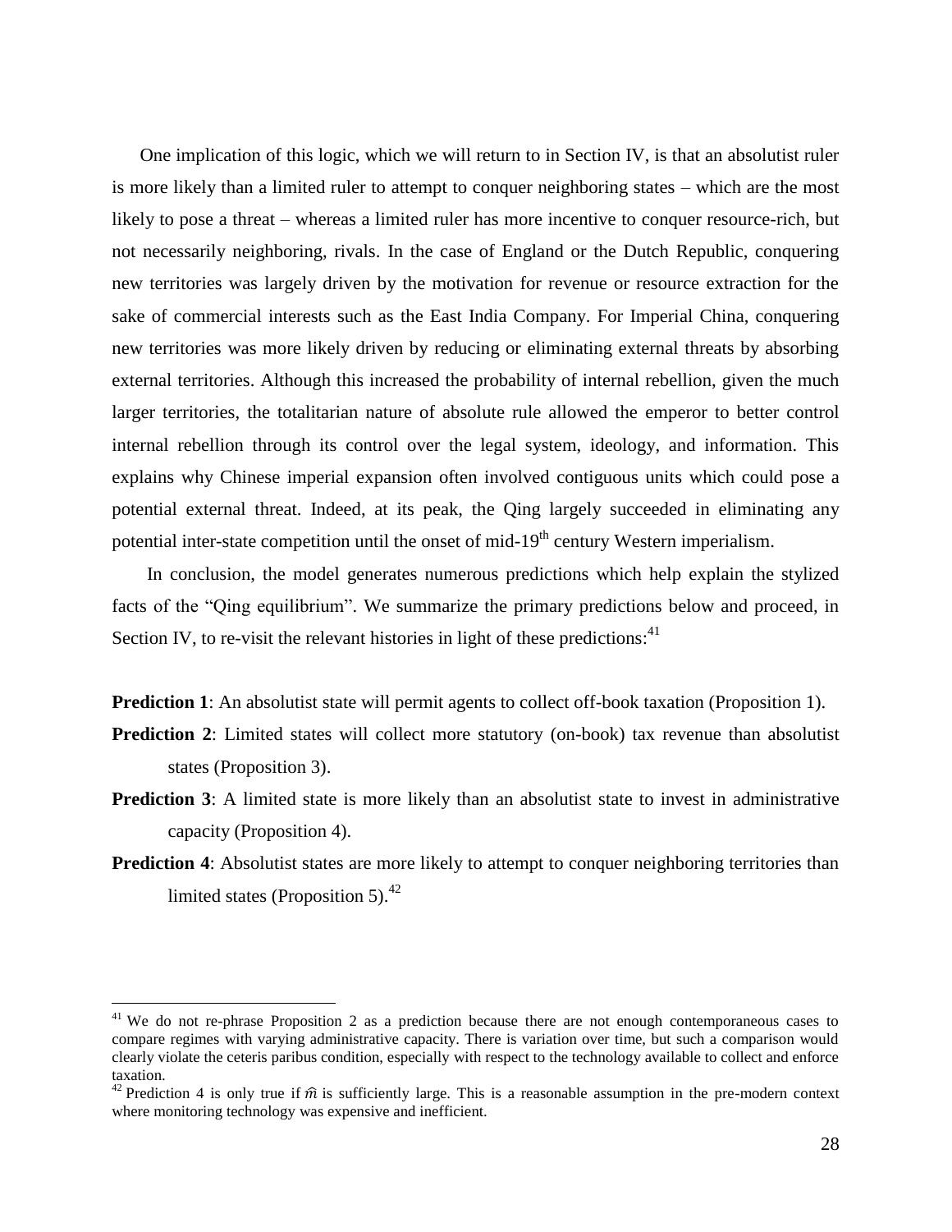One implication of this logic, which we will return to in Section IV, is that an absolutist ruler is more likely than a limited ruler to attempt to conquer neighboring states – which are the most likely to pose a threat – whereas a limited ruler has more incentive to conquer resource-rich, but not necessarily neighboring, rivals. In the case of England or the Dutch Republic, conquering new territories was largely driven by the motivation for revenue or resource extraction for the sake of commercial interests such as the East India Company. For Imperial China, conquering new territories was more likely driven by reducing or eliminating external threats by absorbing external territories. Although this increased the probability of internal rebellion, given the much larger territories, the totalitarian nature of absolute rule allowed the emperor to better control internal rebellion through its control over the legal system, ideology, and information. This explains why Chinese imperial expansion often involved contiguous units which could pose a potential external threat. Indeed, at its peak, the Qing largely succeeded in eliminating any potential inter-state competition until the onset of mid-19th century Western imperialism.

In conclusion, the model generates numerous predictions which help explain the stylized facts of the "Qing equilibrium". We summarize the primary predictions below and proceed, in Section IV, to re-visit the relevant histories in light of these predictions:[41]

**Prediction 1**: An absolutist state will permit agents to collect off-book taxation (Proposition 1).

**Prediction 2**: Limited states will collect more statutory (on-book) tax revenue than absolutist states (Proposition 3).

**Prediction 3**: A limited state is more likely than an absolutist state to invest in administrative capacity (Proposition 4).

**Prediction 4**: Absolutist states are more likely to attempt to conquer neighboring territories than limited states (Proposition 5).[42]

[41] We do not re-phrase Proposition 2 as a prediction because there are not enough contemporaneous cases to compare regimes with varying administrative capacity. There is variation over time, but such a comparison would clearly violate the ceteris paribus condition, especially with respect to the technology available to collect and enforce taxation.

[42] Prediction 4 is only true if $\hat{m}$ is sufficiently large. This is a reasonable assumption in the pre-modern context where monitoring technology was expensive and inefficient.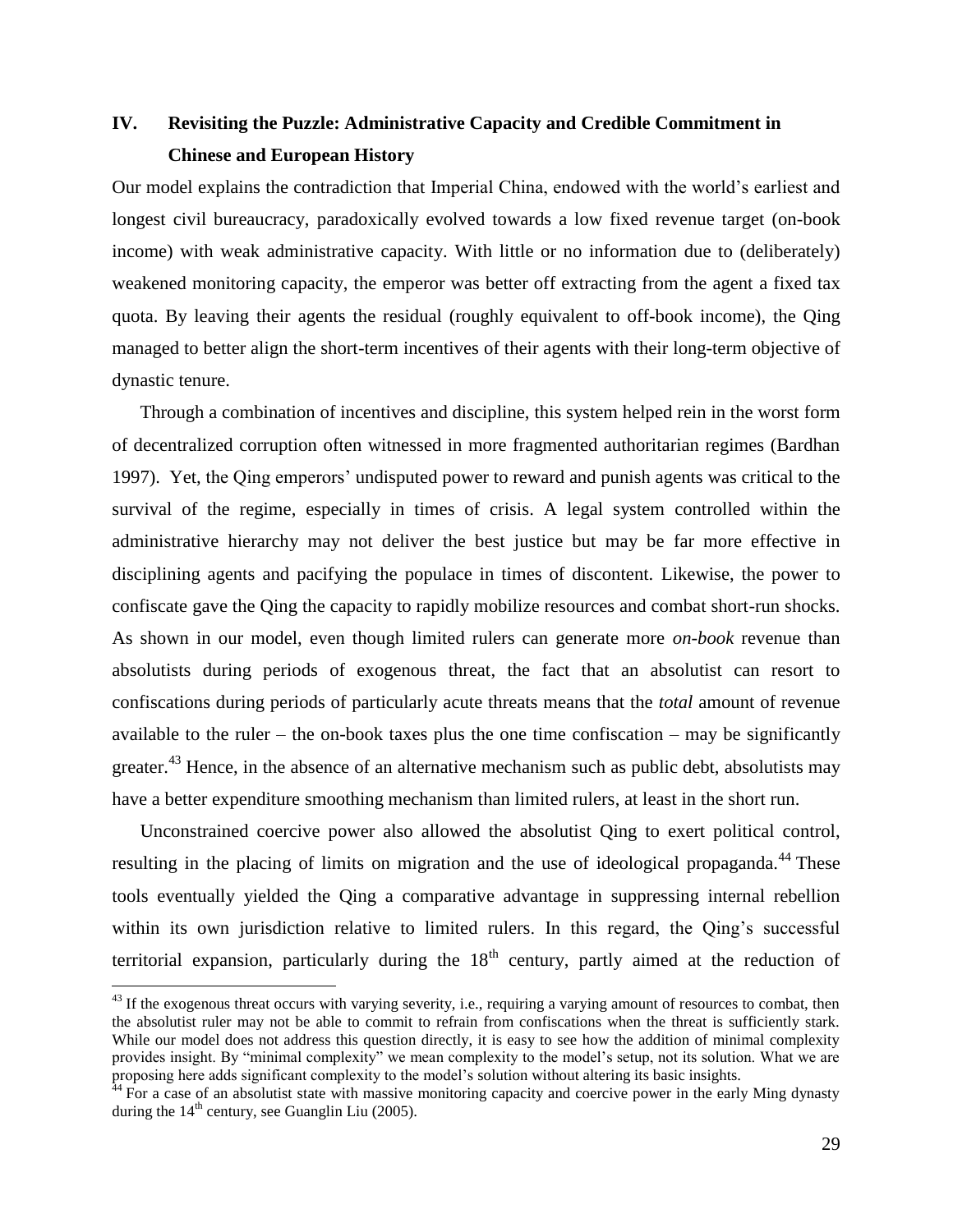## IV. Revisiting the Puzzle: Administrative Capacity and Credible Commitment in Chinese and European History

Our model explains the contradiction that Imperial China, endowed with the world's earliest and longest civil bureaucracy, paradoxically evolved towards a low fixed revenue target (on-book income) with weak administrative capacity. With little or no information due to (deliberately) weakened monitoring capacity, the emperor was better off extracting from the agent a fixed tax quota. By leaving their agents the residual (roughly equivalent to off-book income), the Qing managed to better align the short-term incentives of their agents with their long-term objective of dynastic tenure.

Through a combination of incentives and discipline, this system helped rein in the worst form of decentralized corruption often witnessed in more fragmented authoritarian regimes (Bardhan 1997). Yet, the Qing emperors' undisputed power to reward and punish agents was critical to the survival of the regime, especially in times of crisis. A legal system controlled within the administrative hierarchy may not deliver the best justice but may be far more effective in disciplining agents and pacifying the populace in times of discontent. Likewise, the power to confiscate gave the Qing the capacity to rapidly mobilize resources and combat short-run shocks. As shown in our model, even though limited rulers can generate more *on-book* revenue than absolutists during periods of exogenous threat, the fact that an absolutist can resort to confiscations during periods of particularly acute threats means that the *total* amount of revenue available to the ruler – the on-book taxes plus the one time confiscation – may be significantly greater.[43] Hence, in the absence of an alternative mechanism such as public debt, absolutists may have a better expenditure smoothing mechanism than limited rulers, at least in the short run.

Unconstrained coercive power also allowed the absolutist Qing to exert political control, resulting in the placing of limits on migration and the use of ideological propaganda.[44] These tools eventually yielded the Qing a comparative advantage in suppressing internal rebellion within its own jurisdiction relative to limited rulers. In this regard, the Qing's successful territorial expansion, particularly during the 18th century, partly aimed at the reduction of

[43] If the exogenous threat occurs with varying severity, i.e., requiring a varying amount of resources to combat, then the absolutist ruler may not be able to commit to refrain from confiscations when the threat is sufficiently stark. While our model does not address this question directly, it is easy to see how the addition of minimal complexity provides insight. By "minimal complexity" we mean complexity to the model's setup, not its solution. What we are proposing here adds significant complexity to the model's solution without altering its basic insights.

[44] For a case of an absolutist state with massive monitoring capacity and coercive power in the early Ming dynasty during the 14th century, see Guanglin Liu (2005).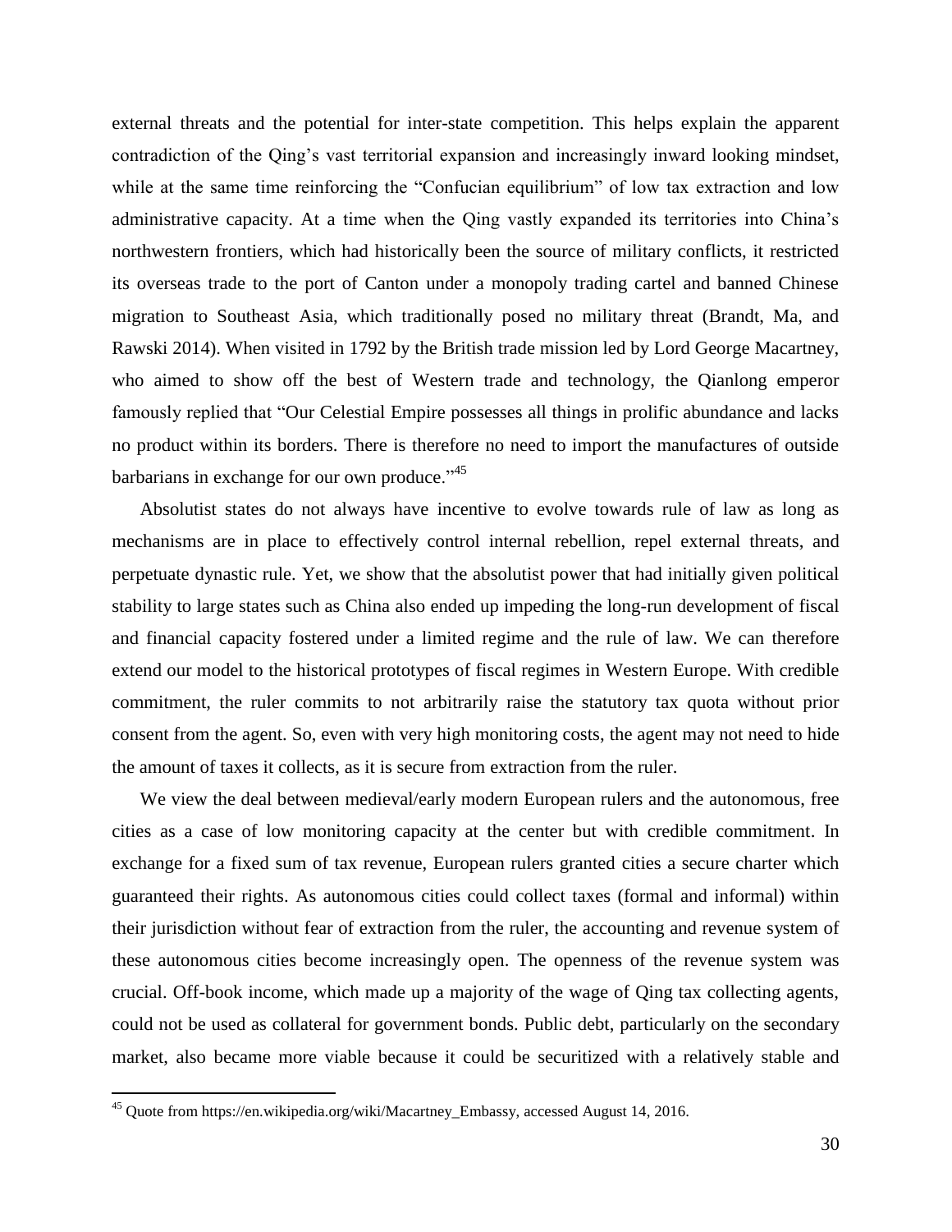external threats and the potential for inter-state competition. This helps explain the apparent contradiction of the Qing's vast territorial expansion and increasingly inward looking mindset, while at the same time reinforcing the "Confucian equilibrium" of low tax extraction and low administrative capacity. At a time when the Qing vastly expanded its territories into China's northwestern frontiers, which had historically been the source of military conflicts, it restricted its overseas trade to the port of Canton under a monopoly trading cartel and banned Chinese migration to Southeast Asia, which traditionally posed no military threat (Brandt, Ma, and Rawski 2014). When visited in 1792 by the British trade mission led by Lord George Macartney, who aimed to show off the best of Western trade and technology, the Qianlong emperor famously replied that "Our Celestial Empire possesses all things in prolific abundance and lacks no product within its borders. There is therefore no need to import the manufactures of outside barbarians in exchange for our own produce."[45]

Absolutist states do not always have incentive to evolve towards rule of law as long as mechanisms are in place to effectively control internal rebellion, repel external threats, and perpetuate dynastic rule. Yet, we show that the absolutist power that had initially given political stability to large states such as China also ended up impeding the long-run development of fiscal and financial capacity fostered under a limited regime and the rule of law. We can therefore extend our model to the historical prototypes of fiscal regimes in Western Europe. With credible commitment, the ruler commits to not arbitrarily raise the statutory tax quota without prior consent from the agent. So, even with very high monitoring costs, the agent may not need to hide the amount of taxes it collects, as it is secure from extraction from the ruler.

We view the deal between medieval/early modern European rulers and the autonomous, free cities as a case of low monitoring capacity at the center but with credible commitment. In exchange for a fixed sum of tax revenue, European rulers granted cities a secure charter which guaranteed their rights. As autonomous cities could collect taxes (formal and informal) within their jurisdiction without fear of extraction from the ruler, the accounting and revenue system of these autonomous cities become increasingly open. The openness of the revenue system was crucial. Off-book income, which made up a majority of the wage of Qing tax collecting agents, could not be used as collateral for government bonds. Public debt, particularly on the secondary market, also became more viable because it could be securitized with a relatively stable and

[45] Quote from https://en.wikipedia.org/wiki/Macartney_Embassy, accessed August 14, 2016.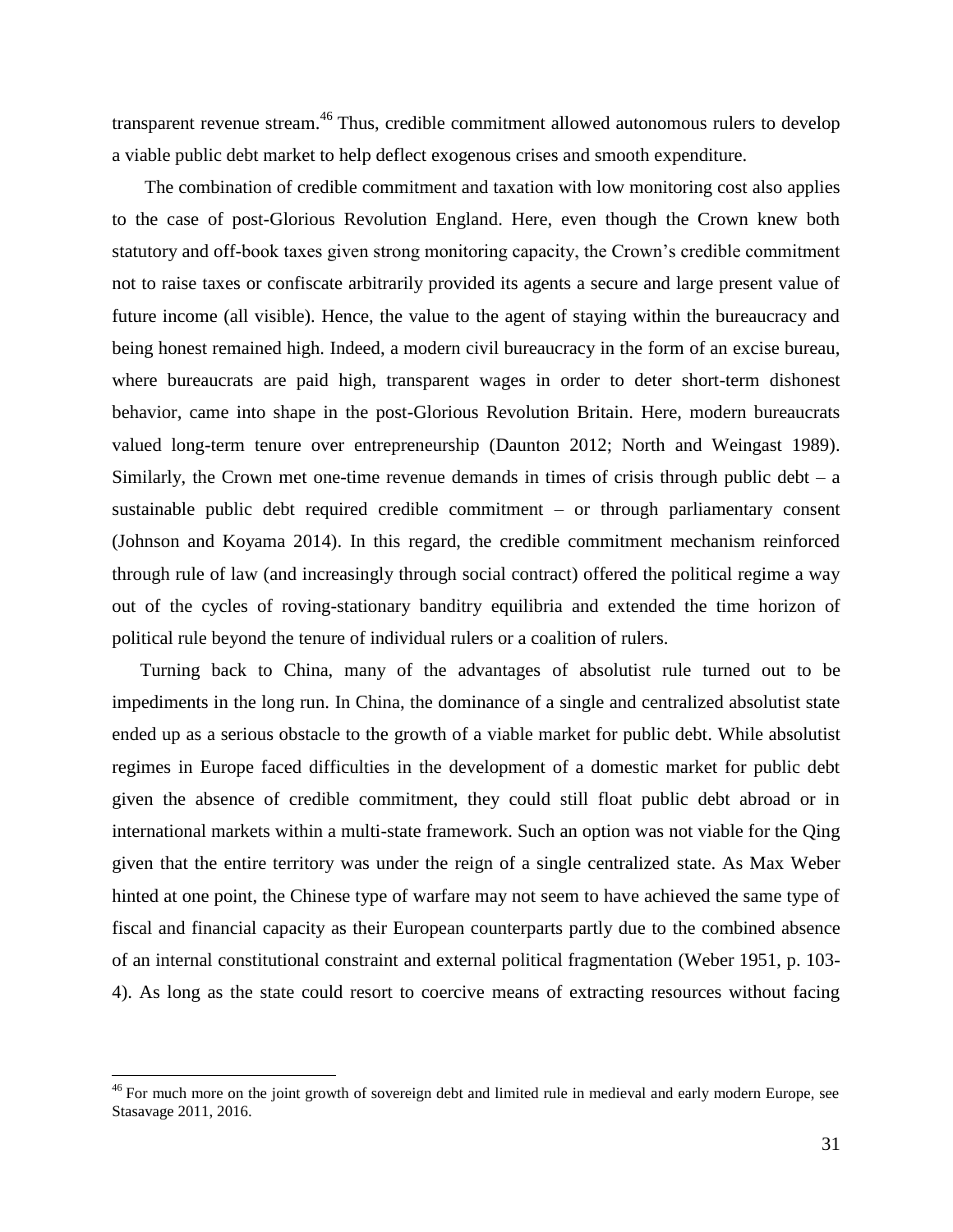transparent revenue stream.[46] Thus, credible commitment allowed autonomous rulers to develop a viable public debt market to help deflect exogenous crises and smooth expenditure.

The combination of credible commitment and taxation with low monitoring cost also applies to the case of post-Glorious Revolution England. Here, even though the Crown knew both statutory and off-book taxes given strong monitoring capacity, the Crown's credible commitment not to raise taxes or confiscate arbitrarily provided its agents a secure and large present value of future income (all visible). Hence, the value to the agent of staying within the bureaucracy and being honest remained high. Indeed, a modern civil bureaucracy in the form of an excise bureau, where bureaucrats are paid high, transparent wages in order to deter short-term dishonest behavior, came into shape in the post-Glorious Revolution Britain. Here, modern bureaucrats valued long-term tenure over entrepreneurship (Daunton 2012; North and Weingast 1989). Similarly, the Crown met one-time revenue demands in times of crisis through public debt – a sustainable public debt required credible commitment – or through parliamentary consent (Johnson and Koyama 2014). In this regard, the credible commitment mechanism reinforced through rule of law (and increasingly through social contract) offered the political regime a way out of the cycles of roving-stationary banditry equilibria and extended the time horizon of political rule beyond the tenure of individual rulers or a coalition of rulers.

Turning back to China, many of the advantages of absolutist rule turned out to be impediments in the long run. In China, the dominance of a single and centralized absolutist state ended up as a serious obstacle to the growth of a viable market for public debt. While absolutist regimes in Europe faced difficulties in the development of a domestic market for public debt given the absence of credible commitment, they could still float public debt abroad or in international markets within a multi-state framework. Such an option was not viable for the Qing given that the entire territory was under the reign of a single centralized state. As Max Weber hinted at one point, the Chinese type of warfare may not seem to have achieved the same type of fiscal and financial capacity as their European counterparts partly due to the combined absence of an internal constitutional constraint and external political fragmentation (Weber 1951, p. 103-4). As long as the state could resort to coercive means of extracting resources without facing

[46] For much more on the joint growth of sovereign debt and limited rule in medieval and early modern Europe, see Stasavage 2011, 2016.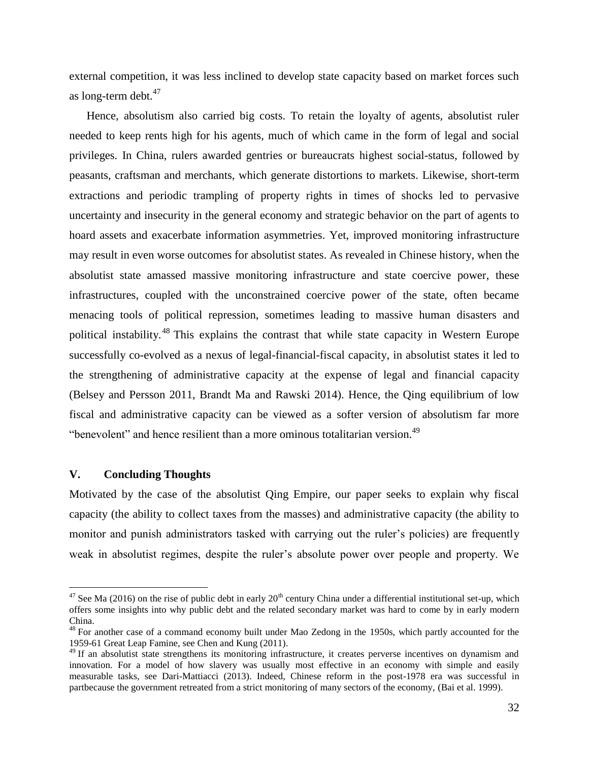external competition, it was less inclined to develop state capacity based on market forces such as long-term debt.[47]

Hence, absolutism also carried big costs. To retain the loyalty of agents, absolutist ruler needed to keep rents high for his agents, much of which came in the form of legal and social privileges. In China, rulers awarded gentries or bureaucrats highest social-status, followed by peasants, craftsman and merchants, which generate distortions to markets. Likewise, short-term extractions and periodic trampling of property rights in times of shocks led to pervasive uncertainty and insecurity in the general economy and strategic behavior on the part of agents to hoard assets and exacerbate information asymmetries. Yet, improved monitoring infrastructure may result in even worse outcomes for absolutist states. As revealed in Chinese history, when the absolutist state amassed massive monitoring infrastructure and state coercive power, these infrastructures, coupled with the unconstrained coercive power of the state, often became menacing tools of political repression, sometimes leading to massive human disasters and political instability.[48] This explains the contrast that while state capacity in Western Europe successfully co-evolved as a nexus of legal-financial-fiscal capacity, in absolutist states it led to the strengthening of administrative capacity at the expense of legal and financial capacity (Belsey and Persson 2011, Brandt Ma and Rawski 2014). Hence, the Qing equilibrium of low fiscal and administrative capacity can be viewed as a softer version of absolutism far more "benevolent" and hence resilient than a more ominous totalitarian version.[49]

## V. Concluding Thoughts

Motivated by the case of the absolutist Qing Empire, our paper seeks to explain why fiscal capacity (the ability to collect taxes from the masses) and administrative capacity (the ability to monitor and punish administrators tasked with carrying out the ruler's policies) are frequently weak in absolutist regimes, despite the ruler's absolute power over people and property. We

---

[47] See Ma (2016) on the rise of public debt in early 20th century China under a differential institutional set-up, which offers some insights into why public debt and the related secondary market was hard to come by in early modern China.

[48] For another case of a command economy built under Mao Zedong in the 1950s, which partly accounted for the 1959-61 Great Leap Famine, see Chen and Kung (2011).

[49] If an absolutist state strengthens its monitoring infrastructure, it creates perverse incentives on dynamism and innovation. For a model of how slavery was usually most effective in an economy with simple and easily measurable tasks, see Dari-Mattiacci (2013). Indeed, Chinese reform in the post-1978 era was successful in partbecause the government retreated from a strict monitoring of many sectors of the economy, (Bai et al. 1999).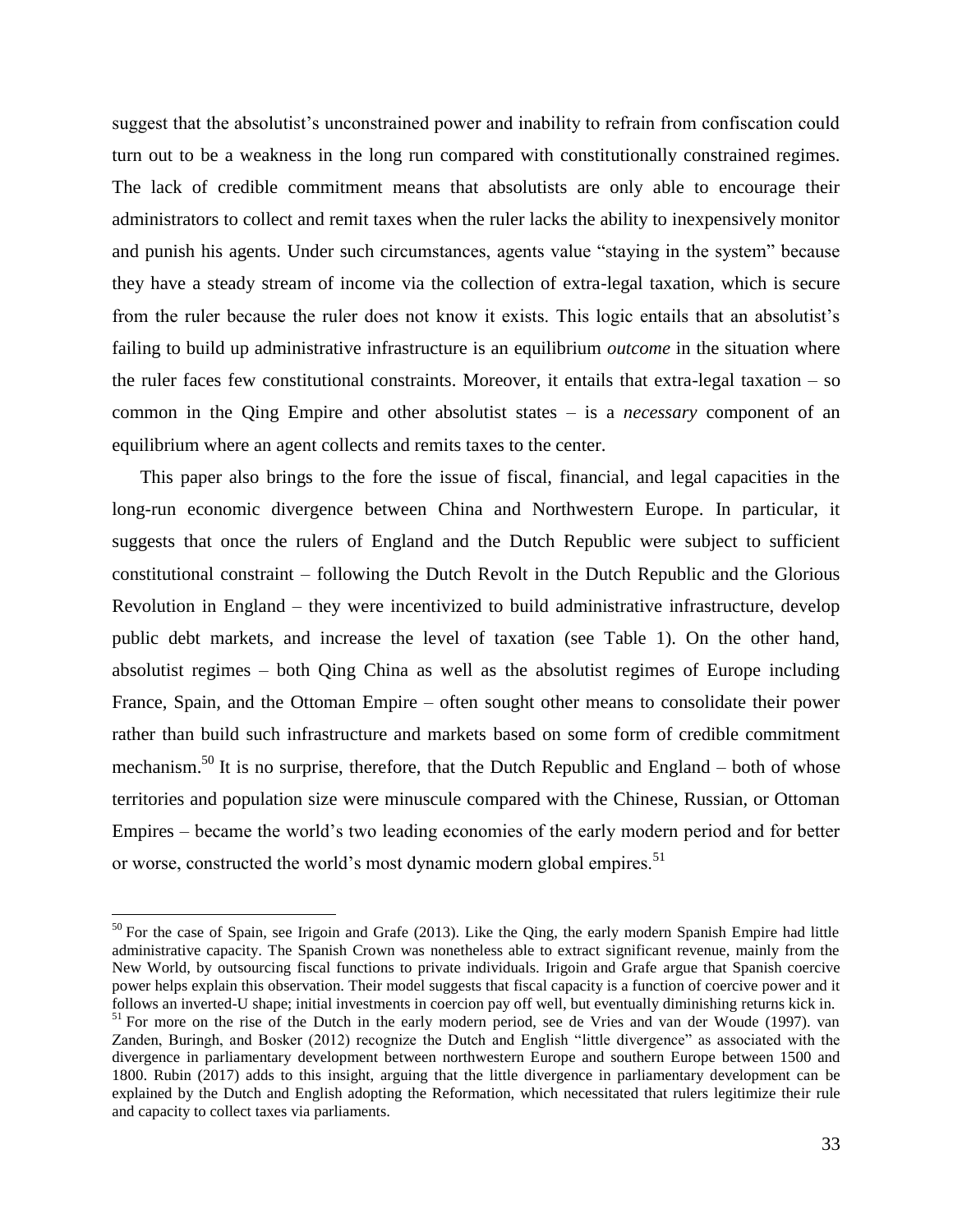suggest that the absolutist's unconstrained power and inability to refrain from confiscation could turn out to be a weakness in the long run compared with constitutionally constrained regimes. The lack of credible commitment means that absolutists are only able to encourage their administrators to collect and remit taxes when the ruler lacks the ability to inexpensively monitor and punish his agents. Under such circumstances, agents value "staying in the system" because they have a steady stream of income via the collection of extra-legal taxation, which is secure from the ruler because the ruler does not know it exists. This logic entails that an absolutist's failing to build up administrative infrastructure is an equilibrium *outcome* in the situation where the ruler faces few constitutional constraints. Moreover, it entails that extra-legal taxation – so common in the Qing Empire and other absolutist states – is a *necessary* component of an equilibrium where an agent collects and remits taxes to the center.

This paper also brings to the fore the issue of fiscal, financial, and legal capacities in the long-run economic divergence between China and Northwestern Europe. In particular, it suggests that once the rulers of England and the Dutch Republic were subject to sufficient constitutional constraint – following the Dutch Revolt in the Dutch Republic and the Glorious Revolution in England – they were incentivized to build administrative infrastructure, develop public debt markets, and increase the level of taxation (see Table 1). On the other hand, absolutist regimes – both Qing China as well as the absolutist regimes of Europe including France, Spain, and the Ottoman Empire – often sought other means to consolidate their power rather than build such infrastructure and markets based on some form of credible commitment mechanism.[50] It is no surprise, therefore, that the Dutch Republic and England – both of whose territories and population size were minuscule compared with the Chinese, Russian, or Ottoman Empires – became the world's two leading economies of the early modern period and for better or worse, constructed the world's most dynamic modern global empires.[51]

[50] For the case of Spain, see Irigoin and Grafe (2013). Like the Qing, the early modern Spanish Empire had little administrative capacity. The Spanish Crown was nonetheless able to extract significant revenue, mainly from the New World, by outsourcing fiscal functions to private individuals. Irigoin and Grafe argue that Spanish coercive power helps explain this observation. Their model suggests that fiscal capacity is a function of coercive power and it follows an inverted-U shape; initial investments in coercion pay off well, but eventually diminishing returns kick in.

[51] For more on the rise of the Dutch in the early modern period, see de Vries and van der Woude (1997). van Zanden, Buringh, and Bosker (2012) recognize the Dutch and English "little divergence" as associated with the divergence in parliamentary development between northwestern Europe and southern Europe between 1500 and 1800. Rubin (2017) adds to this insight, arguing that the little divergence in parliamentary development can be explained by the Dutch and English adopting the Reformation, which necessitated that rulers legitimize their rule and capacity to collect taxes via parliaments.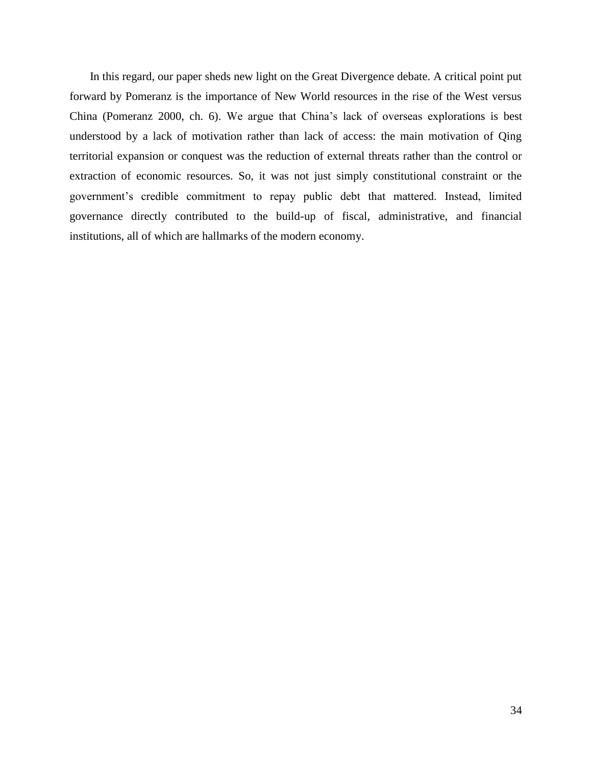In this regard, our paper sheds new light on the Great Divergence debate. A critical point put forward by Pomeranz is the importance of New World resources in the rise of the West versus China (Pomeranz 2000, ch. 6). We argue that China's lack of overseas explorations is best understood by a lack of motivation rather than lack of access: the main motivation of Qing territorial expansion or conquest was the reduction of external threats rather than the control or extraction of economic resources. So, it was not just simply constitutional constraint or the government's credible commitment to repay public debt that mattered. Instead, limited governance directly contributed to the build-up of fiscal, administrative, and financial institutions, all of which are hallmarks of the modern economy.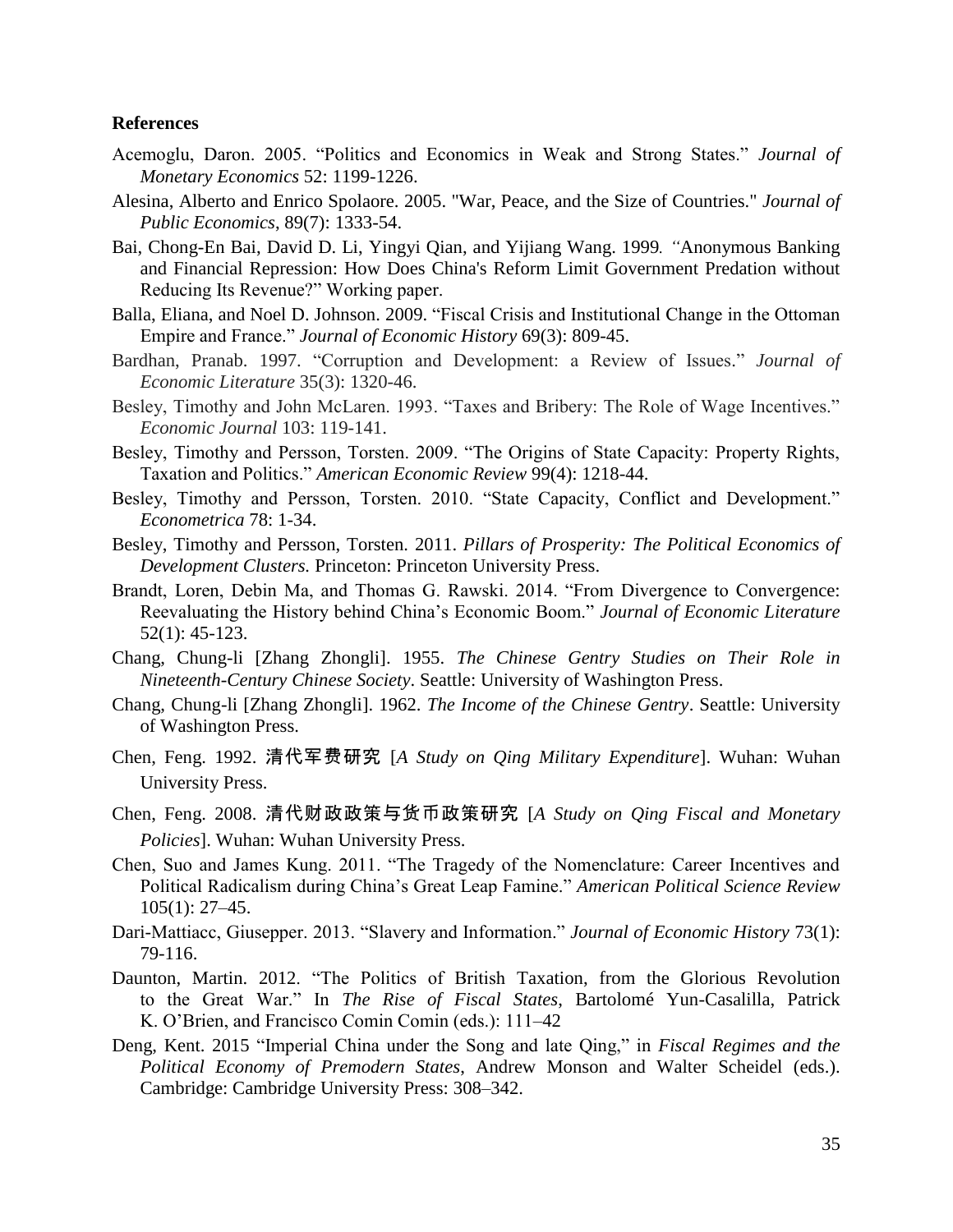**References**

Acemoglu, Daron. 2005. "Politics and Economics in Weak and Strong States." *Journal of Monetary Economics* 52: 1199-1226.

Alesina, Alberto and Enrico Spolaore. 2005. "War, Peace, and the Size of Countries." *Journal of Public Economics*, 89(7): 1333-54.

Bai, Chong-En Bai, David D. Li, Yingyi Qian, and Yijiang Wang. 1999*. "*Anonymous Banking and Financial Repression: How Does China's Reform Limit Government Predation without Reducing Its Revenue?" Working paper.

Balla, Eliana, and Noel D. Johnson. 2009. "Fiscal Crisis and Institutional Change in the Ottoman Empire and France." *Journal of Economic History* 69(3): 809-45.

Bardhan, Pranab. 1997. "Corruption and Development: a Review of Issues." *Journal of Economic Literature* 35(3): 1320-46.

Besley, Timothy and John McLaren. 1993. "Taxes and Bribery: The Role of Wage Incentives." *Economic Journal* 103: 119-141.

Besley, Timothy and Persson, Torsten. 2009. "The Origins of State Capacity: Property Rights, Taxation and Politics." *American Economic Review* 99(4): 1218-44.

Besley, Timothy and Persson, Torsten. 2010. "State Capacity, Conflict and Development." *Econometrica* 78: 1-34.

Besley, Timothy and Persson, Torsten. 2011. *Pillars of Prosperity: The Political Economics of Development Clusters.* Princeton: Princeton University Press.

Brandt, Loren, Debin Ma, and Thomas G. Rawski. 2014. "From Divergence to Convergence: Reevaluating the History behind China's Economic Boom." *Journal of Economic Literature* 52(1): 45-123.

Chang, Chung-li [Zhang Zhongli]. 1955. *The Chinese Gentry Studies on Their Role in Nineteenth-Century Chinese Society*. Seattle: University of Washington Press.

Chang, Chung-li [Zhang Zhongli]. 1962. *The Income of the Chinese Gentry*. Seattle: University of Washington Press.

Chen, Feng. 1992. 清代军费研究 [*A Study on Qing Military Expenditure*]. Wuhan: Wuhan University Press.

Chen, Feng. 2008. 清代财政政策与货币政策研究 [*A Study on Qing Fiscal and Monetary Policies*]. Wuhan: Wuhan University Press.

Chen, Suo and James Kung. 2011. "The Tragedy of the Nomenclature: Career Incentives and Political Radicalism during China's Great Leap Famine." *American Political Science Review* 105(1): 27–45.

Dari-Mattiacc, Giusepper. 2013. "Slavery and Information." *Journal of Economic History* 73(1): 79-116.

Daunton, Martin. 2012. "The Politics of British Taxation, from the Glorious Revolution to the Great War." In *The Rise of Fiscal States*, Bartolomé Yun-Casalilla, Patrick K. O'Brien, and Francisco Comin Comin (eds.): 111–42

Deng, Kent. 2015 "Imperial China under the Song and late Qing," in *Fiscal Regimes and the Political Economy of Premodern States*, Andrew Monson and Walter Scheidel (eds.). Cambridge: Cambridge University Press: 308–342.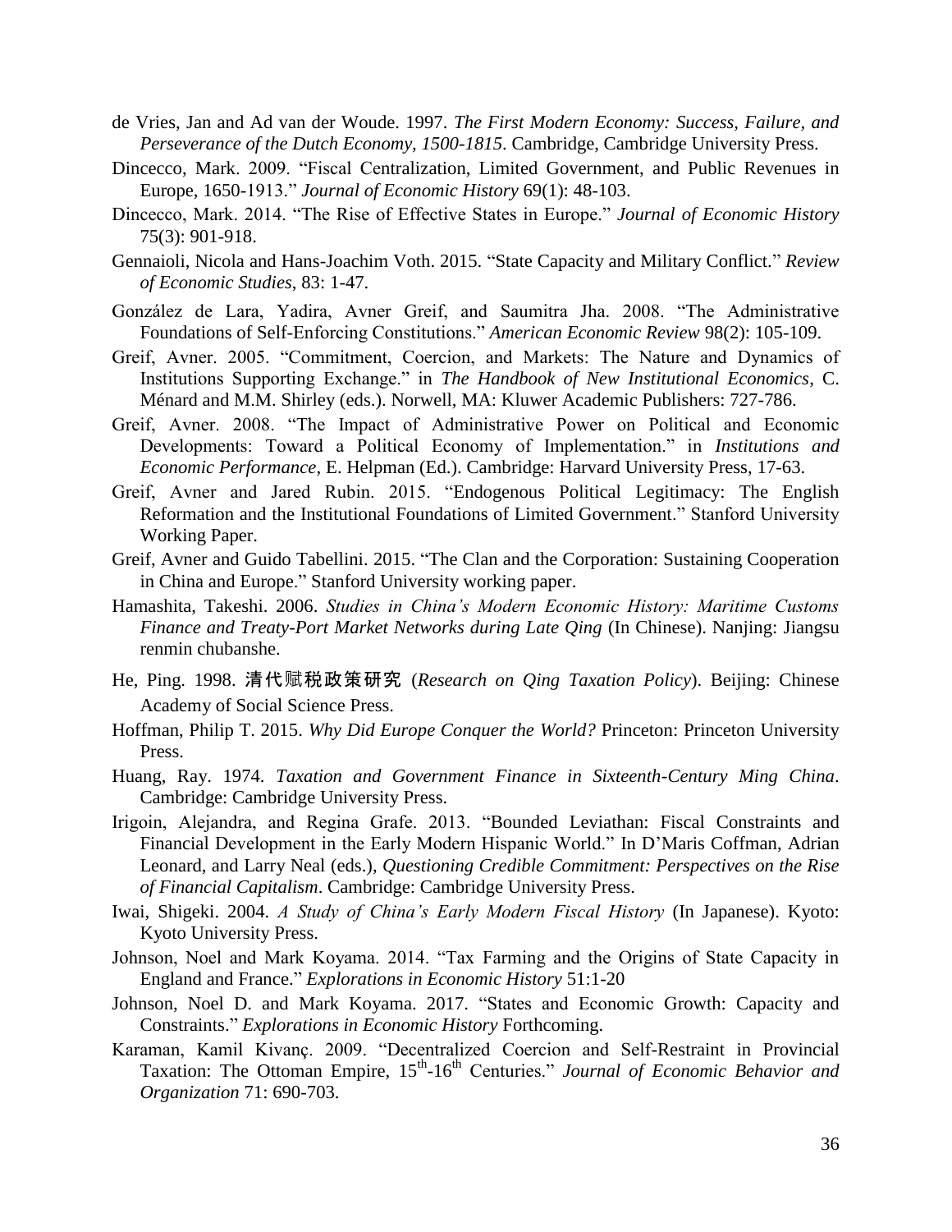de Vries, Jan and Ad van der Woude. 1997. *The First Modern Economy: Success, Failure, and Perseverance of the Dutch Economy, 1500-1815*. Cambridge, Cambridge University Press.

Dincecco, Mark. 2009. "Fiscal Centralization, Limited Government, and Public Revenues in Europe, 1650-1913." *Journal of Economic History* 69(1): 48-103.

Dincecco, Mark. 2014. "The Rise of Effective States in Europe." *Journal of Economic History* 75(3): 901-918.

Gennaioli, Nicola and Hans-Joachim Voth. 2015. "State Capacity and Military Conflict." *Review of Economic Studies*, 83: 1-47.

González de Lara, Yadira, Avner Greif, and Saumitra Jha. 2008. "The Administrative Foundations of Self-Enforcing Constitutions." *American Economic Review* 98(2): 105-109.

Greif, Avner. 2005. "Commitment, Coercion, and Markets: The Nature and Dynamics of Institutions Supporting Exchange." in *The Handbook of New Institutional Economics*, C. Ménard and M.M. Shirley (eds.). Norwell, MA: Kluwer Academic Publishers: 727-786.

Greif, Avner. 2008. "The Impact of Administrative Power on Political and Economic Developments: Toward a Political Economy of Implementation." in *Institutions and Economic Performance*, E. Helpman (Ed.). Cambridge: Harvard University Press, 17-63.

Greif, Avner and Jared Rubin. 2015. "Endogenous Political Legitimacy: The English Reformation and the Institutional Foundations of Limited Government." Stanford University Working Paper.

Greif, Avner and Guido Tabellini. 2015. "The Clan and the Corporation: Sustaining Cooperation in China and Europe." Stanford University working paper.

Hamashita, Takeshi. 2006. *Studies in China's Modern Economic History: Maritime Customs Finance and Treaty-Port Market Networks during Late Qing* (In Chinese). Nanjing: Jiangsu renmin chubanshe.

He, Ping. 1998. 清代赋税政策研究 (*Research on Qing Taxation Policy*). Beijing: Chinese Academy of Social Science Press.

Hoffman, Philip T. 2015. *Why Did Europe Conquer the World?* Princeton: Princeton University Press.

Huang, Ray. 1974. *Taxation and Government Finance in Sixteenth-Century Ming China*. Cambridge: Cambridge University Press.

Irigoin, Alejandra, and Regina Grafe. 2013. "Bounded Leviathan: Fiscal Constraints and Financial Development in the Early Modern Hispanic World." In D'Maris Coffman, Adrian Leonard, and Larry Neal (eds.), *Questioning Credible Commitment: Perspectives on the Rise of Financial Capitalism*. Cambridge: Cambridge University Press.

Iwai, Shigeki. 2004. *A Study of China's Early Modern Fiscal History* (In Japanese). Kyoto: Kyoto University Press.

Johnson, Noel and Mark Koyama. 2014. "Tax Farming and the Origins of State Capacity in England and France." *Explorations in Economic History* 51:1-20

Johnson, Noel D. and Mark Koyama. 2017. "States and Economic Growth: Capacity and Constraints." *Explorations in Economic History* Forthcoming.

Karaman, Kamil Kivanç. 2009. "Decentralized Coercion and Self-Restraint in Provincial Taxation: The Ottoman Empire, 15th-16th Centuries." *Journal of Economic Behavior and Organization* 71: 690-703.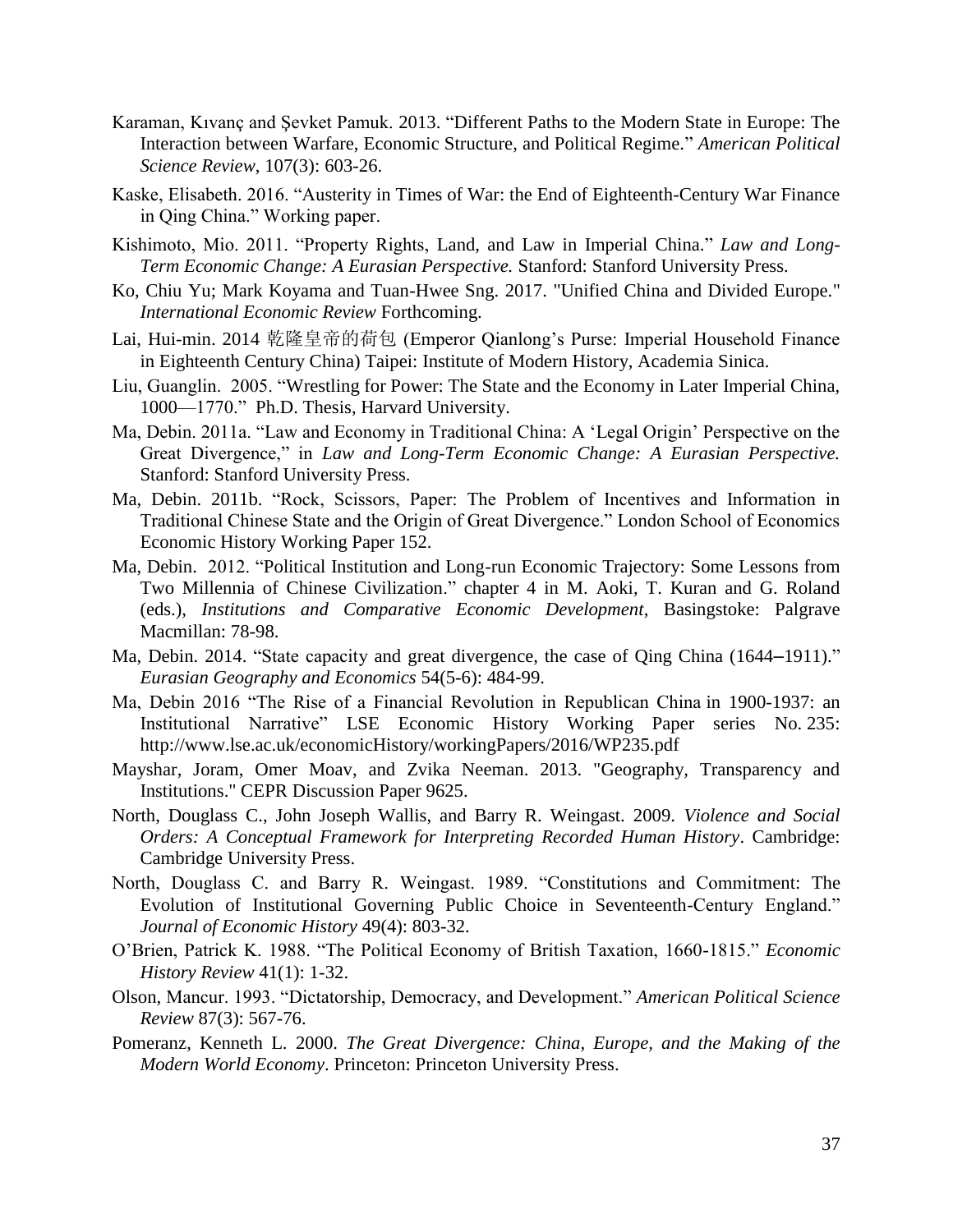Karaman, Kıvanç and Şevket Pamuk. 2013. "Different Paths to the Modern State in Europe: The Interaction between Warfare, Economic Structure, and Political Regime." *American Political Science Review*, 107(3): 603-26.

Kaske, Elisabeth. 2016. "Austerity in Times of War: the End of Eighteenth-Century War Finance in Qing China." Working paper.

Kishimoto, Mio. 2011. "Property Rights, Land, and Law in Imperial China." *Law and Long-Term Economic Change: A Eurasian Perspective.* Stanford: Stanford University Press.

Ko, Chiu Yu; Mark Koyama and Tuan-Hwee Sng. 2017. "Unified China and Divided Europe." *International Economic Review* Forthcoming.

Lai, Hui-min. 2014 乾隆皇帝的荷包 (Emperor Qianlong's Purse: Imperial Household Finance in Eighteenth Century China) Taipei: Institute of Modern History, Academia Sinica.

Liu, Guanglin. 2005. "Wrestling for Power: The State and the Economy in Later Imperial China, 1000—1770." Ph.D. Thesis, Harvard University.

Ma, Debin. 2011a. "Law and Economy in Traditional China: A 'Legal Origin' Perspective on the Great Divergence," in *Law and Long-Term Economic Change: A Eurasian Perspective.* Stanford: Stanford University Press.

Ma, Debin. 2011b. "Rock, Scissors, Paper: The Problem of Incentives and Information in Traditional Chinese State and the Origin of Great Divergence." London School of Economics Economic History Working Paper 152.

Ma, Debin. 2012. "Political Institution and Long-run Economic Trajectory: Some Lessons from Two Millennia of Chinese Civilization." chapter 4 in M. Aoki, T. Kuran and G. Roland (eds.), *Institutions and Comparative Economic Development*, Basingstoke: Palgrave Macmillan: 78-98.

Ma, Debin. 2014. "State capacity and great divergence, the case of Qing China (1644–1911)." *Eurasian Geography and Economics* 54(5-6): 484-99.

Ma, Debin 2016 "The Rise of a Financial Revolution in Republican China in 1900-1937: an Institutional Narrative" LSE Economic History Working Paper series No. 235: http://www.lse.ac.uk/economicHistory/workingPapers/2016/WP235.pdf

Mayshar, Joram, Omer Moav, and Zvika Neeman. 2013. "Geography, Transparency and Institutions." CEPR Discussion Paper 9625.

North, Douglass C., John Joseph Wallis, and Barry R. Weingast. 2009. *Violence and Social Orders: A Conceptual Framework for Interpreting Recorded Human History*. Cambridge: Cambridge University Press.

North, Douglass C. and Barry R. Weingast. 1989. "Constitutions and Commitment: The Evolution of Institutional Governing Public Choice in Seventeenth-Century England." *Journal of Economic History* 49(4): 803-32.

O'Brien, Patrick K. 1988. "The Political Economy of British Taxation, 1660-1815." *Economic History Review* 41(1): 1-32.

Olson, Mancur. 1993. "Dictatorship, Democracy, and Development." *American Political Science Review* 87(3): 567-76.

Pomeranz, Kenneth L. 2000. *The Great Divergence: China, Europe, and the Making of the Modern World Economy*. Princeton: Princeton University Press.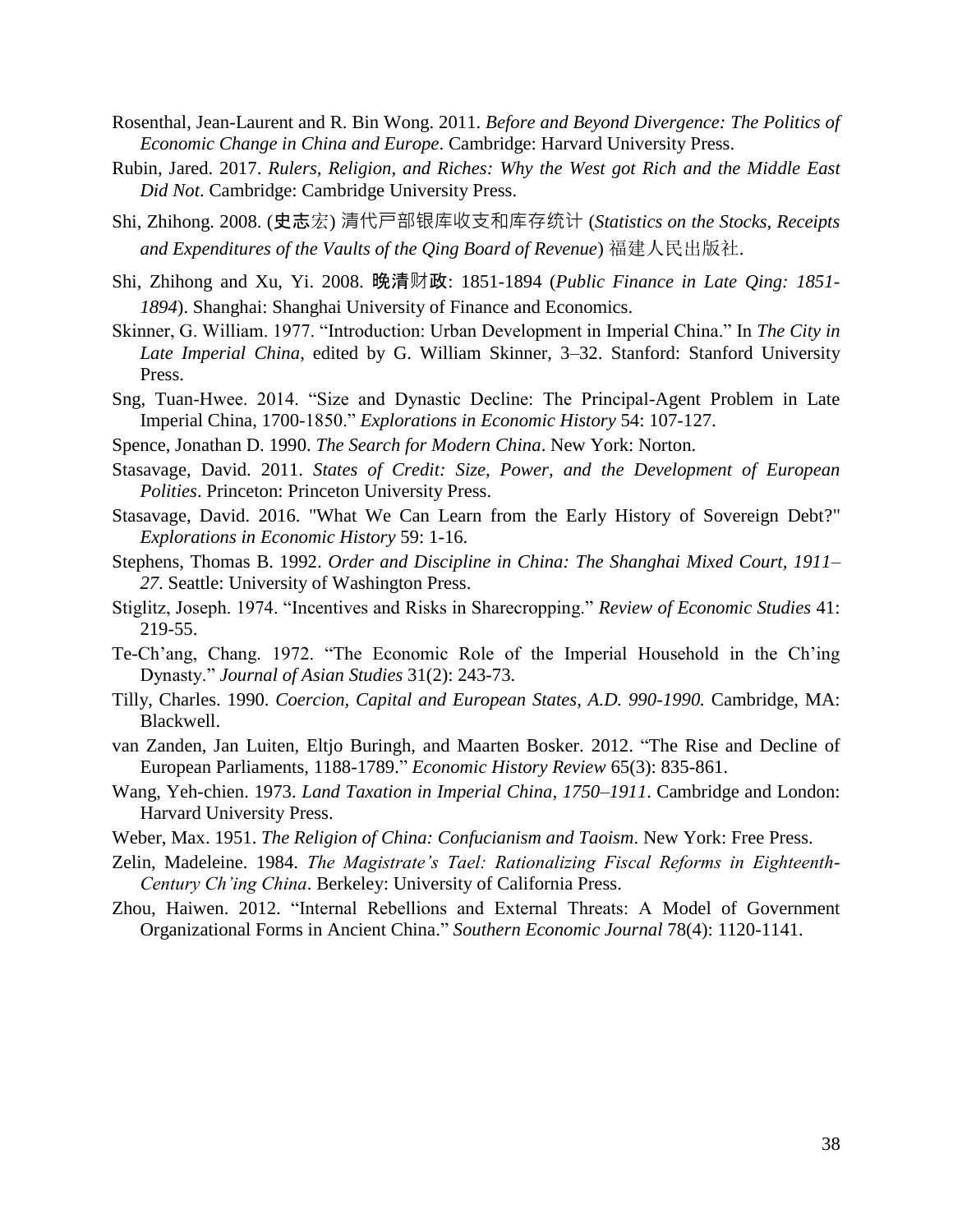Rosenthal, Jean-Laurent and R. Bin Wong. 2011. *Before and Beyond Divergence: The Politics of Economic Change in China and Europe*. Cambridge: Harvard University Press.

Rubin, Jared. 2017. *Rulers, Religion, and Riches: Why the West got Rich and the Middle East Did Not*. Cambridge: Cambridge University Press.

Shi, Zhihong. 2008. (史志宏) 清代戸部银库收支和库存统计 (*Statistics on the Stocks, Receipts and Expenditures of the Vaults of the Qing Board of Revenue*) 福建人民出版社.

Shi, Zhihong and Xu, Yi. 2008. 晚清财政: 1851-1894 (*Public Finance in Late Qing: 1851-1894*). Shanghai: Shanghai University of Finance and Economics.

Skinner, G. William. 1977. "Introduction: Urban Development in Imperial China." In *The City in Late Imperial China*, edited by G. William Skinner, 3–32. Stanford: Stanford University Press.

Sng, Tuan-Hwee. 2014. "Size and Dynastic Decline: The Principal-Agent Problem in Late Imperial China, 1700-1850." *Explorations in Economic History* 54: 107-127.

Spence, Jonathan D. 1990. *The Search for Modern China*. New York: Norton.

Stasavage, David. 2011. *States of Credit: Size, Power, and the Development of European Polities*. Princeton: Princeton University Press.

Stasavage, David. 2016. "What We Can Learn from the Early History of Sovereign Debt?" *Explorations in Economic History* 59: 1-16.

Stephens, Thomas B. 1992. *Order and Discipline in China: The Shanghai Mixed Court, 1911–27*. Seattle: University of Washington Press.

Stiglitz, Joseph. 1974. "Incentives and Risks in Sharecropping." *Review of Economic Studies* 41: 219-55.

Te-Ch'ang, Chang. 1972. "The Economic Role of the Imperial Household in the Ch'ing Dynasty." *Journal of Asian Studies* 31(2): 243-73.

Tilly, Charles. 1990. *Coercion, Capital and European States, A.D. 990-1990.* Cambridge, MA: Blackwell.

van Zanden, Jan Luiten, Eltjo Buringh, and Maarten Bosker. 2012. "The Rise and Decline of European Parliaments, 1188-1789." *Economic History Review* 65(3): 835-861.

Wang, Yeh-chien. 1973. *Land Taxation in Imperial China, 1750–1911*. Cambridge and London: Harvard University Press.

Weber, Max. 1951. *The Religion of China: Confucianism and Taoism*. New York: Free Press.

Zelin, Madeleine. 1984. *The Magistrate's Tael: Rationalizing Fiscal Reforms in Eighteenth-Century Ch'ing China*. Berkeley: University of California Press.

Zhou, Haiwen. 2012. "Internal Rebellions and External Threats: A Model of Government Organizational Forms in Ancient China." *Southern Economic Journal* 78(4): 1120-1141.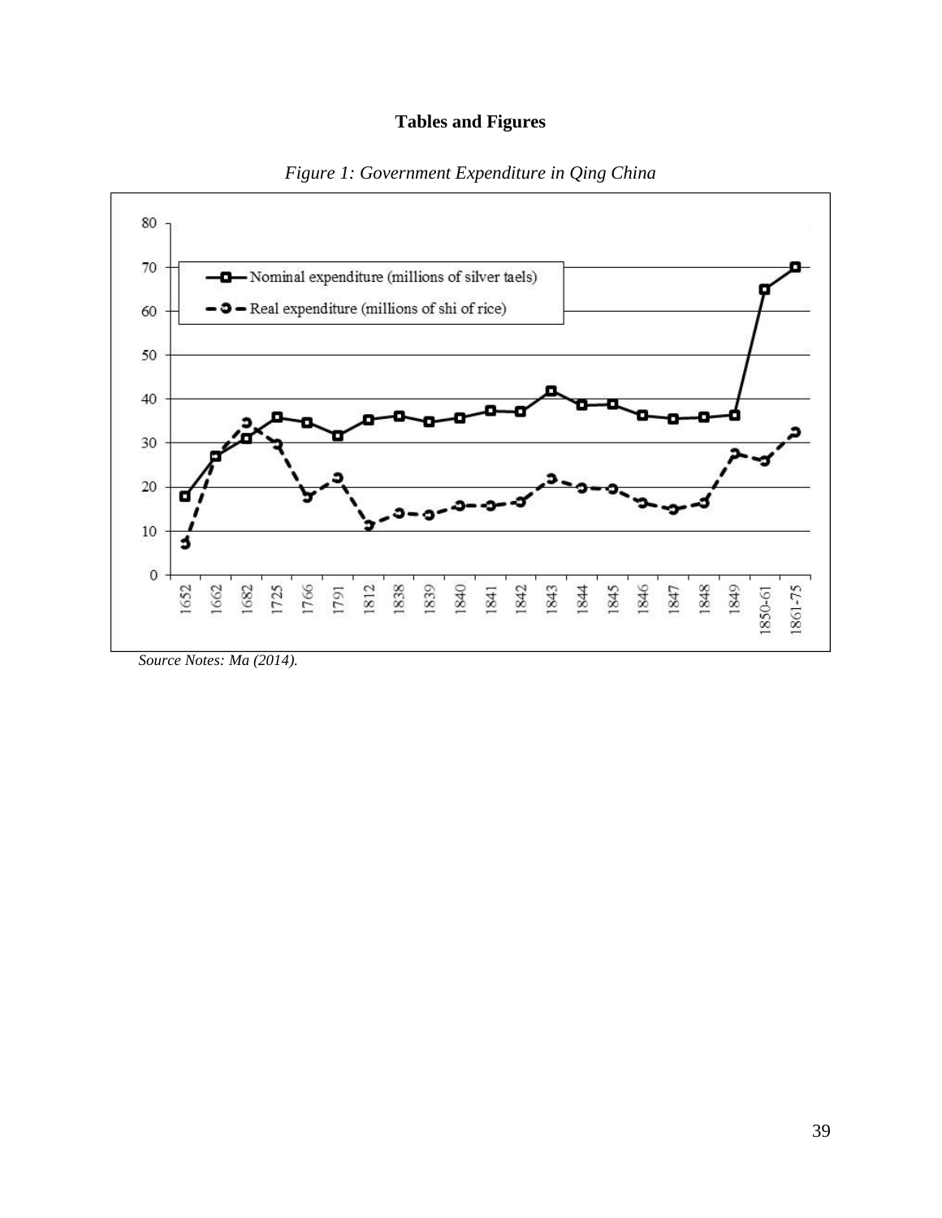**Tables and Figures**

*Figure 1: Government Expenditure in Qing China*

*Source Notes: Ma (2014).*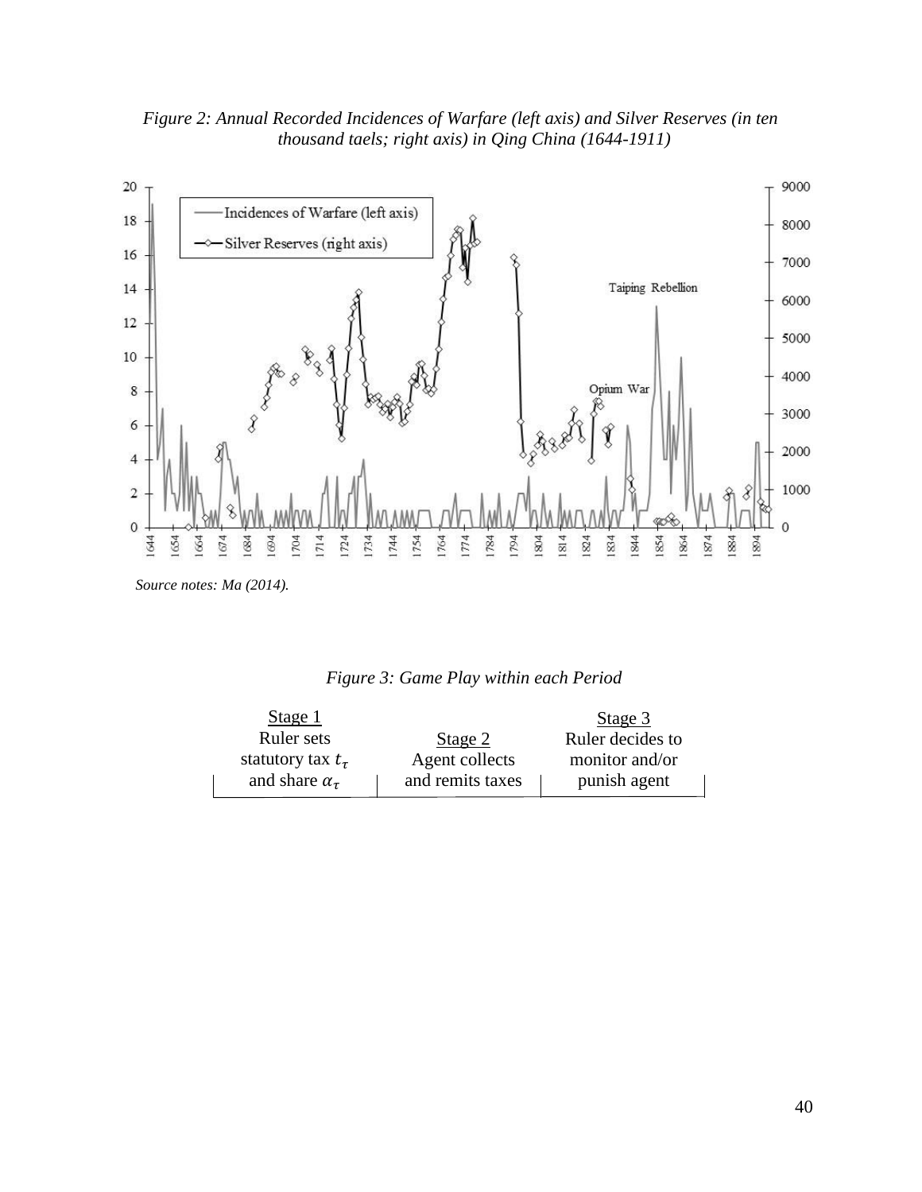*Figure 2: Annual Recorded Incidences of Warfare (left axis) and Silver Reserves (in ten thousand taels; right axis) in Qing China (1644-1911)*

*Source notes: Ma (2014).*

*Figure 3: Game Play within each Period*

| Stage 1 | Stage 2 | Stage 3 |
|---|---|---|
| Ruler sets statutory tax $t_\tau$ and share $\alpha_\tau$ | Agent collects and remits taxes | Ruler decides to monitor and/or punish agent |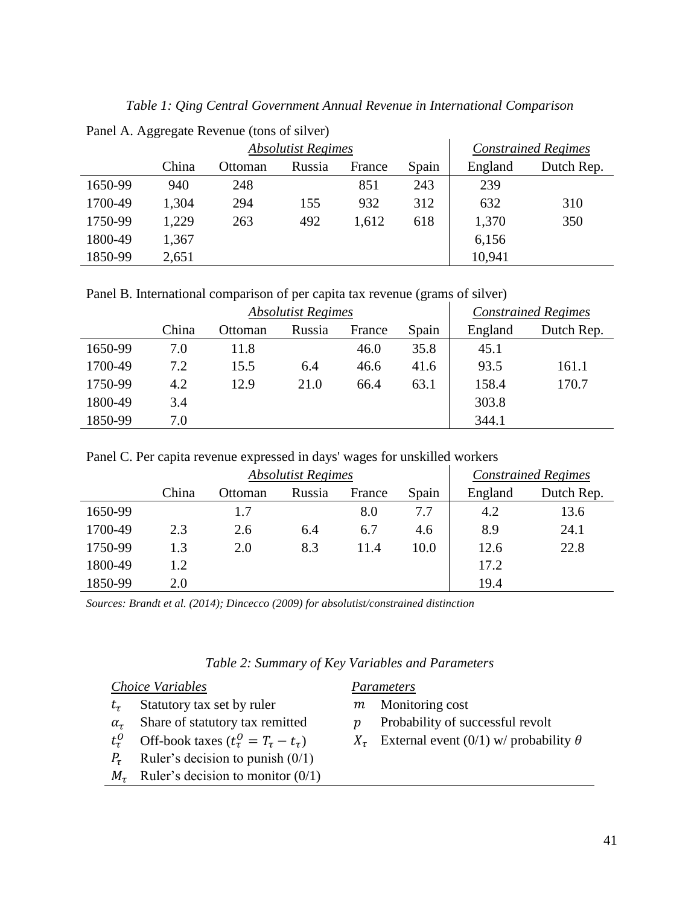*Table 1: Qing Central Government Annual Revenue in International Comparison*

Panel A. Aggregate Revenue (tons of silver)

| | *Absolutist Regimes* | | | | | *Constrained Regimes* | |
|---|---|---|---|---|---|---|---|
| | China | Ottoman | Russia | France | Spain | England | Dutch Rep. |
| 1650-99 | 940 | 248 | | 851 | 243 | 239 | |
| 1700-49 | 1,304 | 294 | 155 | 932 | 312 | 632 | 310 |
| 1750-99 | 1,229 | 263 | 492 | 1,612 | 618 | 1,370 | 350 |
| 1800-49 | 1,367 | | | | | 6,156 | |
| 1850-99 | 2,651 | | | | | 10,941 | |

Panel B. International comparison of per capita tax revenue (grams of silver)

| | *Absolutist Regimes* | | | | | *Constrained Regimes* | |
|---|---|---|---|---|---|---|---|
| | China | Ottoman | Russia | France | Spain | England | Dutch Rep. |
| 1650-99 | 7.0 | 11.8 | | 46.0 | 35.8 | 45.1 | |
| 1700-49 | 7.2 | 15.5 | 6.4 | 46.6 | 41.6 | 93.5 | 161.1 |
| 1750-99 | 4.2 | 12.9 | 21.0 | 66.4 | 63.1 | 158.4 | 170.7 |
| 1800-49 | 3.4 | | | | | 303.8 | |
| 1850-99 | 7.0 | | | | | 344.1 | |

Panel C. Per capita revenue expressed in days' wages for unskilled workers

| | *Absolutist Regimes* | | | | | *Constrained Regimes* | |
|---|---|---|---|---|---|---|---|
| | China | Ottoman | Russia | France | Spain | England | Dutch Rep. |
| 1650-99 | | 1.7 | | 8.0 | 7.7 | 4.2 | 13.6 |
| 1700-49 | 2.3 | 2.6 | 6.4 | 6.7 | 4.6 | 8.9 | 24.1 |
| 1750-99 | 1.3 | 2.0 | 8.3 | 11.4 | 10.0 | 12.6 | 22.8 |
| 1800-49 | 1.2 | | | | | 17.2 | |
| 1850-99 | 2.0 | | | | | 19.4 | |

*Sources: Brandt et al. (2014); Dincecco (2009) for absolutist/constrained distinction*

*Table 2: Summary of Key Variables and Parameters*

| *Choice Variables* | | *Parameters* | |
|---|---|---|---|
| $t_\tau$ | Statutory tax set by ruler | $m$ | Monitoring cost |
| $\alpha_\tau$ | Share of statutory tax remitted | $p$ | Probability of successful revolt |
| $t_\tau^O$ | Off-book taxes ($t_\tau^O = T_\tau - t_\tau$) | $X_\tau$ | External event (0/1) w/ probability $\theta$ |
| $P_\tau$ | Ruler's decision to punish (0/1) | | |
| $M_\tau$ | Ruler's decision to monitor (0/1) | | |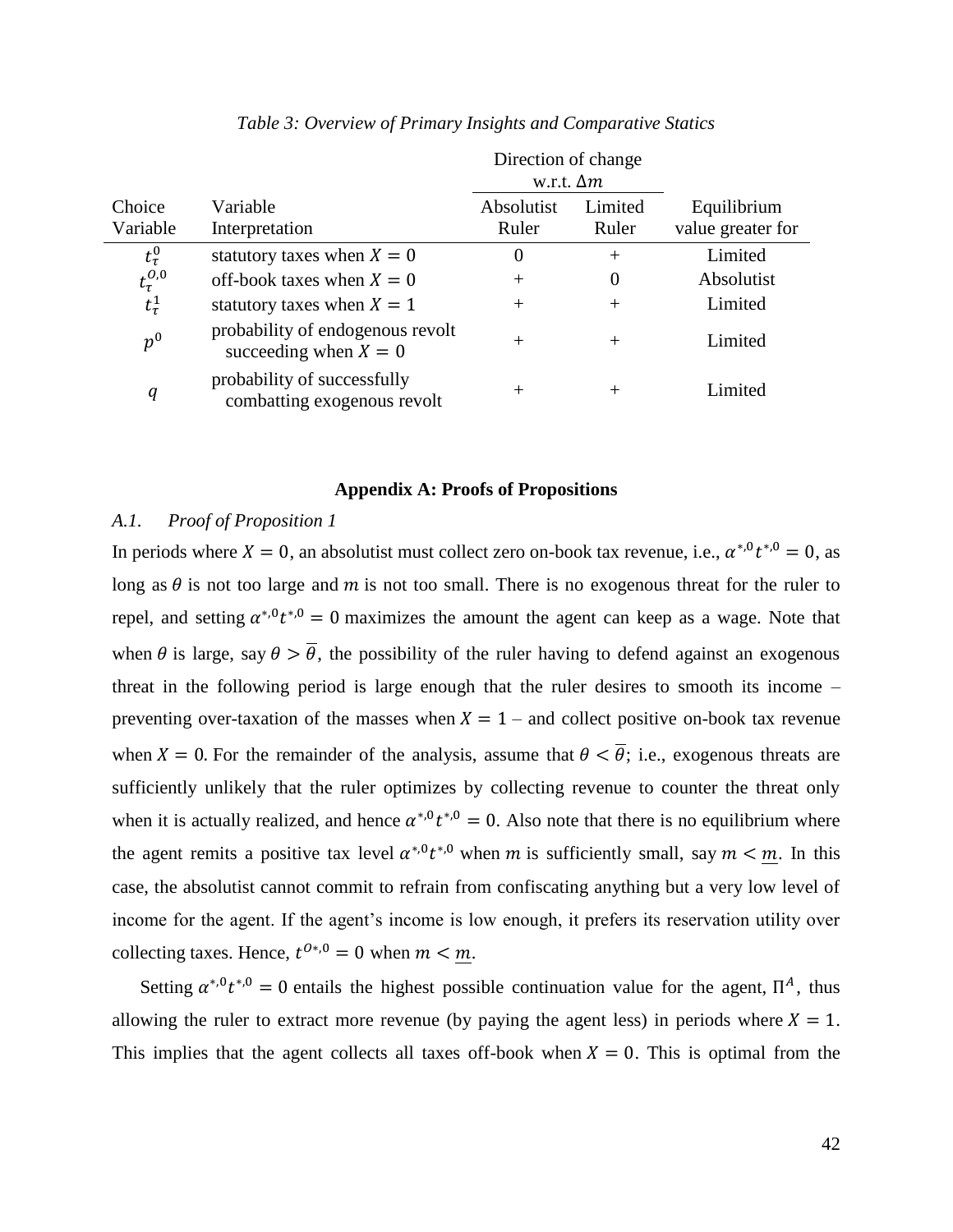*Table 3: Overview of Primary Insights and Comparative Statics*

| | | Direction of change w.r.t. $\Delta m$ | | |
|---|---|---|---|---|
| Choice Variable | Variable Interpretation | Absolutist Ruler | Limited Ruler | Equilibrium value greater for |
| $t_\tau^0$ | statutory taxes when $X = 0$ | 0 | + | Limited |
| $t_\tau^{O,0}$ | off-book taxes when $X = 0$ | + | 0 | Absolutist |
| $t_\tau^1$ | statutory taxes when $X = 1$ | + | + | Limited |
| $p^0$ | probability of endogenous revolt succeeding when $X = 0$ | + | + | Limited |
| $q$ | probability of successfully combatting exogenous revolt | + | + | Limited |

## Appendix A: Proofs of Propositions

### *A.1. Proof of Proposition 1*

In periods where $X = 0$, an absolutist must collect zero on-book tax revenue, i.e., $\alpha^{*,0}t^{*,0} = 0$, as long as $\theta$ is not too large and $m$ is not too small. There is no exogenous threat for the ruler to repel, and setting $\alpha^{*,0}t^{*,0} = 0$ maximizes the amount the agent can keep as a wage. Note that when $\theta$ is large, say $\theta > \overline{\theta}$, the possibility of the ruler having to defend against an exogenous threat in the following period is large enough that the ruler desires to smooth its income – preventing over-taxation of the masses when $X = 1$ – and collect positive on-book tax revenue when $X = 0$. For the remainder of the analysis, assume that $\theta < \overline{\theta}$; i.e., exogenous threats are sufficiently unlikely that the ruler optimizes by collecting revenue to counter the threat only when it is actually realized, and hence $\alpha^{*,0}t^{*,0} = 0$. Also note that there is no equilibrium where the agent remits a positive tax level $\alpha^{*,0}t^{*,0}$ when $m$ is sufficiently small, say $m < \underline{m}$. In this case, the absolutist cannot commit to refrain from confiscating anything but a very low level of income for the agent. If the agent's income is low enough, it prefers its reservation utility over collecting taxes. Hence, $t^{O*,0} = 0$ when $m < \underline{m}$.

Setting $\alpha^{*,0}t^{*,0} = 0$ entails the highest possible continuation value for the agent, $\Pi^A$, thus allowing the ruler to extract more revenue (by paying the agent less) in periods where $X = 1$. This implies that the agent collects all taxes off-book when $X = 0$. This is optimal from the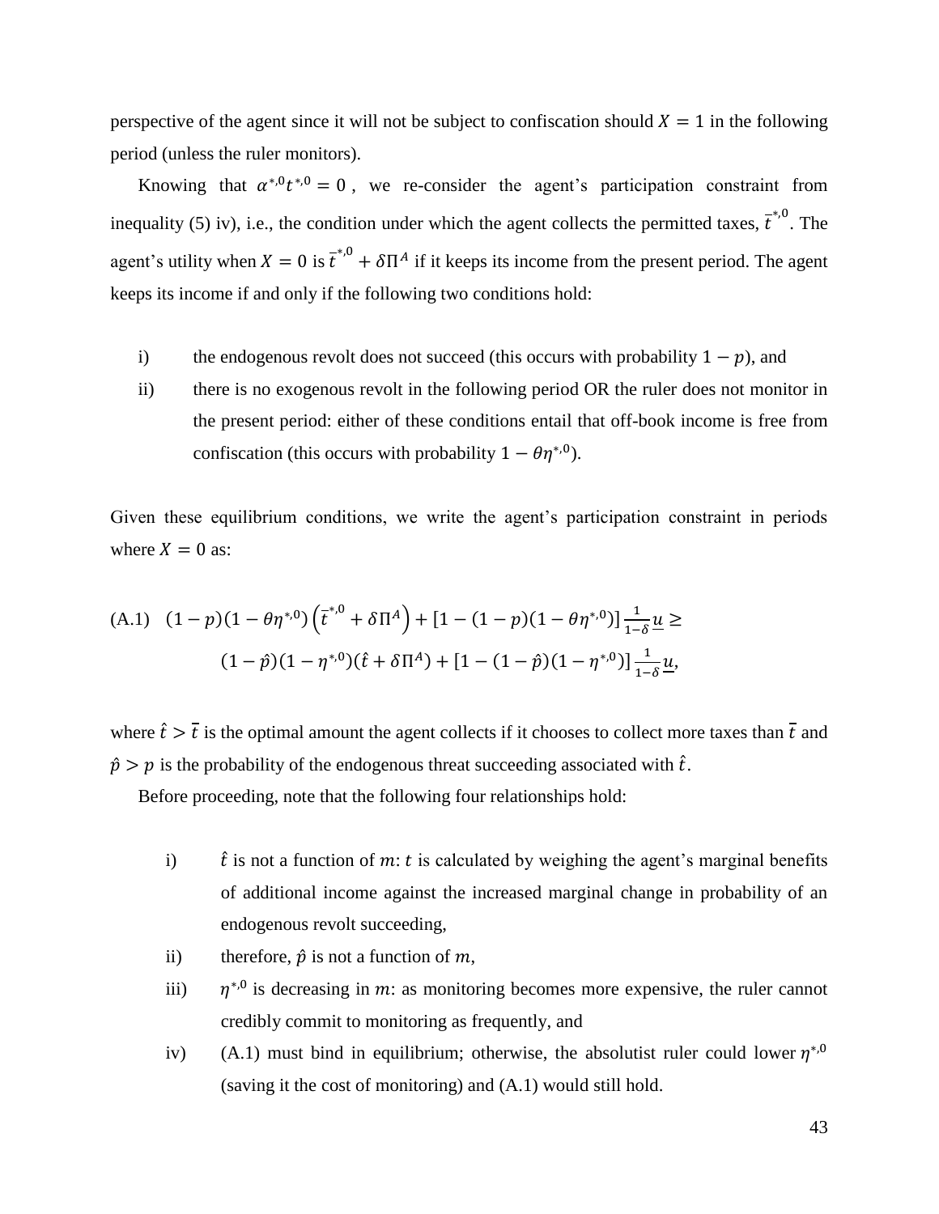perspective of the agent since it will not be subject to confiscation should $X = 1$ in the following period (unless the ruler monitors).

Knowing that $\alpha^{*,0}t^{*,0} = 0$, we re-consider the agent's participation constraint from inequality (5) iv), i.e., the condition under which the agent collects the permitted taxes, $\bar{t}^{*,0}$. The agent's utility when $X = 0$ is $\bar{t}^{*,0} + \delta\Pi^A$ if it keeps its income from the present period. The agent keeps its income if and only if the following two conditions hold:

i) the endogenous revolt does not succeed (this occurs with probability $1 - p$), and

ii) there is no exogenous revolt in the following period OR the ruler does not monitor in the present period: either of these conditions entail that off-book income is free from confiscation (this occurs with probability $1 - \theta\eta^{*,0}$).

Given these equilibrium conditions, we write the agent's participation constraint in periods where $X = 0$ as:

$$
\text{(A.1)} \quad (1-p)(1-\theta\eta^{*,0})\left(\bar{t}^{*,0} + \delta\Pi^A\right) + [1-(1-p)(1-\theta\eta^{*,0})]\frac{1}{1-\delta}\underline{u} \geq (1-\hat{p})(1-\eta^{*,0})(\hat{t} + \delta\Pi^A) + [1-(1-\hat{p})(1-\eta^{*,0})]\frac{1}{1-\delta}\underline{u},
$$

where $\hat{t} > \bar{t}$ is the optimal amount the agent collects if it chooses to collect more taxes than $\bar{t}$ and $\hat{p} > p$ is the probability of the endogenous threat succeeding associated with $\hat{t}$.

Before proceeding, note that the following four relationships hold:

i) $\hat{t}$ is not a function of $m$: $t$ is calculated by weighing the agent's marginal benefits of additional income against the increased marginal change in probability of an endogenous revolt succeeding,

ii) therefore, $\hat{p}$ is not a function of $m$,

iii) $\eta^{*,0}$ is decreasing in $m$: as monitoring becomes more expensive, the ruler cannot credibly commit to monitoring as frequently, and

iv) (A.1) must bind in equilibrium; otherwise, the absolutist ruler could lower $\eta^{*,0}$ (saving it the cost of monitoring) and (A.1) would still hold.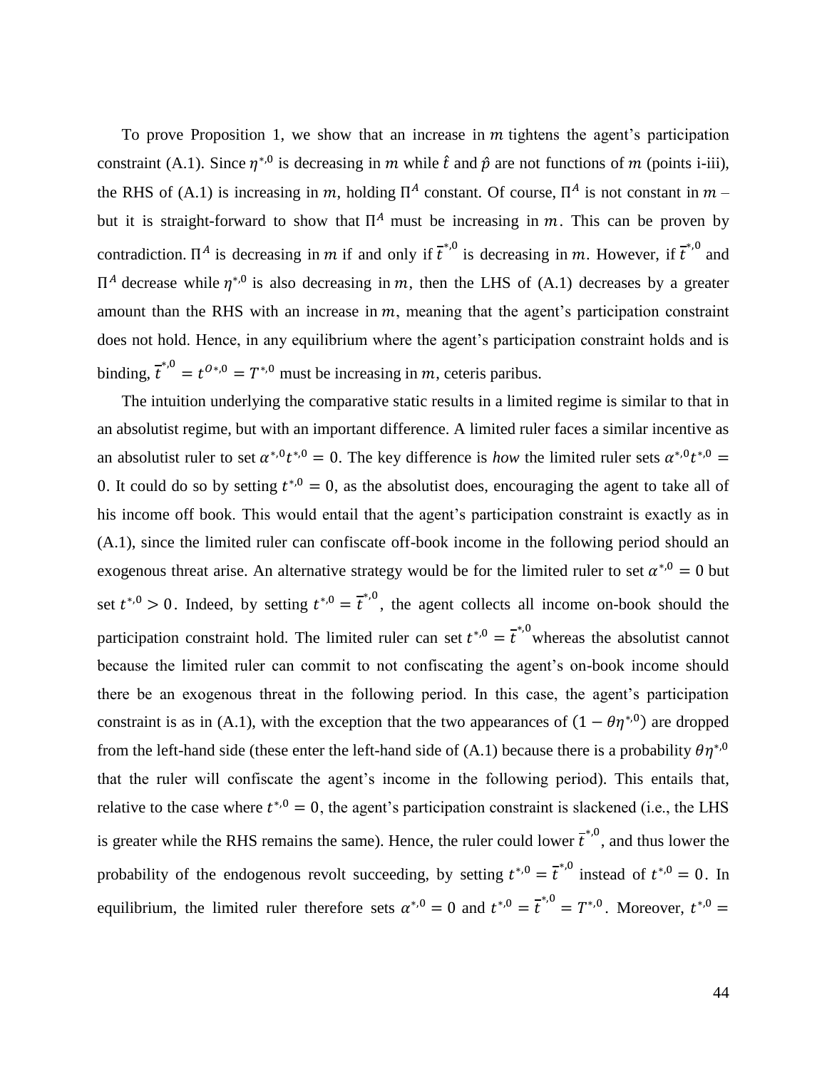To prove Proposition 1, we show that an increase in $m$ tightens the agent's participation constraint (A.1). Since $\eta^{*,0}$ is decreasing in $m$ while $\hat{t}$ and $\hat{p}$ are not functions of $m$ (points i-iii), the RHS of (A.1) is increasing in $m$, holding $\Pi^A$ constant. Of course, $\Pi^A$ is not constant in $m$ – but it is straight-forward to show that $\Pi^A$ must be increasing in $m$. This can be proven by contradiction. $\Pi^A$ is decreasing in $m$ if and only if $\bar{t}^{*,0}$ is decreasing in $m$. However, if $\bar{t}^{*,0}$ and $\Pi^A$ decrease while $\eta^{*,0}$ is also decreasing in $m$, then the LHS of (A.1) decreases by a greater amount than the RHS with an increase in $m$, meaning that the agent's participation constraint does not hold. Hence, in any equilibrium where the agent's participation constraint holds and is binding, $\bar{t}^{*,0} = t^{O*,0} = T^{*,0}$ must be increasing in $m$, ceteris paribus.

The intuition underlying the comparative static results in a limited regime is similar to that in an absolutist regime, but with an important difference. A limited ruler faces a similar incentive as an absolutist ruler to set $\alpha^{*,0}t^{*,0} = 0$. The key difference is *how* the limited ruler sets $\alpha^{*,0}t^{*,0} = 0$. It could do so by setting $t^{*,0} = 0$, as the absolutist does, encouraging the agent to take all of his income off book. This would entail that the agent's participation constraint is exactly as in (A.1), since the limited ruler can confiscate off-book income in the following period should an exogenous threat arise. An alternative strategy would be for the limited ruler to set $\alpha^{*,0} = 0$ but set $t^{*,0} > 0$. Indeed, by setting $t^{*,0} = \bar{t}^{*,0}$, the agent collects all income on-book should the participation constraint hold. The limited ruler can set $t^{*,0} = \bar{t}^{*,0}$ whereas the absolutist cannot because the limited ruler can commit to not confiscating the agent's on-book income should there be an exogenous threat in the following period. In this case, the agent's participation constraint is as in (A.1), with the exception that the two appearances of $(1 - \theta\eta^{*,0})$ are dropped from the left-hand side (these enter the left-hand side of (A.1) because there is a probability $\theta\eta^{*,0}$ that the ruler will confiscate the agent's income in the following period). This entails that, relative to the case where $t^{*,0} = 0$, the agent's participation constraint is slackened (i.e., the LHS is greater while the RHS remains the same). Hence, the ruler could lower $\bar{t}^{*,0}$, and thus lower the probability of the endogenous revolt succeeding, by setting $t^{*,0} = \bar{t}^{*,0}$ instead of $t^{*,0} = 0$. In equilibrium, the limited ruler therefore sets $\alpha^{*,0} = 0$ and $t^{*,0} = \bar{t}^{*,0} = T^{*,0}$. Moreover, $t^{*,0} =$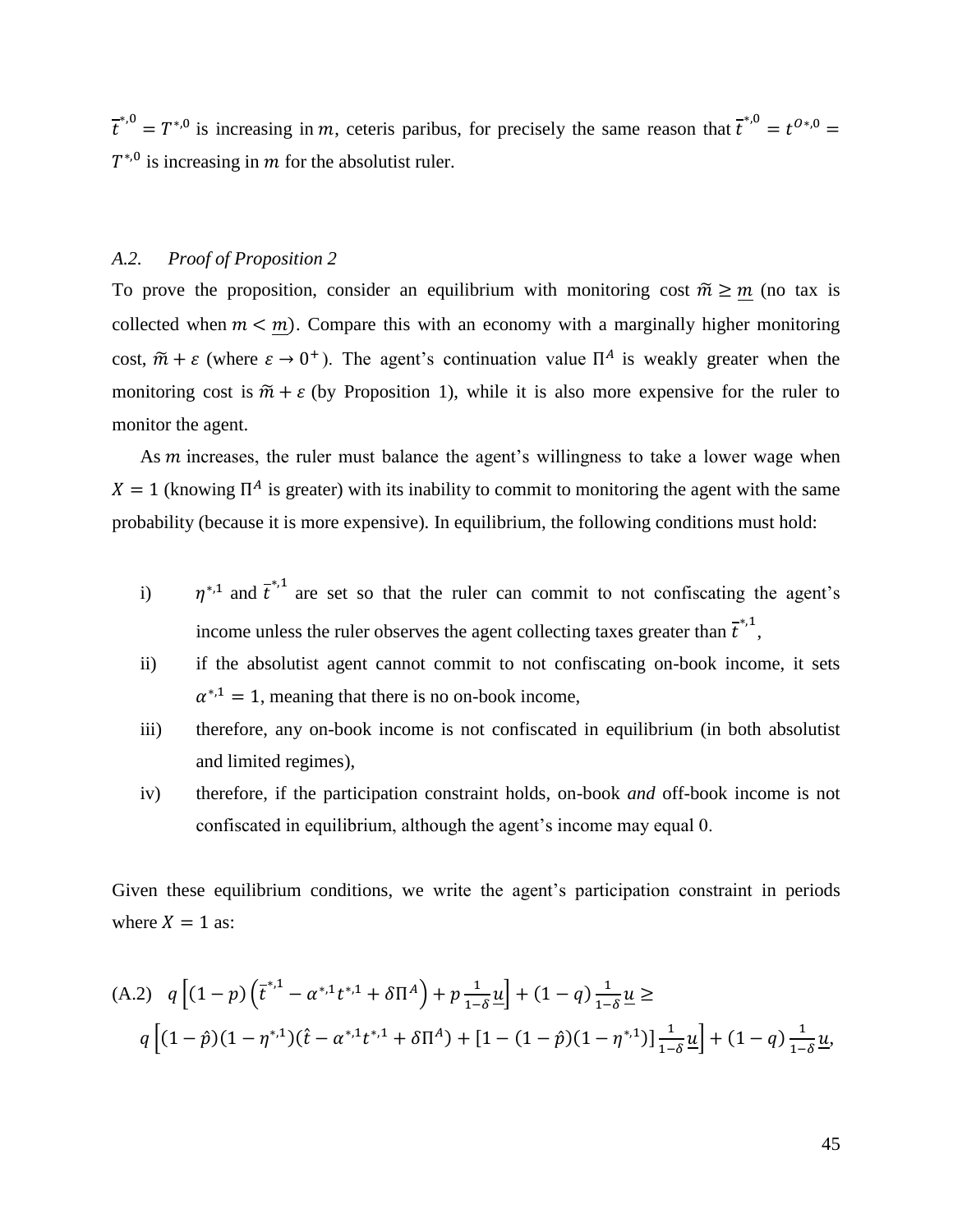$\bar{t}^{*,0} = T^{*,0}$ is increasing in $m$, ceteris paribus, for precisely the same reason that $\bar{t}^{*,0} = t^{O*,0} = T^{*,0}$ is increasing in $m$ for the absolutist ruler.

### *A.2. Proof of Proposition 2*

To prove the proposition, consider an equilibrium with monitoring cost $\tilde{m} \geq \underline{m}$ (no tax is collected when $m < \underline{m}$). Compare this with an economy with a marginally higher monitoring cost, $\tilde{m} + \varepsilon$ (where $\varepsilon \to 0^+$). The agent's continuation value $\Pi^A$ is weakly greater when the monitoring cost is $\tilde{m} + \varepsilon$ (by Proposition 1), while it is also more expensive for the ruler to monitor the agent.

As $m$ increases, the ruler must balance the agent's willingness to take a lower wage when $X = 1$ (knowing $\Pi^A$ is greater) with its inability to commit to monitoring the agent with the same probability (because it is more expensive). In equilibrium, the following conditions must hold:

i) $\eta^{*,1}$ and $\bar{t}^{*,1}$ are set so that the ruler can commit to not confiscating the agent's income unless the ruler observes the agent collecting taxes greater than $\bar{t}^{*,1}$,

ii) if the absolutist agent cannot commit to not confiscating on-book income, it sets $\alpha^{*,1} = 1$, meaning that there is no on-book income,

iii) therefore, any on-book income is not confiscated in equilibrium (in both absolutist and limited regimes),

iv) therefore, if the participation constraint holds, on-book *and* off-book income is not confiscated in equilibrium, although the agent's income may equal 0.

Given these equilibrium conditions, we write the agent's participation constraint in periods where $X = 1$ as:

$$\text{(A.2)} \quad q\left[(1-p)\left(\bar{t}^{*,1} - \alpha^{*,1}t^{*,1} + \delta\Pi^A\right) + p\frac{1}{1-\delta}\underline{u}\right] + (1-q)\frac{1}{1-\delta}\underline{u} \geq$$
$$q\left[(1-\hat{p})(1-\eta^{*,1})(\hat{t} - \alpha^{*,1}t^{*,1} + \delta\Pi^A) + [1-(1-\hat{p})(1-\eta^{*,1})]\frac{1}{1-\delta}\underline{u}\right] + (1-q)\frac{1}{1-\delta}\underline{u},$$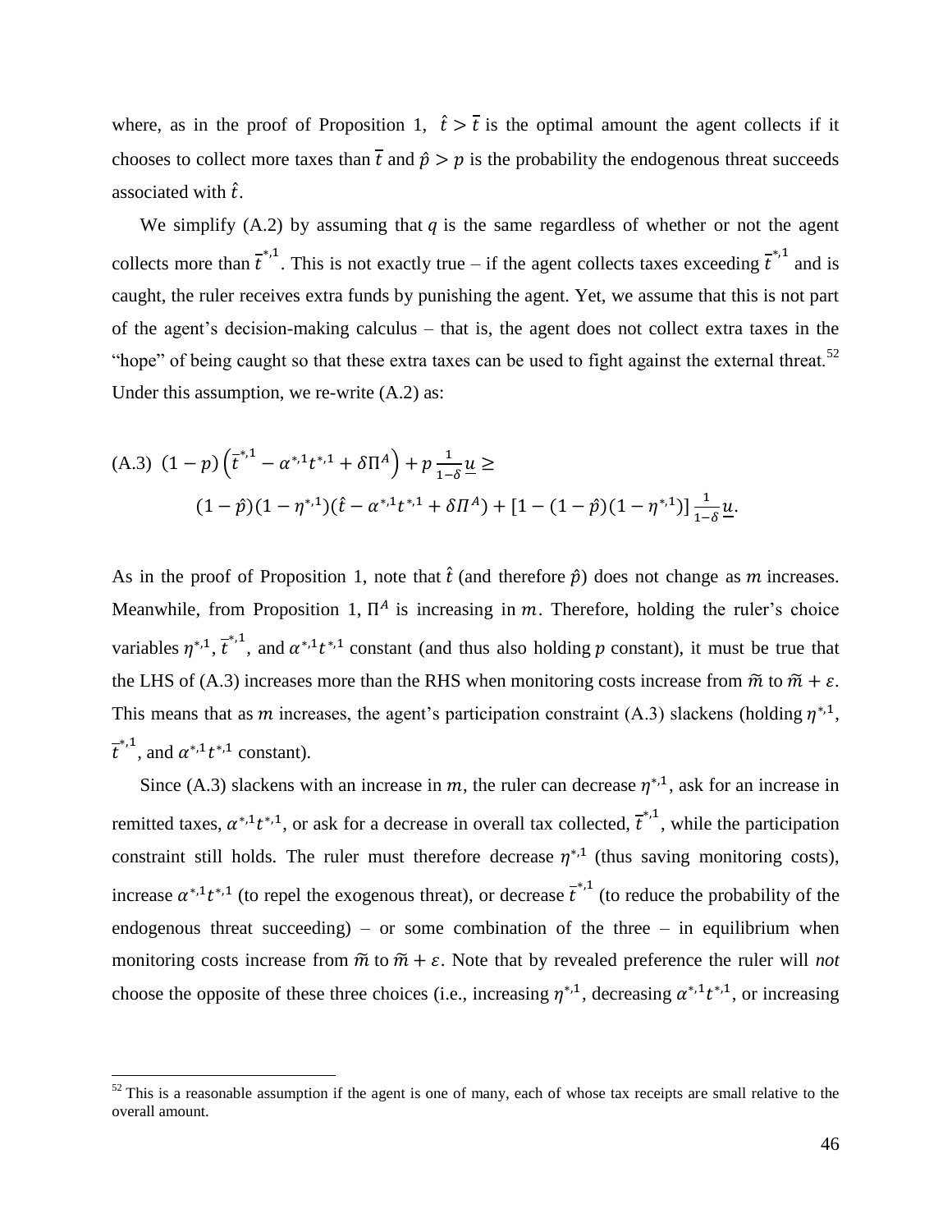where, as in the proof of Proposition 1, $\hat{t} > \bar{t}$ is the optimal amount the agent collects if it chooses to collect more taxes than $\bar{t}$ and $\hat{p} > p$ is the probability the endogenous threat succeeds associated with $\hat{t}$.

We simplify (A.2) by assuming that $q$ is the same regardless of whether or not the agent collects more than $\bar{t}^{*,1}$. This is not exactly true – if the agent collects taxes exceeding $\bar{t}^{*,1}$ and is caught, the ruler receives extra funds by punishing the agent. Yet, we assume that this is not part of the agent's decision-making calculus – that is, the agent does not collect extra taxes in the "hope" of being caught so that these extra taxes can be used to fight against the external threat.[52] Under this assumption, we re-write (A.2) as:

$$\text{(A.3)} \;\; (1-p)\left(\bar{t}^{*,1} - \alpha^{*,1}t^{*,1} + \delta\Pi^A\right) + p\,\frac{1}{1-\delta}\underline{u} \geq$$
$$(1-\hat{p})(1-\eta^{*,1})(\hat{t} - \alpha^{*,1}t^{*,1} + \delta\Pi^A) + [1-(1-\hat{p})(1-\eta^{*,1})]\,\frac{1}{1-\delta}\underline{u}.$$

As in the proof of Proposition 1, note that $\hat{t}$ (and therefore $\hat{p}$) does not change as $m$ increases. Meanwhile, from Proposition 1, $\Pi^A$ is increasing in $m$. Therefore, holding the ruler's choice variables $\eta^{*,1}$, $\bar{t}^{*,1}$, and $\alpha^{*,1}t^{*,1}$ constant (and thus also holding $p$ constant), it must be true that the LHS of (A.3) increases more than the RHS when monitoring costs increase from $\widetilde{m}$ to $\widetilde{m} + \varepsilon$. This means that as $m$ increases, the agent's participation constraint (A.3) slackens (holding $\eta^{*,1}$, $\bar{t}^{*,1}$, and $\alpha^{*,1}t^{*,1}$ constant).

Since (A.3) slackens with an increase in $m$, the ruler can decrease $\eta^{*,1}$, ask for an increase in remitted taxes, $\alpha^{*,1}t^{*,1}$, or ask for a decrease in overall tax collected, $\bar{t}^{*,1}$, while the participation constraint still holds. The ruler must therefore decrease $\eta^{*,1}$ (thus saving monitoring costs), increase $\alpha^{*,1}t^{*,1}$ (to repel the exogenous threat), or decrease $\bar{t}^{*,1}$ (to reduce the probability of the endogenous threat succeeding) – or some combination of the three – in equilibrium when monitoring costs increase from $\widetilde{m}$ to $\widetilde{m} + \varepsilon$. Note that by revealed preference the ruler will *not* choose the opposite of these three choices (i.e., increasing $\eta^{*,1}$, decreasing $\alpha^{*,1}t^{*,1}$, or increasing

[52] This is a reasonable assumption if the agent is one of many, each of whose tax receipts are small relative to the overall amount.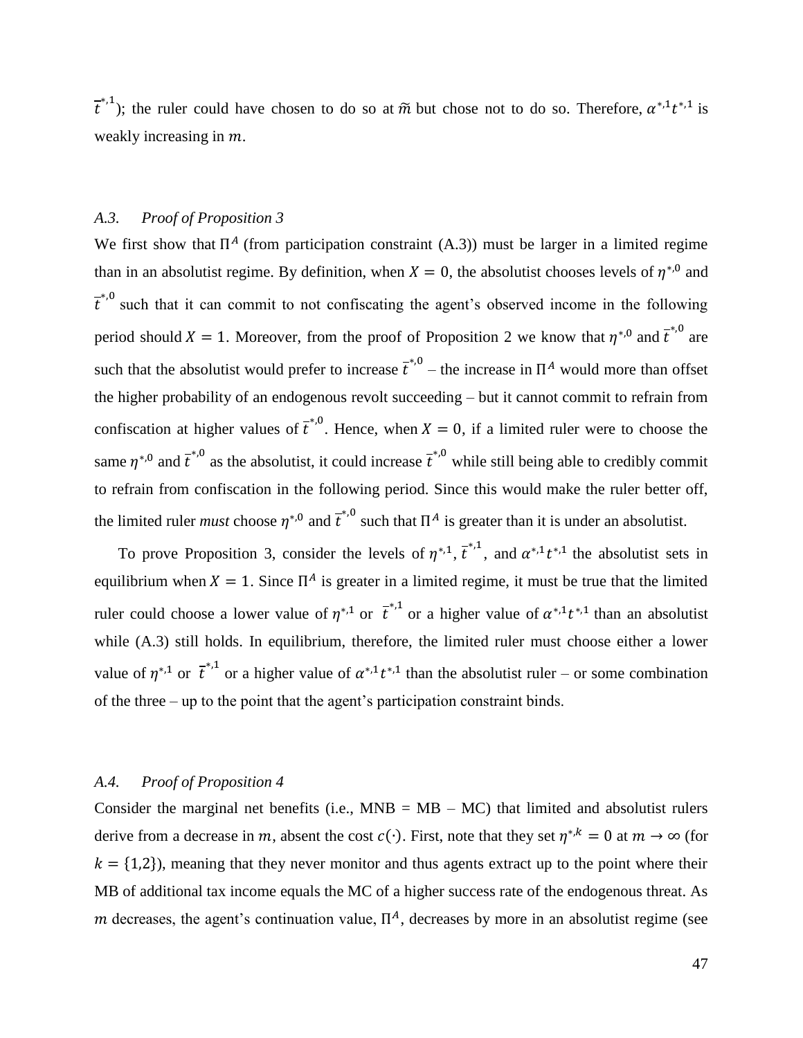$\bar{t}^{*,1}$); the ruler could have chosen to do so at $\widetilde{m}$ but chose not to do so. Therefore, $\alpha^{*,1}t^{*,1}$ is weakly increasing in $m$.

### *A.3. Proof of Proposition 3*

We first show that $\Pi^A$ (from participation constraint (A.3)) must be larger in a limited regime than in an absolutist regime. By definition, when $X = 0$, the absolutist chooses levels of $\eta^{*,0}$ and $\bar{t}^{*,0}$ such that it can commit to not confiscating the agent's observed income in the following period should $X = 1$. Moreover, from the proof of Proposition 2 we know that $\eta^{*,0}$ and $\bar{t}^{*,0}$ are such that the absolutist would prefer to increase $\bar{t}^{*,0}$ – the increase in $\Pi^A$ would more than offset the higher probability of an endogenous revolt succeeding – but it cannot commit to refrain from confiscation at higher values of $\bar{t}^{*,0}$. Hence, when $X = 0$, if a limited ruler were to choose the same $\eta^{*,0}$ and $\bar{t}^{*,0}$ as the absolutist, it could increase $\bar{t}^{*,0}$ while still being able to credibly commit to refrain from confiscation in the following period. Since this would make the ruler better off, the limited ruler *must* choose $\eta^{*,0}$ and $\bar{t}^{*,0}$ such that $\Pi^A$ is greater than it is under an absolutist.

To prove Proposition 3, consider the levels of $\eta^{*,1}$, $\bar{t}^{*,1}$, and $\alpha^{*,1}t^{*,1}$ the absolutist sets in equilibrium when $X = 1$. Since $\Pi^A$ is greater in a limited regime, it must be true that the limited ruler could choose a lower value of $\eta^{*,1}$ or $\bar{t}^{*,1}$ or a higher value of $\alpha^{*,1}t^{*,1}$ than an absolutist while (A.3) still holds. In equilibrium, therefore, the limited ruler must choose either a lower value of $\eta^{*,1}$ or $\bar{t}^{*,1}$ or a higher value of $\alpha^{*,1}t^{*,1}$ than the absolutist ruler – or some combination of the three – up to the point that the agent's participation constraint binds.

### *A.4. Proof of Proposition 4*

Consider the marginal net benefits (i.e., MNB = MB – MC) that limited and absolutist rulers derive from a decrease in $m$, absent the cost $c(\cdot)$. First, note that they set $\eta^{*,k} = 0$ at $m \to \infty$ (for $k = \{1,2\}$), meaning that they never monitor and thus agents extract up to the point where their MB of additional tax income equals the MC of a higher success rate of the endogenous threat. As $m$ decreases, the agent's continuation value, $\Pi^A$, decreases by more in an absolutist regime (see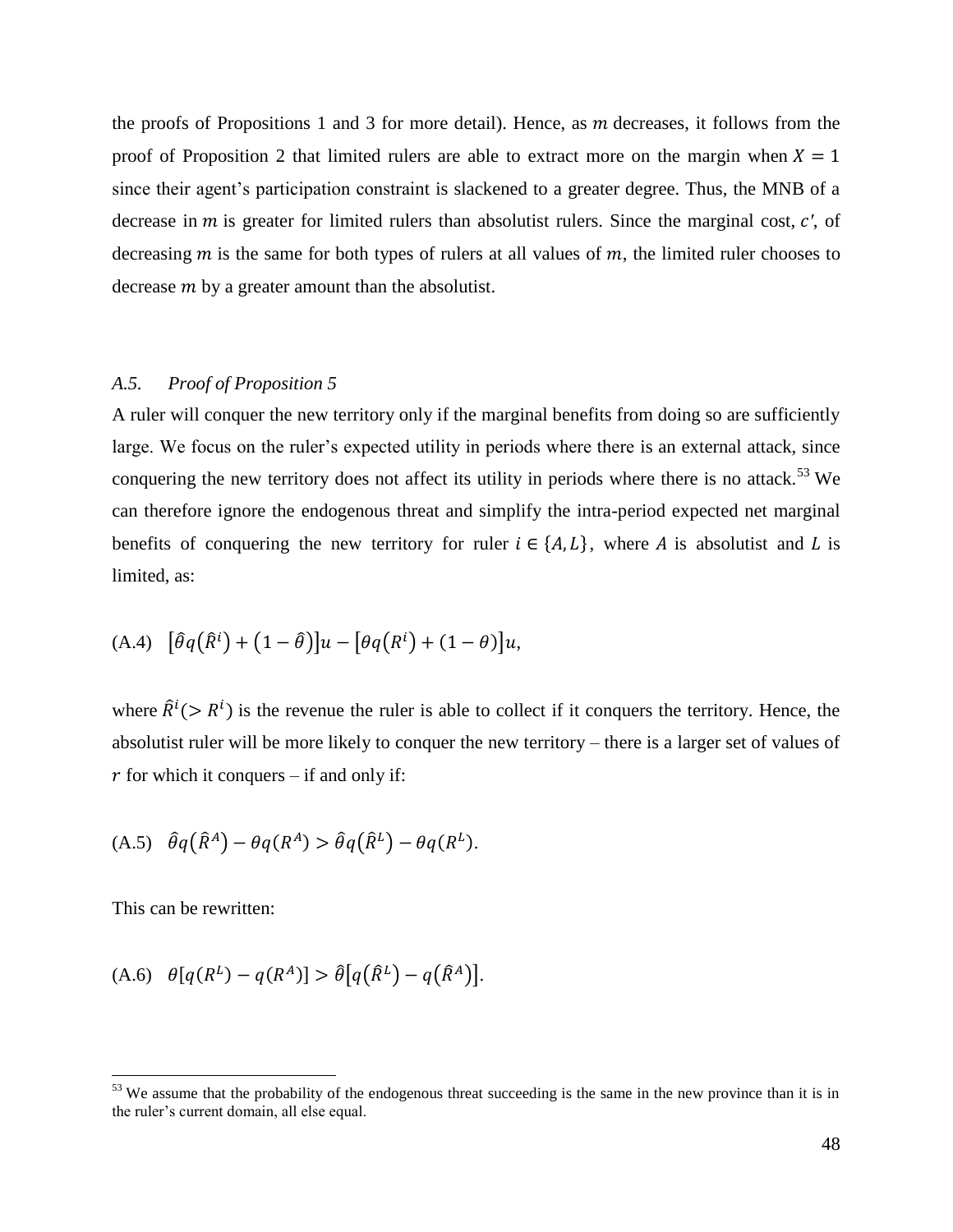the proofs of Propositions 1 and 3 for more detail). Hence, as $m$ decreases, it follows from the proof of Proposition 2 that limited rulers are able to extract more on the margin when $X = 1$ since their agent's participation constraint is slackened to a greater degree. Thus, the MNB of a decrease in $m$ is greater for limited rulers than absolutist rulers. Since the marginal cost, $c'$, of decreasing $m$ is the same for both types of rulers at all values of $m$, the limited ruler chooses to decrease $m$ by a greater amount than the absolutist.

### *A.5. Proof of Proposition 5*

A ruler will conquer the new territory only if the marginal benefits from doing so are sufficiently large. We focus on the ruler's expected utility in periods where there is an external attack, since conquering the new territory does not affect its utility in periods where there is no attack.[53] We can therefore ignore the endogenous threat and simplify the intra-period expected net marginal benefits of conquering the new territory for ruler $i \in \{A, L\}$, where $A$ is absolutist and $L$ is limited, as:

$$\text{(A.4)} \quad \left[\hat{\theta} q\left(\hat{R}^i\right) + \left(1 - \hat{\theta}\right)\right]u - \left[\theta q\left(R^i\right) + (1 - \theta)\right]u,$$

where $\hat{R}^i (> R^i)$ is the revenue the ruler is able to collect if it conquers the territory. Hence, the absolutist ruler will be more likely to conquer the new territory – there is a larger set of values of $r$ for which it conquers – if and only if:

$$\text{(A.5)} \quad \hat{\theta} q\left(\hat{R}^A\right) - \theta q\left(R^A\right) > \hat{\theta} q\left(\hat{R}^L\right) - \theta q\left(R^L\right).$$

This can be rewritten:

$$\text{(A.6)} \quad \theta\left[q\left(R^L\right) - q\left(R^A\right)\right] > \hat{\theta}\left[q\left(\hat{R}^L\right) - q\left(\hat{R}^A\right)\right].$$

---

[53] We assume that the probability of the endogenous threat succeeding is the same in the new province than it is in the ruler's current domain, all else equal.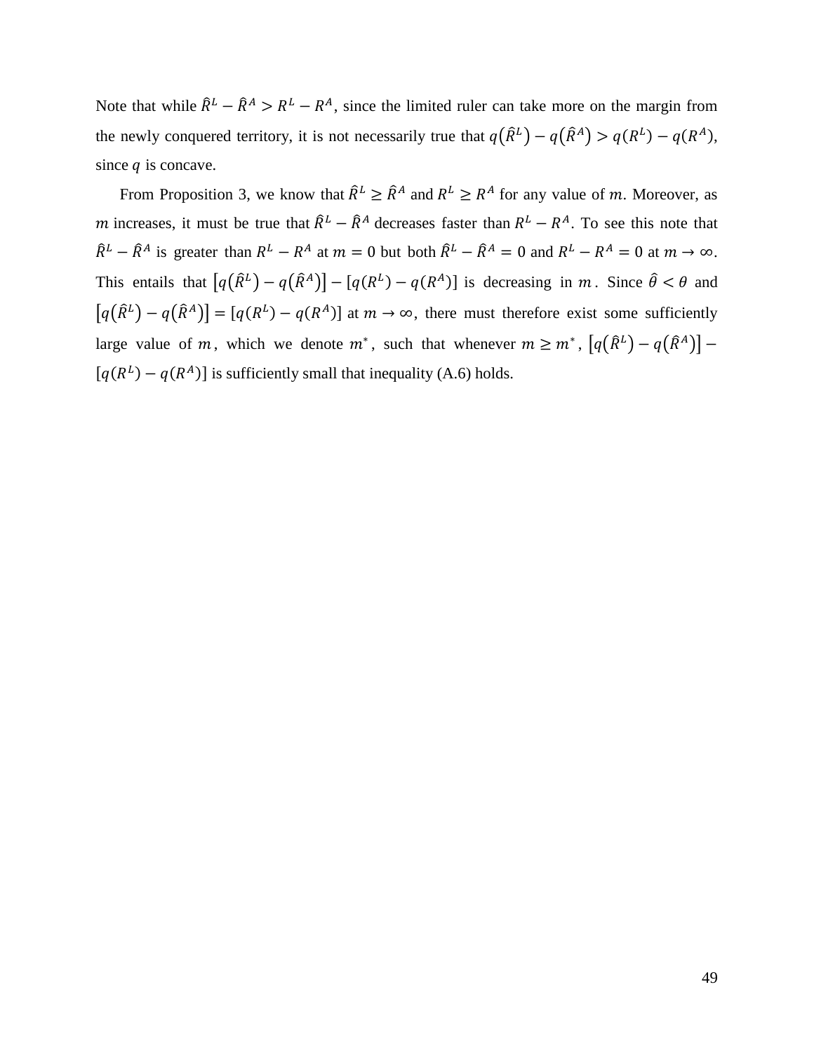Note that while $\hat{R}^L - \hat{R}^A > R^L - R^A$, since the limited ruler can take more on the margin from the newly conquered territory, it is not necessarily true that $q(\hat{R}^L) - q(\hat{R}^A) > q(R^L) - q(R^A)$, since $q$ is concave.

From Proposition 3, we know that $\hat{R}^L \geq \hat{R}^A$ and $R^L \geq R^A$ for any value of $m$. Moreover, as $m$ increases, it must be true that $\hat{R}^L - \hat{R}^A$ decreases faster than $R^L - R^A$. To see this note that $\hat{R}^L - \hat{R}^A$ is greater than $R^L - R^A$ at $m = 0$ but both $\hat{R}^L - \hat{R}^A = 0$ and $R^L - R^A = 0$ at $m \to \infty$. This entails that $[q(\hat{R}^L) - q(\hat{R}^A)] - [q(R^L) - q(R^A)]$ is decreasing in $m$. Since $\hat{\theta} < \theta$ and $[q(\hat{R}^L) - q(\hat{R}^A)] = [q(R^L) - q(R^A)]$ at $m \to \infty$, there must therefore exist some sufficiently large value of $m$, which we denote $m^*$, such that whenever $m \geq m^*$, $[q(\hat{R}^L) - q(\hat{R}^A)] - [q(R^L) - q(R^A)]$ is sufficiently small that inequality (A.6) holds.